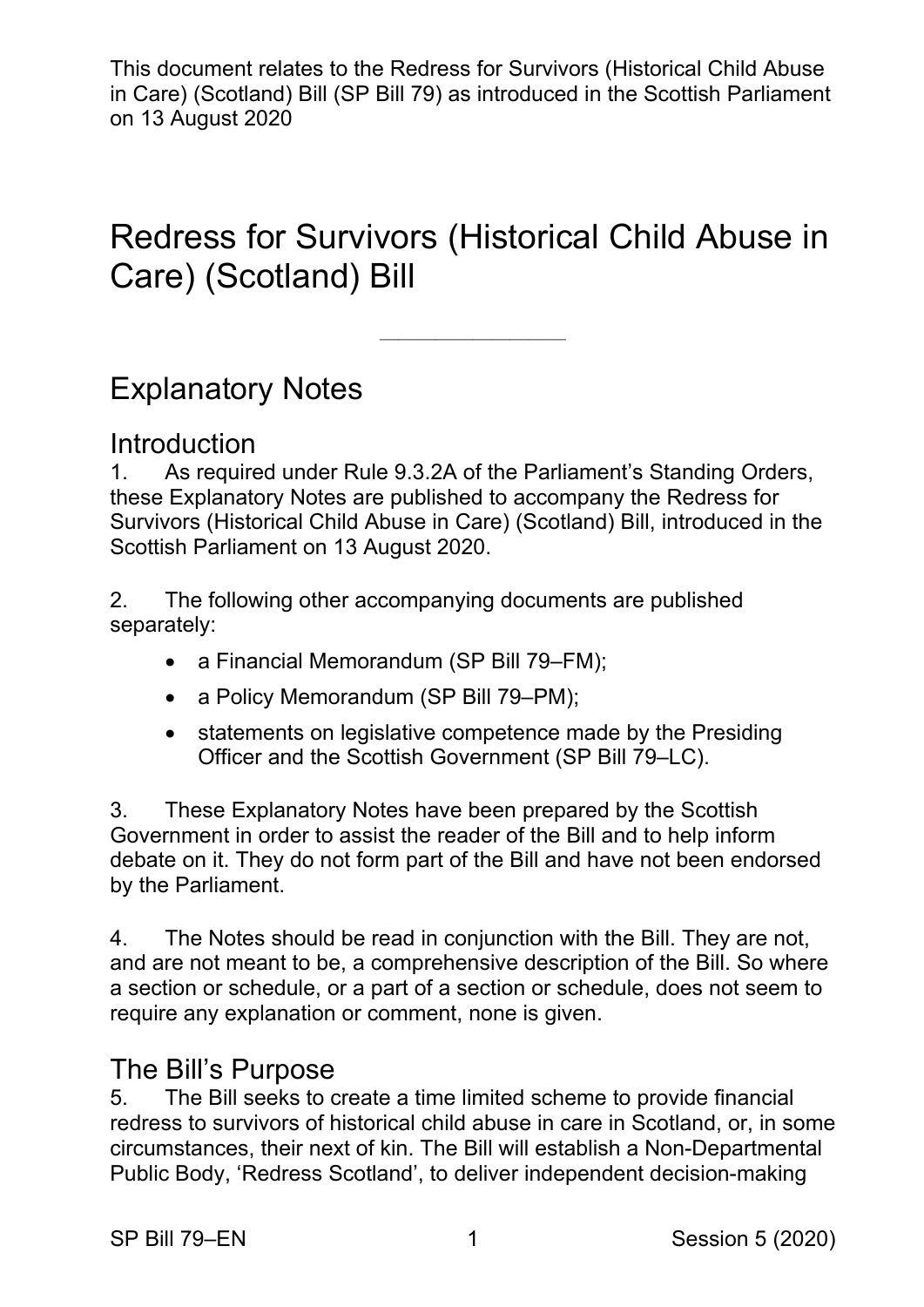This document relates to the Redress for Survivors (Historical Child Abuse in Care) (Scotland) Bill (SP Bill 79) as introduced in the Scottish Parliament on 13 August 2020

# Redress for Survivors (Historical Child Abuse in Care) (Scotland) Bill

---

## Explanatory Notes

### Introduction

1. As required under Rule 9.3.2A of the Parliament's Standing Orders, these Explanatory Notes are published to accompany the Redress for Survivors (Historical Child Abuse in Care) (Scotland) Bill, introduced in the Scottish Parliament on 13 August 2020.

2. The following other accompanying documents are published separately:

- a Financial Memorandum (SP Bill 79–FM);
- a Policy Memorandum (SP Bill 79–PM);
- statements on legislative competence made by the Presiding Officer and the Scottish Government (SP Bill 79–LC).

3. These Explanatory Notes have been prepared by the Scottish Government in order to assist the reader of the Bill and to help inform debate on it. They do not form part of the Bill and have not been endorsed by the Parliament.

4. The Notes should be read in conjunction with the Bill. They are not, and are not meant to be, a comprehensive description of the Bill. So where a section or schedule, or a part of a section or schedule, does not seem to require any explanation or comment, none is given.

### The Bill's Purpose

5. The Bill seeks to create a time limited scheme to provide financial redress to survivors of historical child abuse in care in Scotland, or, in some circumstances, their next of kin. The Bill will establish a Non-Departmental Public Body, 'Redress Scotland', to deliver independent decision-making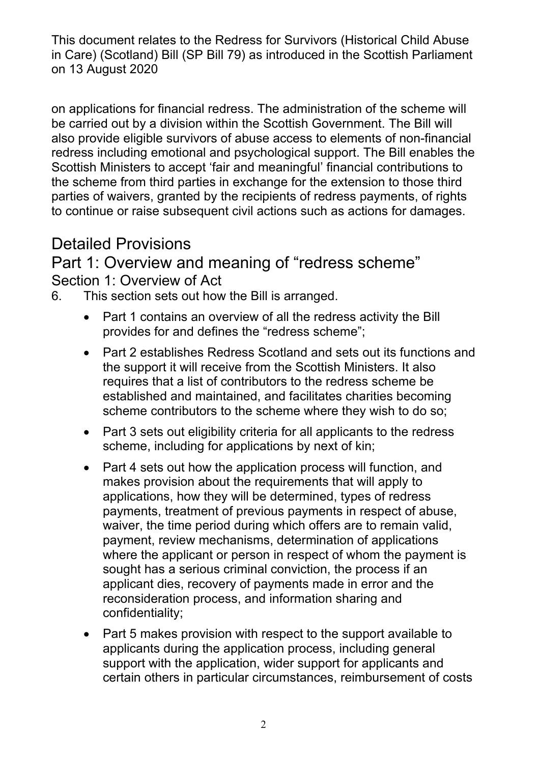on applications for financial redress. The administration of the scheme will be carried out by a division within the Scottish Government. The Bill will also provide eligible survivors of abuse access to elements of non-financial redress including emotional and psychological support. The Bill enables the Scottish Ministers to accept 'fair and meaningful' financial contributions to the scheme from third parties in exchange for the extension to those third parties of waivers, granted by the recipients of redress payments, of rights to continue or raise subsequent civil actions such as actions for damages.

# Detailed Provisions

## Part 1: Overview and meaning of "redress scheme"

### Section 1: Overview of Act

6. This section sets out how the Bill is arranged.

    - Part 1 contains an overview of all the redress activity the Bill provides for and defines the "redress scheme";
    - Part 2 establishes Redress Scotland and sets out its functions and the support it will receive from the Scottish Ministers. It also requires that a list of contributors to the redress scheme be established and maintained, and facilitates charities becoming scheme contributors to the scheme where they wish to do so;
    - Part 3 sets out eligibility criteria for all applicants to the redress scheme, including for applications by next of kin;
    - Part 4 sets out how the application process will function, and makes provision about the requirements that will apply to applications, how they will be determined, types of redress payments, treatment of previous payments in respect of abuse, waiver, the time period during which offers are to remain valid, payment, review mechanisms, determination of applications where the applicant or person in respect of whom the payment is sought has a serious criminal conviction, the process if an applicant dies, recovery of payments made in error and the reconsideration process, and information sharing and confidentiality;
    - Part 5 makes provision with respect to the support available to applicants during the application process, including general support with the application, wider support for applicants and certain others in particular circumstances, reimbursement of costs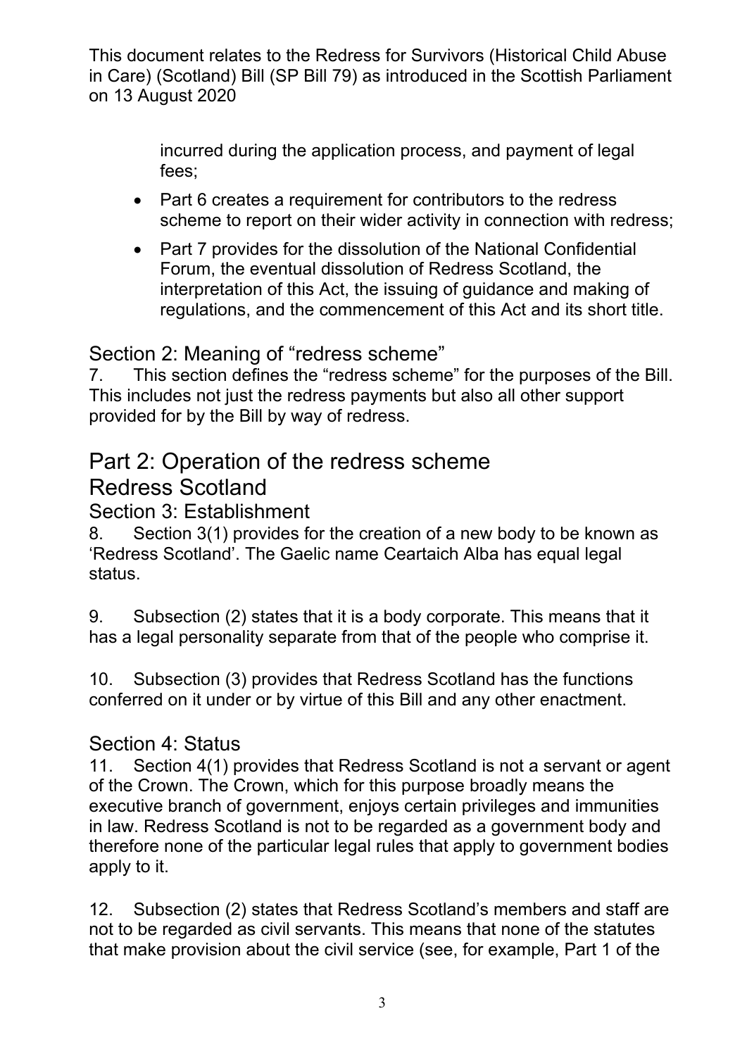incurred during the application process, and payment of legal fees;

- Part 6 creates a requirement for contributors to the redress scheme to report on their wider activity in connection with redress;
- Part 7 provides for the dissolution of the National Confidential Forum, the eventual dissolution of Redress Scotland, the interpretation of this Act, the issuing of guidance and making of regulations, and the commencement of this Act and its short title.

### Section 2: Meaning of "redress scheme"

7. This section defines the "redress scheme" for the purposes of the Bill. This includes not just the redress payments but also all other support provided for by the Bill by way of redress.

# Part 2: Operation of the redress scheme

## Redress Scotland

### Section 3: Establishment

8. Section 3(1) provides for the creation of a new body to be known as 'Redress Scotland'. The Gaelic name Ceartaich Alba has equal legal status.

9. Subsection (2) states that it is a body corporate. This means that it has a legal personality separate from that of the people who comprise it.

10. Subsection (3) provides that Redress Scotland has the functions conferred on it under or by virtue of this Bill and any other enactment.

### Section 4: Status

11. Section 4(1) provides that Redress Scotland is not a servant or agent of the Crown. The Crown, which for this purpose broadly means the executive branch of government, enjoys certain privileges and immunities in law. Redress Scotland is not to be regarded as a government body and therefore none of the particular legal rules that apply to government bodies apply to it.

12. Subsection (2) states that Redress Scotland's members and staff are not to be regarded as civil servants. This means that none of the statutes that make provision about the civil service (see, for example, Part 1 of the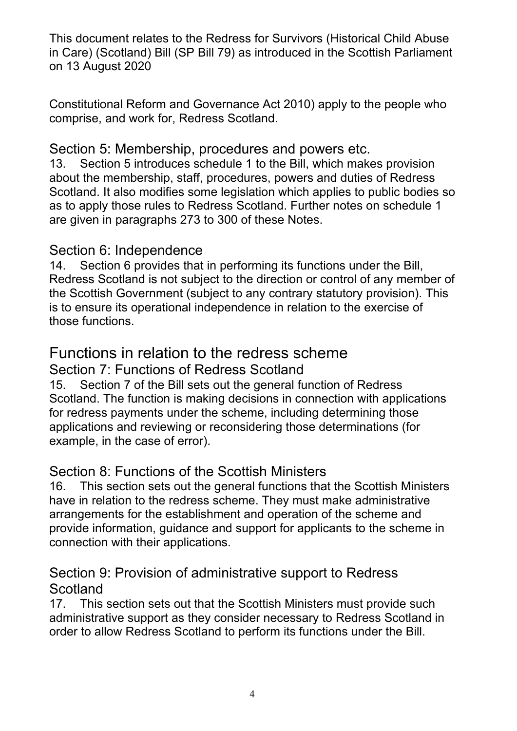Constitutional Reform and Governance Act 2010) apply to the people who comprise, and work for, Redress Scotland.

### Section 5: Membership, procedures and powers etc.

13. Section 5 introduces schedule 1 to the Bill, which makes provision about the membership, staff, procedures, powers and duties of Redress Scotland. It also modifies some legislation which applies to public bodies so as to apply those rules to Redress Scotland. Further notes on schedule 1 are given in paragraphs 273 to 300 of these Notes.

### Section 6: Independence

14. Section 6 provides that in performing its functions under the Bill, Redress Scotland is not subject to the direction or control of any member of the Scottish Government (subject to any contrary statutory provision). This is to ensure its operational independence in relation to the exercise of those functions.

## Functions in relation to the redress scheme

### Section 7: Functions of Redress Scotland

15. Section 7 of the Bill sets out the general function of Redress Scotland. The function is making decisions in connection with applications for redress payments under the scheme, including determining those applications and reviewing or reconsidering those determinations (for example, in the case of error).

### Section 8: Functions of the Scottish Ministers

16. This section sets out the general functions that the Scottish Ministers have in relation to the redress scheme. They must make administrative arrangements for the establishment and operation of the scheme and provide information, guidance and support for applicants to the scheme in connection with their applications.

### Section 9: Provision of administrative support to Redress Scotland

17. This section sets out that the Scottish Ministers must provide such administrative support as they consider necessary to Redress Scotland in order to allow Redress Scotland to perform its functions under the Bill.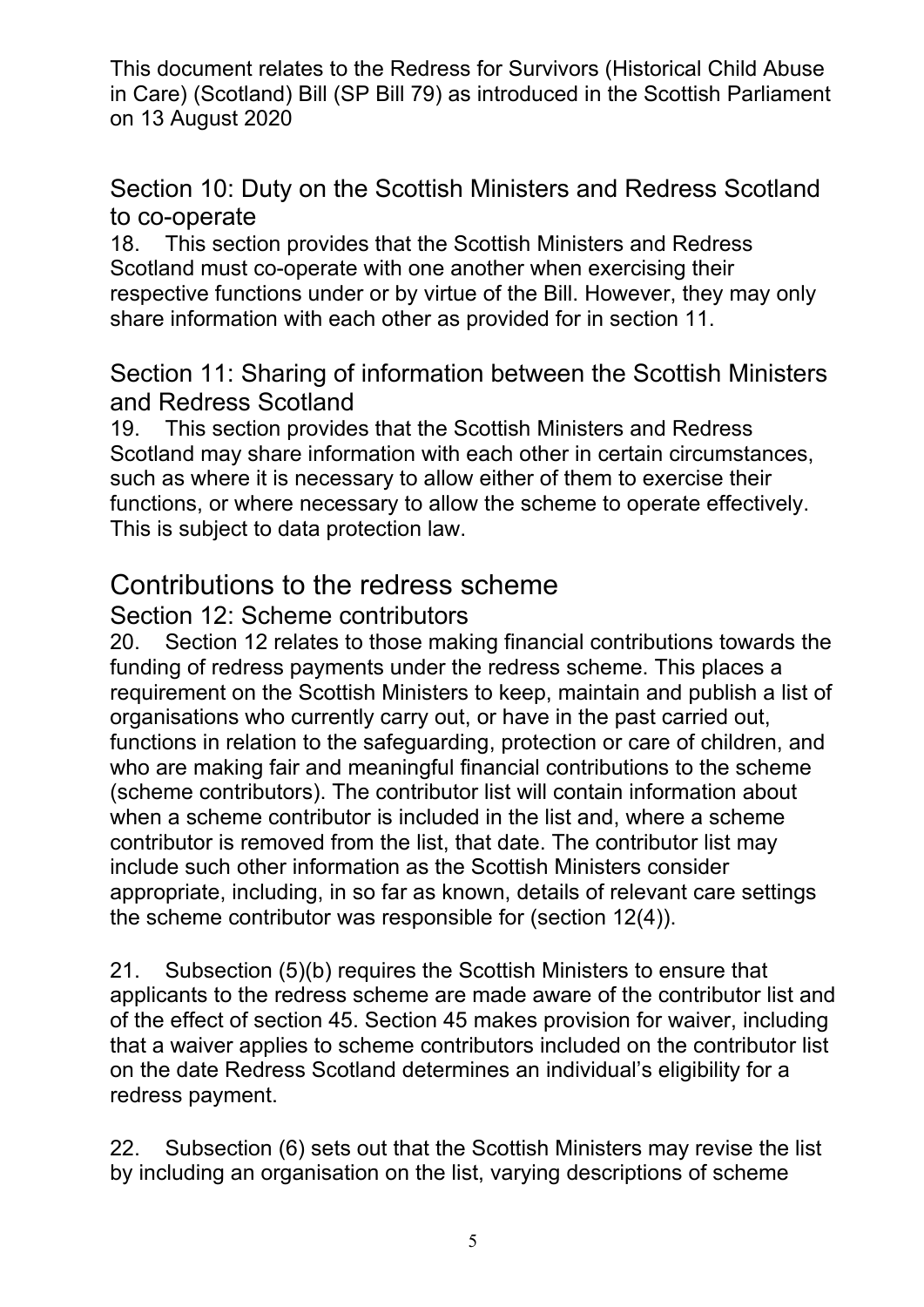This document relates to the Redress for Survivors (Historical Child Abuse in Care) (Scotland) Bill (SP Bill 79) as introduced in the Scottish Parliament on 13 August 2020

### Section 10: Duty on the Scottish Ministers and Redress Scotland to co-operate

18. This section provides that the Scottish Ministers and Redress Scotland must co-operate with one another when exercising their respective functions under or by virtue of the Bill. However, they may only share information with each other as provided for in section 11.

### Section 11: Sharing of information between the Scottish Ministers and Redress Scotland

19. This section provides that the Scottish Ministers and Redress Scotland may share information with each other in certain circumstances, such as where it is necessary to allow either of them to exercise their functions, or where necessary to allow the scheme to operate effectively. This is subject to data protection law.

## Contributions to the redress scheme

### Section 12: Scheme contributors

20. Section 12 relates to those making financial contributions towards the funding of redress payments under the redress scheme. This places a requirement on the Scottish Ministers to keep, maintain and publish a list of organisations who currently carry out, or have in the past carried out, functions in relation to the safeguarding, protection or care of children, and who are making fair and meaningful financial contributions to the scheme (scheme contributors). The contributor list will contain information about when a scheme contributor is included in the list and, where a scheme contributor is removed from the list, that date. The contributor list may include such other information as the Scottish Ministers consider appropriate, including, in so far as known, details of relevant care settings the scheme contributor was responsible for (section 12(4)).

21. Subsection (5)(b) requires the Scottish Ministers to ensure that applicants to the redress scheme are made aware of the contributor list and of the effect of section 45. Section 45 makes provision for waiver, including that a waiver applies to scheme contributors included on the contributor list on the date Redress Scotland determines an individual's eligibility for a redress payment.

22. Subsection (6) sets out that the Scottish Ministers may revise the list by including an organisation on the list, varying descriptions of scheme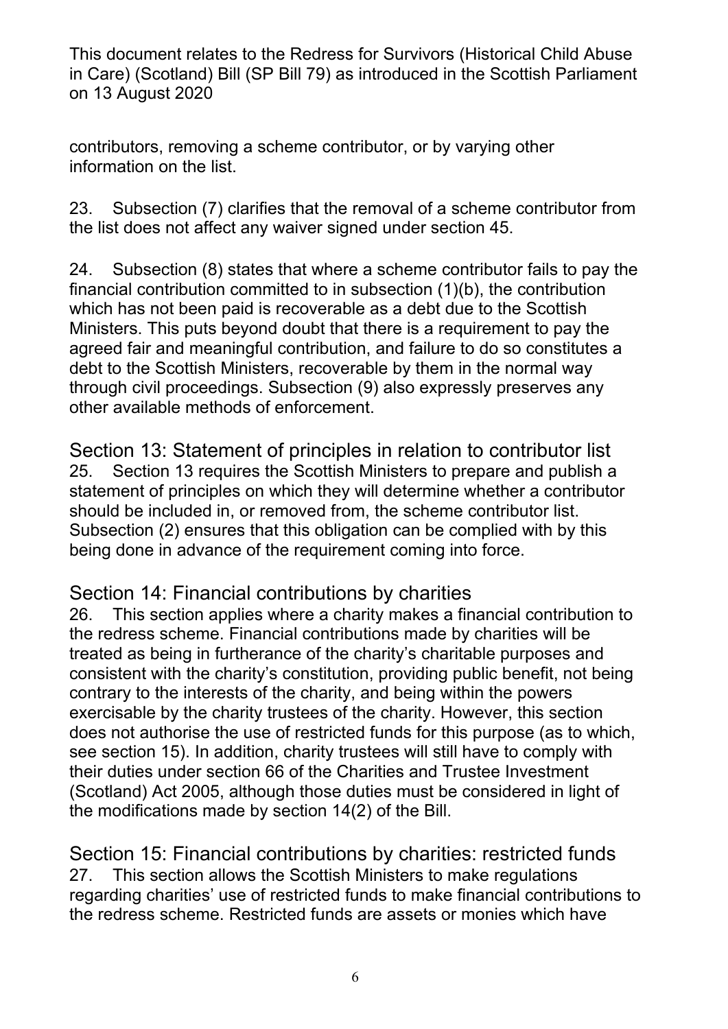contributors, removing a scheme contributor, or by varying other information on the list.

23. Subsection (7) clarifies that the removal of a scheme contributor from the list does not affect any waiver signed under section 45.

24. Subsection (8) states that where a scheme contributor fails to pay the financial contribution committed to in subsection (1)(b), the contribution which has not been paid is recoverable as a debt due to the Scottish Ministers. This puts beyond doubt that there is a requirement to pay the agreed fair and meaningful contribution, and failure to do so constitutes a debt to the Scottish Ministers, recoverable by them in the normal way through civil proceedings. Subsection (9) also expressly preserves any other available methods of enforcement.

## Section 13: Statement of principles in relation to contributor list

25. Section 13 requires the Scottish Ministers to prepare and publish a statement of principles on which they will determine whether a contributor should be included in, or removed from, the scheme contributor list. Subsection (2) ensures that this obligation can be complied with by this being done in advance of the requirement coming into force.

## Section 14: Financial contributions by charities

26. This section applies where a charity makes a financial contribution to the redress scheme. Financial contributions made by charities will be treated as being in furtherance of the charity's charitable purposes and consistent with the charity's constitution, providing public benefit, not being contrary to the interests of the charity, and being within the powers exercisable by the charity trustees of the charity. However, this section does not authorise the use of restricted funds for this purpose (as to which, see section 15). In addition, charity trustees will still have to comply with their duties under section 66 of the Charities and Trustee Investment (Scotland) Act 2005, although those duties must be considered in light of the modifications made by section 14(2) of the Bill.

## Section 15: Financial contributions by charities: restricted funds

27. This section allows the Scottish Ministers to make regulations regarding charities' use of restricted funds to make financial contributions to the redress scheme. Restricted funds are assets or monies which have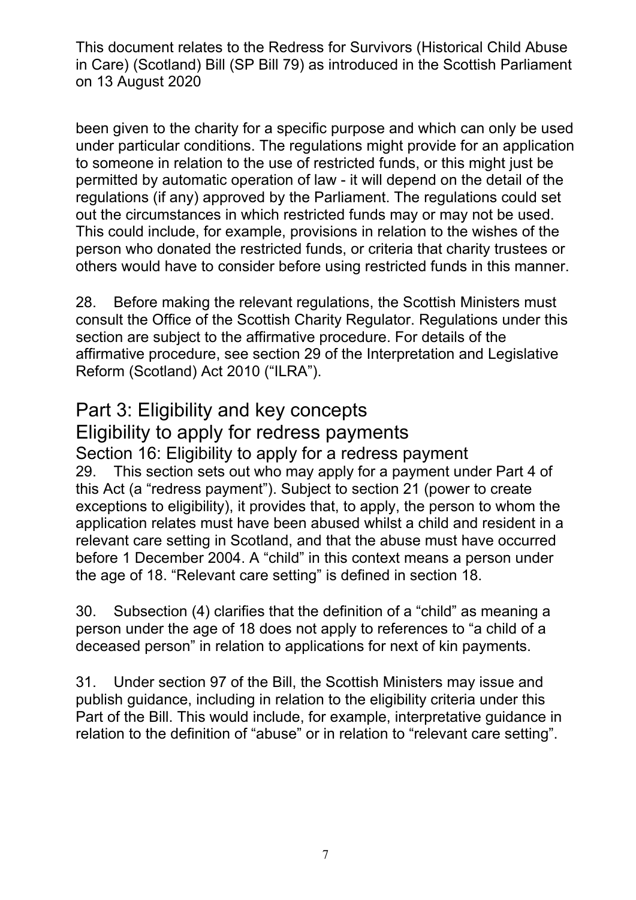been given to the charity for a specific purpose and which can only be used under particular conditions. The regulations might provide for an application to someone in relation to the use of restricted funds, or this might just be permitted by automatic operation of law - it will depend on the detail of the regulations (if any) approved by the Parliament. The regulations could set out the circumstances in which restricted funds may or may not be used. This could include, for example, provisions in relation to the wishes of the person who donated the restricted funds, or criteria that charity trustees or others would have to consider before using restricted funds in this manner.

28. Before making the relevant regulations, the Scottish Ministers must consult the Office of the Scottish Charity Regulator. Regulations under this section are subject to the affirmative procedure. For details of the affirmative procedure, see section 29 of the Interpretation and Legislative Reform (Scotland) Act 2010 ("ILRA").

# Part 3: Eligibility and key concepts

## Eligibility to apply for redress payments

### Section 16: Eligibility to apply for a redress payment

29. This section sets out who may apply for a payment under Part 4 of this Act (a "redress payment"). Subject to section 21 (power to create exceptions to eligibility), it provides that, to apply, the person to whom the application relates must have been abused whilst a child and resident in a relevant care setting in Scotland, and that the abuse must have occurred before 1 December 2004. A "child" in this context means a person under the age of 18. "Relevant care setting" is defined in section 18.

30. Subsection (4) clarifies that the definition of a "child" as meaning a person under the age of 18 does not apply to references to "a child of a deceased person" in relation to applications for next of kin payments.

31. Under section 97 of the Bill, the Scottish Ministers may issue and publish guidance, including in relation to the eligibility criteria under this Part of the Bill. This would include, for example, interpretative guidance in relation to the definition of "abuse" or in relation to "relevant care setting".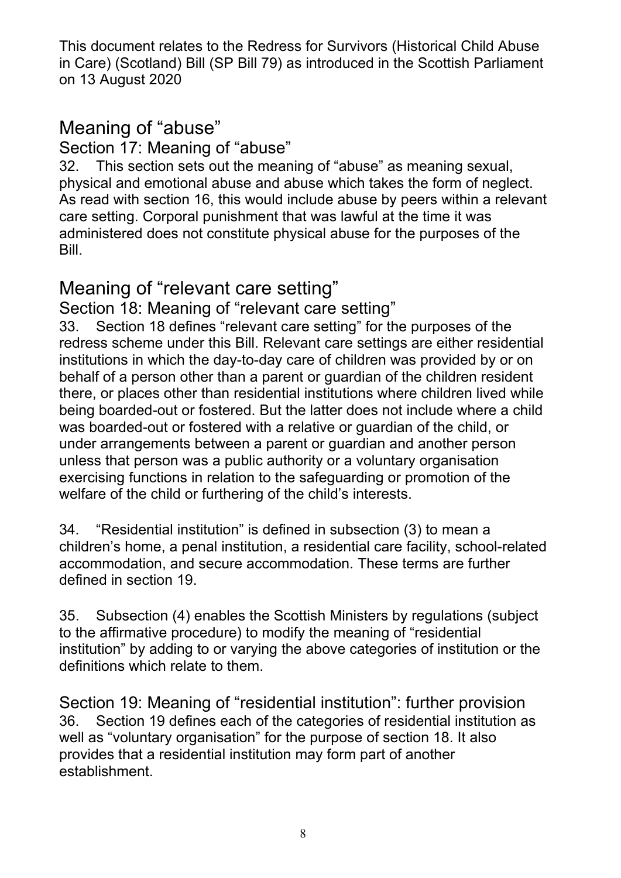This document relates to the Redress for Survivors (Historical Child Abuse in Care) (Scotland) Bill (SP Bill 79) as introduced in the Scottish Parliament on 13 August 2020

## Meaning of "abuse"

### Section 17: Meaning of "abuse"

32. This section sets out the meaning of "abuse" as meaning sexual, physical and emotional abuse and abuse which takes the form of neglect. As read with section 16, this would include abuse by peers within a relevant care setting. Corporal punishment that was lawful at the time it was administered does not constitute physical abuse for the purposes of the Bill.

## Meaning of "relevant care setting"

### Section 18: Meaning of "relevant care setting"

33. Section 18 defines "relevant care setting" for the purposes of the redress scheme under this Bill. Relevant care settings are either residential institutions in which the day-to-day care of children was provided by or on behalf of a person other than a parent or guardian of the children resident there, or places other than residential institutions where children lived while being boarded-out or fostered. But the latter does not include where a child was boarded-out or fostered with a relative or guardian of the child, or under arrangements between a parent or guardian and another person unless that person was a public authority or a voluntary organisation exercising functions in relation to the safeguarding or promotion of the welfare of the child or furthering of the child's interests.

34. "Residential institution" is defined in subsection (3) to mean a children's home, a penal institution, a residential care facility, school-related accommodation, and secure accommodation. These terms are further defined in section 19.

35. Subsection (4) enables the Scottish Ministers by regulations (subject to the affirmative procedure) to modify the meaning of "residential institution" by adding to or varying the above categories of institution or the definitions which relate to them.

### Section 19: Meaning of "residential institution": further provision

36. Section 19 defines each of the categories of residential institution as well as "voluntary organisation" for the purpose of section 18. It also provides that a residential institution may form part of another establishment.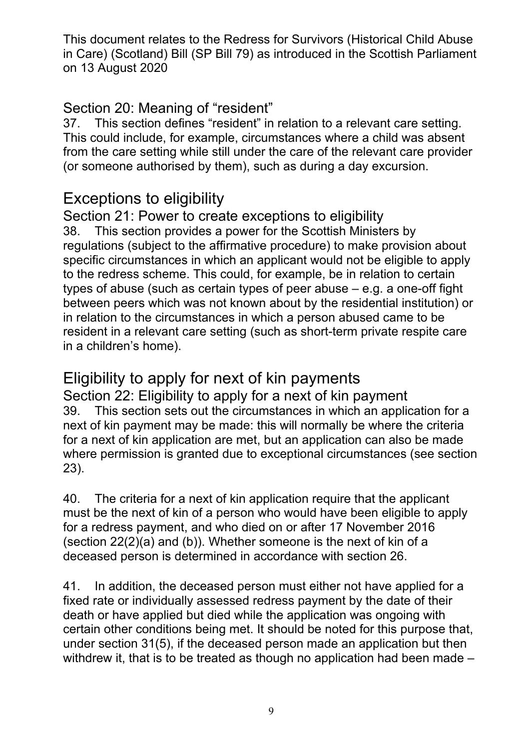This document relates to the Redress for Survivors (Historical Child Abuse in Care) (Scotland) Bill (SP Bill 79) as introduced in the Scottish Parliament on 13 August 2020

### Section 20: Meaning of "resident"

37. This section defines "resident" in relation to a relevant care setting. This could include, for example, circumstances where a child was absent from the care setting while still under the care of the relevant care provider (or someone authorised by them), such as during a day excursion.

## Exceptions to eligibility

### Section 21: Power to create exceptions to eligibility

38. This section provides a power for the Scottish Ministers by regulations (subject to the affirmative procedure) to make provision about specific circumstances in which an applicant would not be eligible to apply to the redress scheme. This could, for example, be in relation to certain types of abuse (such as certain types of peer abuse – e.g. a one-off fight between peers which was not known about by the residential institution) or in relation to the circumstances in which a person abused came to be resident in a relevant care setting (such as short-term private respite care in a children's home).

## Eligibility to apply for next of kin payments

### Section 22: Eligibility to apply for a next of kin payment

39. This section sets out the circumstances in which an application for a next of kin payment may be made: this will normally be where the criteria for a next of kin application are met, but an application can also be made where permission is granted due to exceptional circumstances (see section 23).

40. The criteria for a next of kin application require that the applicant must be the next of kin of a person who would have been eligible to apply for a redress payment, and who died on or after 17 November 2016 (section 22(2)(a) and (b)). Whether someone is the next of kin of a deceased person is determined in accordance with section 26.

41. In addition, the deceased person must either not have applied for a fixed rate or individually assessed redress payment by the date of their death or have applied but died while the application was ongoing with certain other conditions being met. It should be noted for this purpose that, under section 31(5), if the deceased person made an application but then withdrew it, that is to be treated as though no application had been made –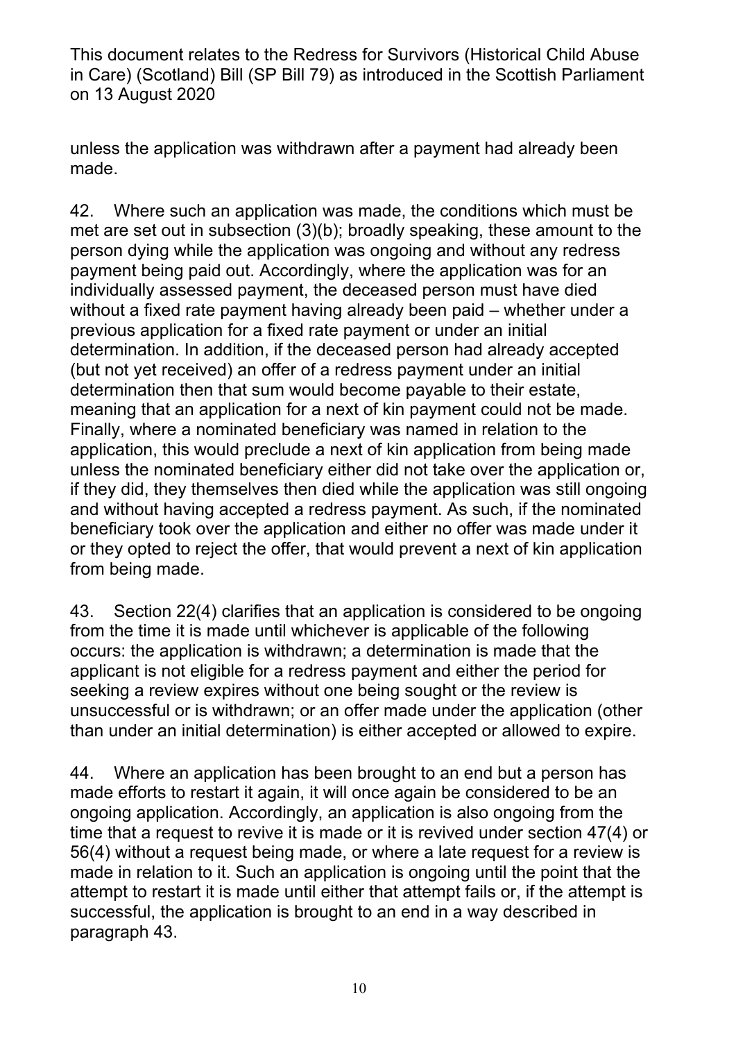unless the application was withdrawn after a payment had already been made.

42. Where such an application was made, the conditions which must be met are set out in subsection (3)(b); broadly speaking, these amount to the person dying while the application was ongoing and without any redress payment being paid out. Accordingly, where the application was for an individually assessed payment, the deceased person must have died without a fixed rate payment having already been paid – whether under a previous application for a fixed rate payment or under an initial determination. In addition, if the deceased person had already accepted (but not yet received) an offer of a redress payment under an initial determination then that sum would become payable to their estate, meaning that an application for a next of kin payment could not be made. Finally, where a nominated beneficiary was named in relation to the application, this would preclude a next of kin application from being made unless the nominated beneficiary either did not take over the application or, if they did, they themselves then died while the application was still ongoing and without having accepted a redress payment. As such, if the nominated beneficiary took over the application and either no offer was made under it or they opted to reject the offer, that would prevent a next of kin application from being made.

43. Section 22(4) clarifies that an application is considered to be ongoing from the time it is made until whichever is applicable of the following occurs: the application is withdrawn; a determination is made that the applicant is not eligible for a redress payment and either the period for seeking a review expires without one being sought or the review is unsuccessful or is withdrawn; or an offer made under the application (other than under an initial determination) is either accepted or allowed to expire.

44. Where an application has been brought to an end but a person has made efforts to restart it again, it will once again be considered to be an ongoing application. Accordingly, an application is also ongoing from the time that a request to revive it is made or it is revived under section 47(4) or 56(4) without a request being made, or where a late request for a review is made in relation to it. Such an application is ongoing until the point that the attempt to restart it is made until either that attempt fails or, if the attempt is successful, the application is brought to an end in a way described in paragraph 43.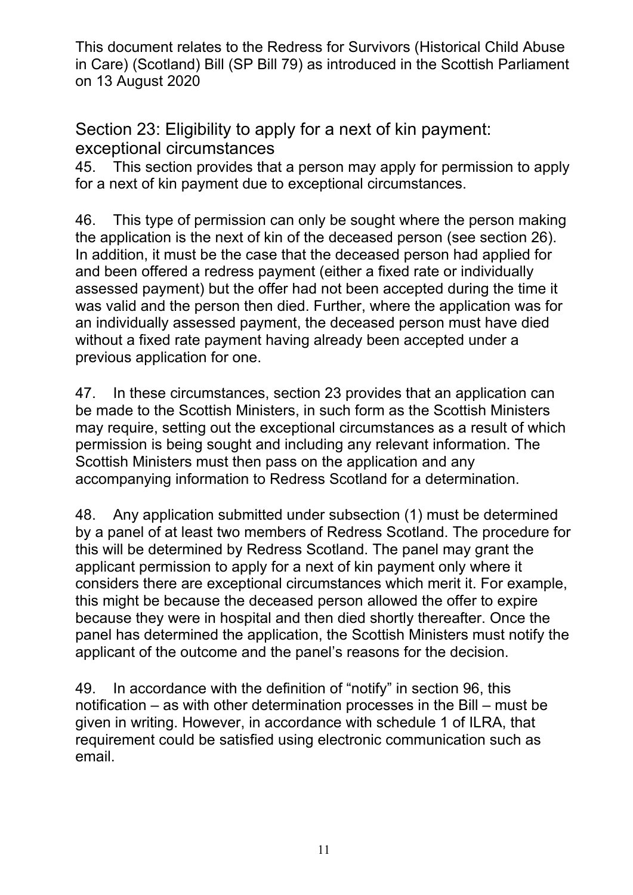## Section 23: Eligibility to apply for a next of kin payment: exceptional circumstances

45. This section provides that a person may apply for permission to apply for a next of kin payment due to exceptional circumstances.

46. This type of permission can only be sought where the person making the application is the next of kin of the deceased person (see section 26). In addition, it must be the case that the deceased person had applied for and been offered a redress payment (either a fixed rate or individually assessed payment) but the offer had not been accepted during the time it was valid and the person then died. Further, where the application was for an individually assessed payment, the deceased person must have died without a fixed rate payment having already been accepted under a previous application for one.

47. In these circumstances, section 23 provides that an application can be made to the Scottish Ministers, in such form as the Scottish Ministers may require, setting out the exceptional circumstances as a result of which permission is being sought and including any relevant information. The Scottish Ministers must then pass on the application and any accompanying information to Redress Scotland for a determination.

48. Any application submitted under subsection (1) must be determined by a panel of at least two members of Redress Scotland. The procedure for this will be determined by Redress Scotland. The panel may grant the applicant permission to apply for a next of kin payment only where it considers there are exceptional circumstances which merit it. For example, this might be because the deceased person allowed the offer to expire because they were in hospital and then died shortly thereafter. Once the panel has determined the application, the Scottish Ministers must notify the applicant of the outcome and the panel's reasons for the decision.

49. In accordance with the definition of "notify" in section 96, this notification – as with other determination processes in the Bill – must be given in writing. However, in accordance with schedule 1 of ILRA, that requirement could be satisfied using electronic communication such as email.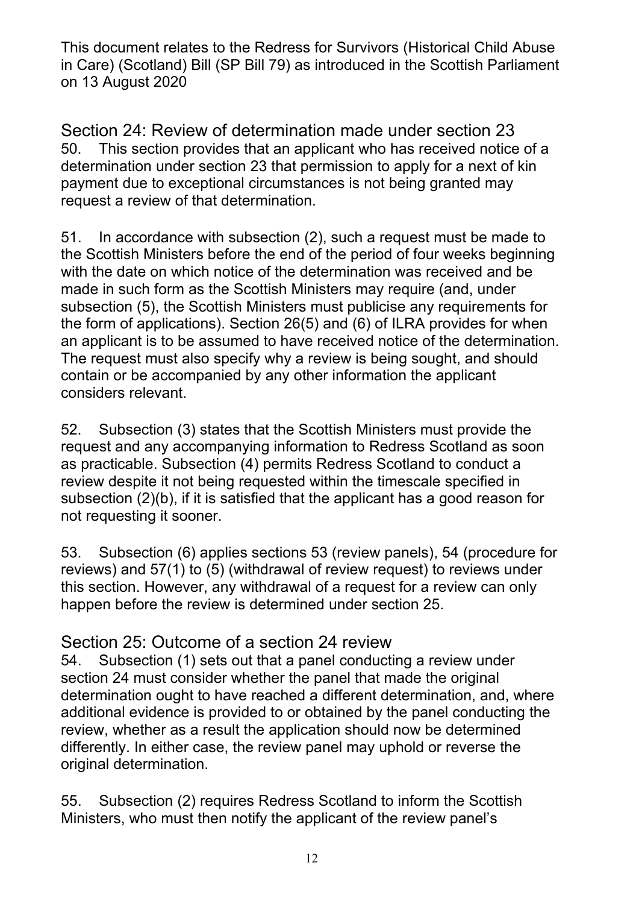## Section 24: Review of determination made under section 23

50. This section provides that an applicant who has received notice of a determination under section 23 that permission to apply for a next of kin payment due to exceptional circumstances is not being granted may request a review of that determination.

51. In accordance with subsection (2), such a request must be made to the Scottish Ministers before the end of the period of four weeks beginning with the date on which notice of the determination was received and be made in such form as the Scottish Ministers may require (and, under subsection (5), the Scottish Ministers must publicise any requirements for the form of applications). Section 26(5) and (6) of ILRA provides for when an applicant is to be assumed to have received notice of the determination. The request must also specify why a review is being sought, and should contain or be accompanied by any other information the applicant considers relevant.

52. Subsection (3) states that the Scottish Ministers must provide the request and any accompanying information to Redress Scotland as soon as practicable. Subsection (4) permits Redress Scotland to conduct a review despite it not being requested within the timescale specified in subsection (2)(b), if it is satisfied that the applicant has a good reason for not requesting it sooner.

53. Subsection (6) applies sections 53 (review panels), 54 (procedure for reviews) and 57(1) to (5) (withdrawal of review request) to reviews under this section. However, any withdrawal of a request for a review can only happen before the review is determined under section 25.

## Section 25: Outcome of a section 24 review

54. Subsection (1) sets out that a panel conducting a review under section 24 must consider whether the panel that made the original determination ought to have reached a different determination, and, where additional evidence is provided to or obtained by the panel conducting the review, whether as a result the application should now be determined differently. In either case, the review panel may uphold or reverse the original determination.

55. Subsection (2) requires Redress Scotland to inform the Scottish Ministers, who must then notify the applicant of the review panel's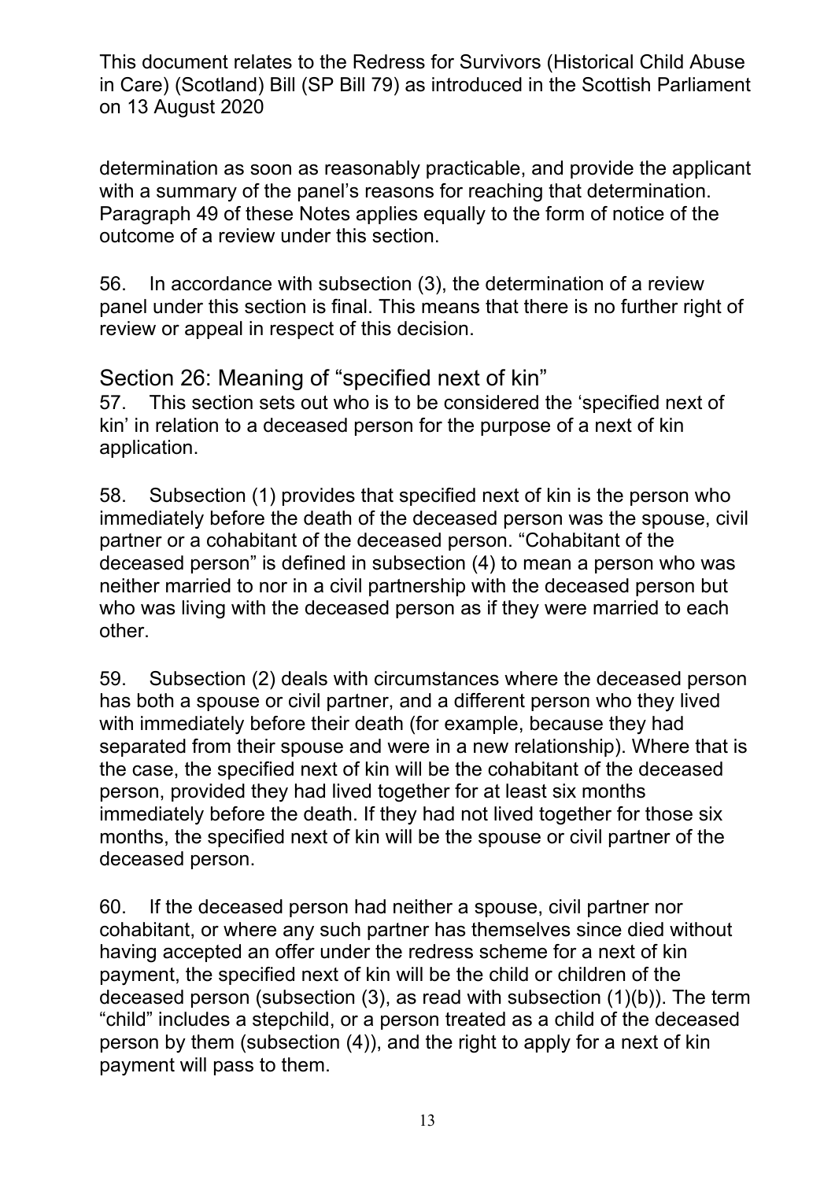determination as soon as reasonably practicable, and provide the applicant with a summary of the panel's reasons for reaching that determination. Paragraph 49 of these Notes applies equally to the form of notice of the outcome of a review under this section.

56. In accordance with subsection (3), the determination of a review panel under this section is final. This means that there is no further right of review or appeal in respect of this decision.

## Section 26: Meaning of "specified next of kin"

57. This section sets out who is to be considered the 'specified next of kin' in relation to a deceased person for the purpose of a next of kin application.

58. Subsection (1) provides that specified next of kin is the person who immediately before the death of the deceased person was the spouse, civil partner or a cohabitant of the deceased person. "Cohabitant of the deceased person" is defined in subsection (4) to mean a person who was neither married to nor in a civil partnership with the deceased person but who was living with the deceased person as if they were married to each other.

59. Subsection (2) deals with circumstances where the deceased person has both a spouse or civil partner, and a different person who they lived with immediately before their death (for example, because they had separated from their spouse and were in a new relationship). Where that is the case, the specified next of kin will be the cohabitant of the deceased person, provided they had lived together for at least six months immediately before the death. If they had not lived together for those six months, the specified next of kin will be the spouse or civil partner of the deceased person.

60. If the deceased person had neither a spouse, civil partner nor cohabitant, or where any such partner has themselves since died without having accepted an offer under the redress scheme for a next of kin payment, the specified next of kin will be the child or children of the deceased person (subsection (3), as read with subsection (1)(b)). The term "child" includes a stepchild, or a person treated as a child of the deceased person by them (subsection (4)), and the right to apply for a next of kin payment will pass to them.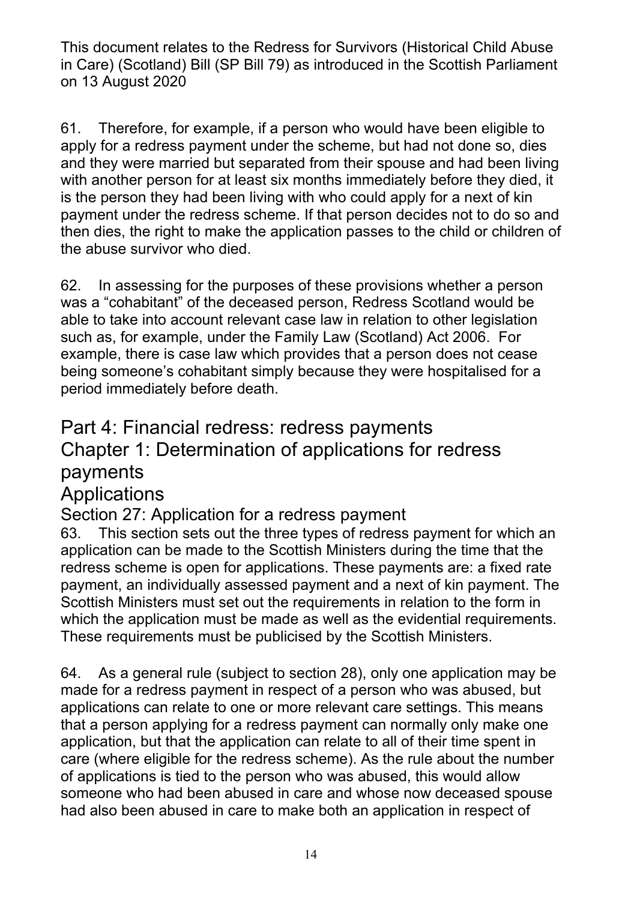61. Therefore, for example, if a person who would have been eligible to apply for a redress payment under the scheme, but had not done so, dies and they were married but separated from their spouse and had been living with another person for at least six months immediately before they died, it is the person they had been living with who could apply for a next of kin payment under the redress scheme. If that person decides not to do so and then dies, the right to make the application passes to the child or children of the abuse survivor who died.

62. In assessing for the purposes of these provisions whether a person was a "cohabitant" of the deceased person, Redress Scotland would be able to take into account relevant case law in relation to other legislation such as, for example, under the Family Law (Scotland) Act 2006. For example, there is case law which provides that a person does not cease being someone's cohabitant simply because they were hospitalised for a period immediately before death.

# Part 4: Financial redress: redress payments

## Chapter 1: Determination of applications for redress payments

## Applications

### Section 27: Application for a redress payment

63. This section sets out the three types of redress payment for which an application can be made to the Scottish Ministers during the time that the redress scheme is open for applications. These payments are: a fixed rate payment, an individually assessed payment and a next of kin payment. The Scottish Ministers must set out the requirements in relation to the form in which the application must be made as well as the evidential requirements. These requirements must be publicised by the Scottish Ministers.

64. As a general rule (subject to section 28), only one application may be made for a redress payment in respect of a person who was abused, but applications can relate to one or more relevant care settings. This means that a person applying for a redress payment can normally only make one application, but that the application can relate to all of their time spent in care (where eligible for the redress scheme). As the rule about the number of applications is tied to the person who was abused, this would allow someone who had been abused in care and whose now deceased spouse had also been abused in care to make both an application in respect of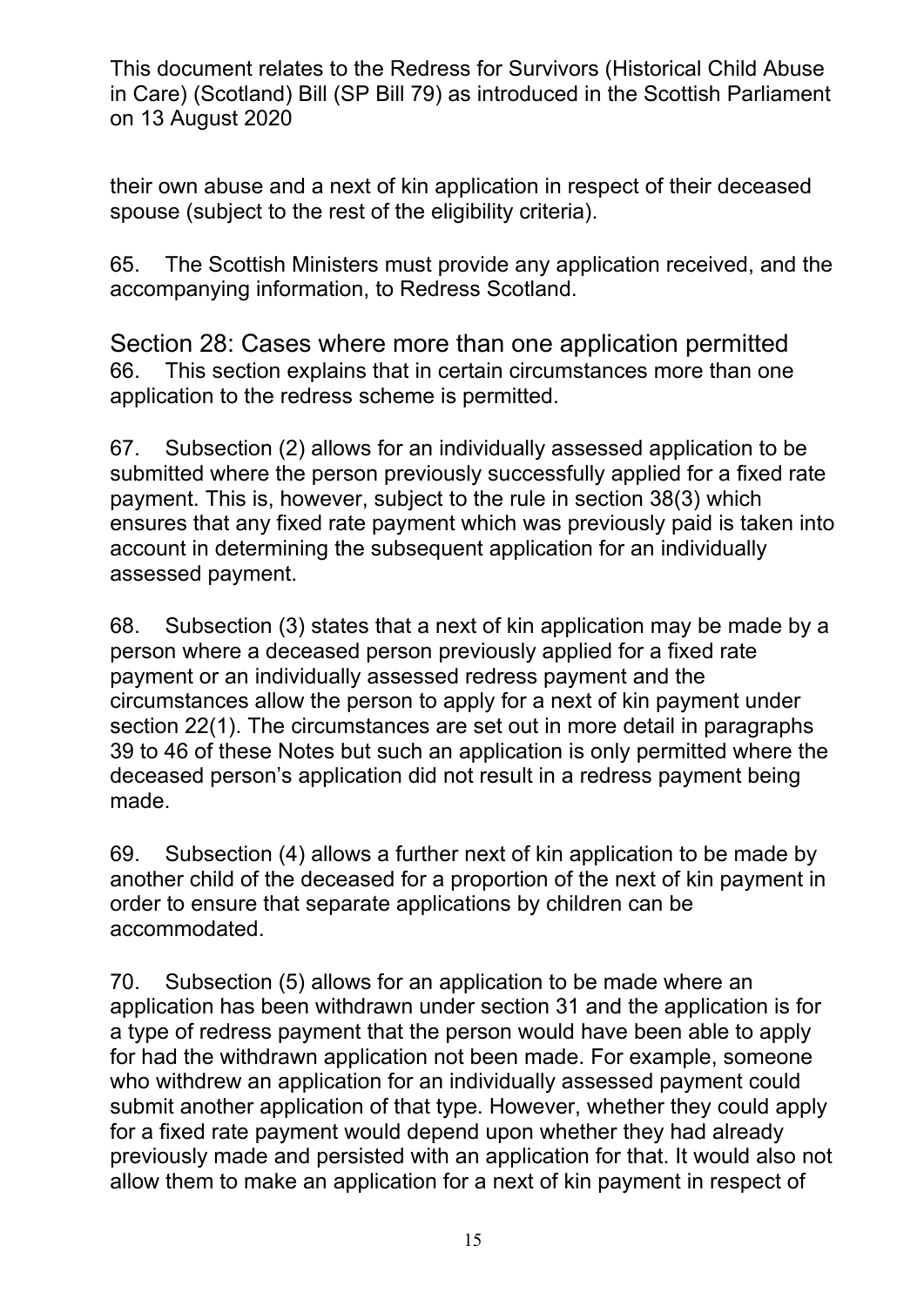their own abuse and a next of kin application in respect of their deceased spouse (subject to the rest of the eligibility criteria).

65. The Scottish Ministers must provide any application received, and the accompanying information, to Redress Scotland.

## Section 28: Cases where more than one application permitted

66. This section explains that in certain circumstances more than one application to the redress scheme is permitted.

67. Subsection (2) allows for an individually assessed application to be submitted where the person previously successfully applied for a fixed rate payment. This is, however, subject to the rule in section 38(3) which ensures that any fixed rate payment which was previously paid is taken into account in determining the subsequent application for an individually assessed payment.

68. Subsection (3) states that a next of kin application may be made by a person where a deceased person previously applied for a fixed rate payment or an individually assessed redress payment and the circumstances allow the person to apply for a next of kin payment under section 22(1). The circumstances are set out in more detail in paragraphs 39 to 46 of these Notes but such an application is only permitted where the deceased person's application did not result in a redress payment being made.

69. Subsection (4) allows a further next of kin application to be made by another child of the deceased for a proportion of the next of kin payment in order to ensure that separate applications by children can be accommodated.

70. Subsection (5) allows for an application to be made where an application has been withdrawn under section 31 and the application is for a type of redress payment that the person would have been able to apply for had the withdrawn application not been made. For example, someone who withdrew an application for an individually assessed payment could submit another application of that type. However, whether they could apply for a fixed rate payment would depend upon whether they had already previously made and persisted with an application for that. It would also not allow them to make an application for a next of kin payment in respect of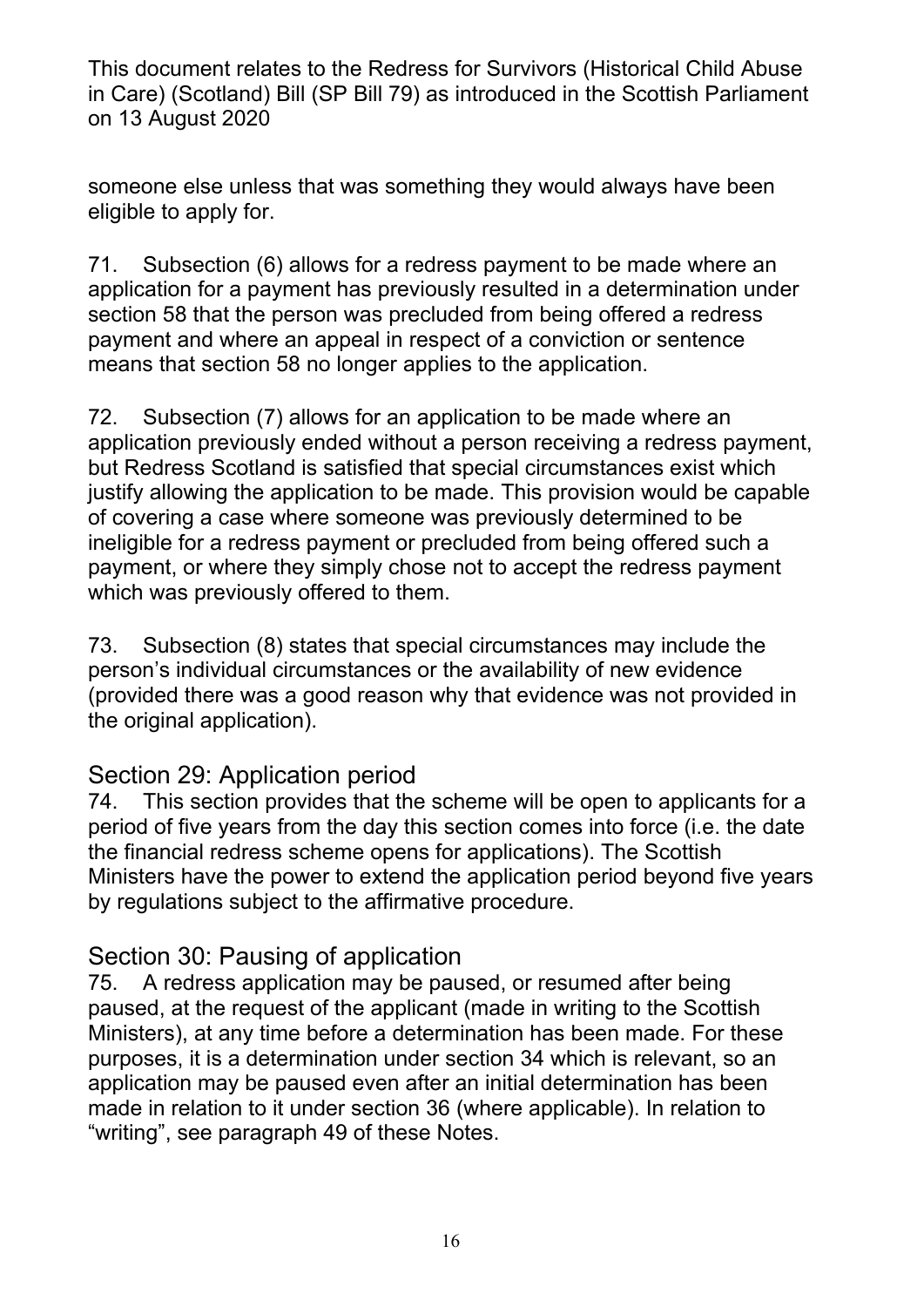someone else unless that was something they would always have been eligible to apply for.

71. Subsection (6) allows for a redress payment to be made where an application for a payment has previously resulted in a determination under section 58 that the person was precluded from being offered a redress payment and where an appeal in respect of a conviction or sentence means that section 58 no longer applies to the application.

72. Subsection (7) allows for an application to be made where an application previously ended without a person receiving a redress payment, but Redress Scotland is satisfied that special circumstances exist which justify allowing the application to be made. This provision would be capable of covering a case where someone was previously determined to be ineligible for a redress payment or precluded from being offered such a payment, or where they simply chose not to accept the redress payment which was previously offered to them.

73. Subsection (8) states that special circumstances may include the person's individual circumstances or the availability of new evidence (provided there was a good reason why that evidence was not provided in the original application).

## Section 29: Application period

74. This section provides that the scheme will be open to applicants for a period of five years from the day this section comes into force (i.e. the date the financial redress scheme opens for applications). The Scottish Ministers have the power to extend the application period beyond five years by regulations subject to the affirmative procedure.

## Section 30: Pausing of application

75. A redress application may be paused, or resumed after being paused, at the request of the applicant (made in writing to the Scottish Ministers), at any time before a determination has been made. For these purposes, it is a determination under section 34 which is relevant, so an application may be paused even after an initial determination has been made in relation to it under section 36 (where applicable). In relation to "writing", see paragraph 49 of these Notes.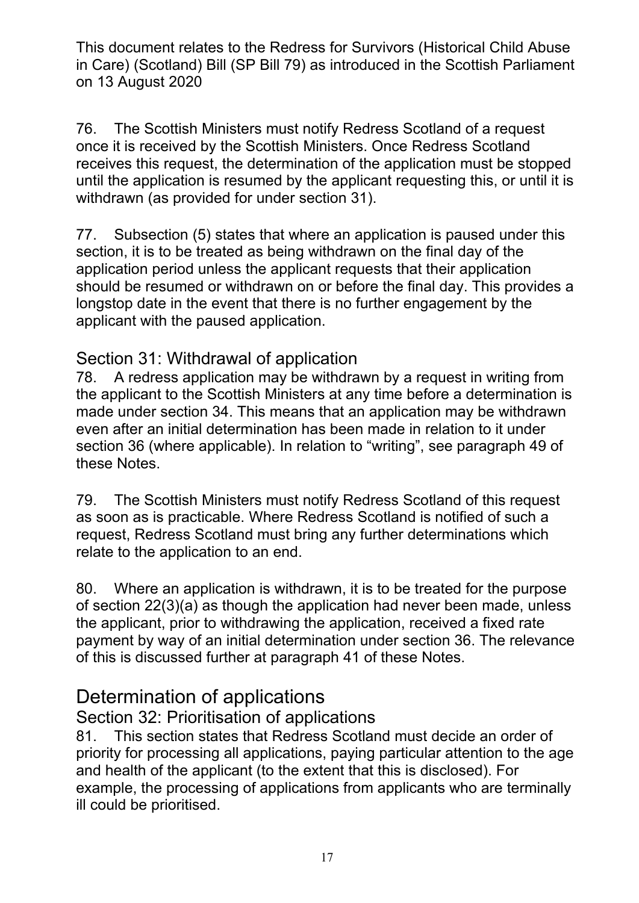76. The Scottish Ministers must notify Redress Scotland of a request once it is received by the Scottish Ministers. Once Redress Scotland receives this request, the determination of the application must be stopped until the application is resumed by the applicant requesting this, or until it is withdrawn (as provided for under section 31).

77. Subsection (5) states that where an application is paused under this section, it is to be treated as being withdrawn on the final day of the application period unless the applicant requests that their application should be resumed or withdrawn on or before the final day. This provides a longstop date in the event that there is no further engagement by the applicant with the paused application.

### Section 31: Withdrawal of application

78. A redress application may be withdrawn by a request in writing from the applicant to the Scottish Ministers at any time before a determination is made under section 34. This means that an application may be withdrawn even after an initial determination has been made in relation to it under section 36 (where applicable). In relation to "writing", see paragraph 49 of these Notes.

79. The Scottish Ministers must notify Redress Scotland of this request as soon as is practicable. Where Redress Scotland is notified of such a request, Redress Scotland must bring any further determinations which relate to the application to an end.

80. Where an application is withdrawn, it is to be treated for the purpose of section 22(3)(a) as though the application had never been made, unless the applicant, prior to withdrawing the application, received a fixed rate payment by way of an initial determination under section 36. The relevance of this is discussed further at paragraph 41 of these Notes.

## Determination of applications

### Section 32: Prioritisation of applications

81. This section states that Redress Scotland must decide an order of priority for processing all applications, paying particular attention to the age and health of the applicant (to the extent that this is disclosed). For example, the processing of applications from applicants who are terminally ill could be prioritised.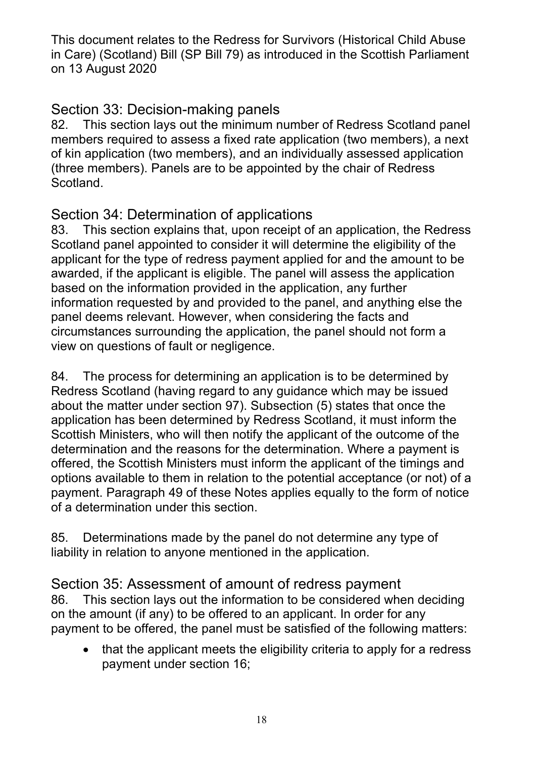## Section 33: Decision-making panels

82. This section lays out the minimum number of Redress Scotland panel members required to assess a fixed rate application (two members), a next of kin application (two members), and an individually assessed application (three members). Panels are to be appointed by the chair of Redress Scotland.

## Section 34: Determination of applications

83. This section explains that, upon receipt of an application, the Redress Scotland panel appointed to consider it will determine the eligibility of the applicant for the type of redress payment applied for and the amount to be awarded, if the applicant is eligible. The panel will assess the application based on the information provided in the application, any further information requested by and provided to the panel, and anything else the panel deems relevant. However, when considering the facts and circumstances surrounding the application, the panel should not form a view on questions of fault or negligence.

84. The process for determining an application is to be determined by Redress Scotland (having regard to any guidance which may be issued about the matter under section 97). Subsection (5) states that once the application has been determined by Redress Scotland, it must inform the Scottish Ministers, who will then notify the applicant of the outcome of the determination and the reasons for the determination. Where a payment is offered, the Scottish Ministers must inform the applicant of the timings and options available to them in relation to the potential acceptance (or not) of a payment. Paragraph 49 of these Notes applies equally to the form of notice of a determination under this section.

85. Determinations made by the panel do not determine any type of liability in relation to anyone mentioned in the application.

## Section 35: Assessment of amount of redress payment

86. This section lays out the information to be considered when deciding on the amount (if any) to be offered to an applicant. In order for any payment to be offered, the panel must be satisfied of the following matters:

- that the applicant meets the eligibility criteria to apply for a redress payment under section 16;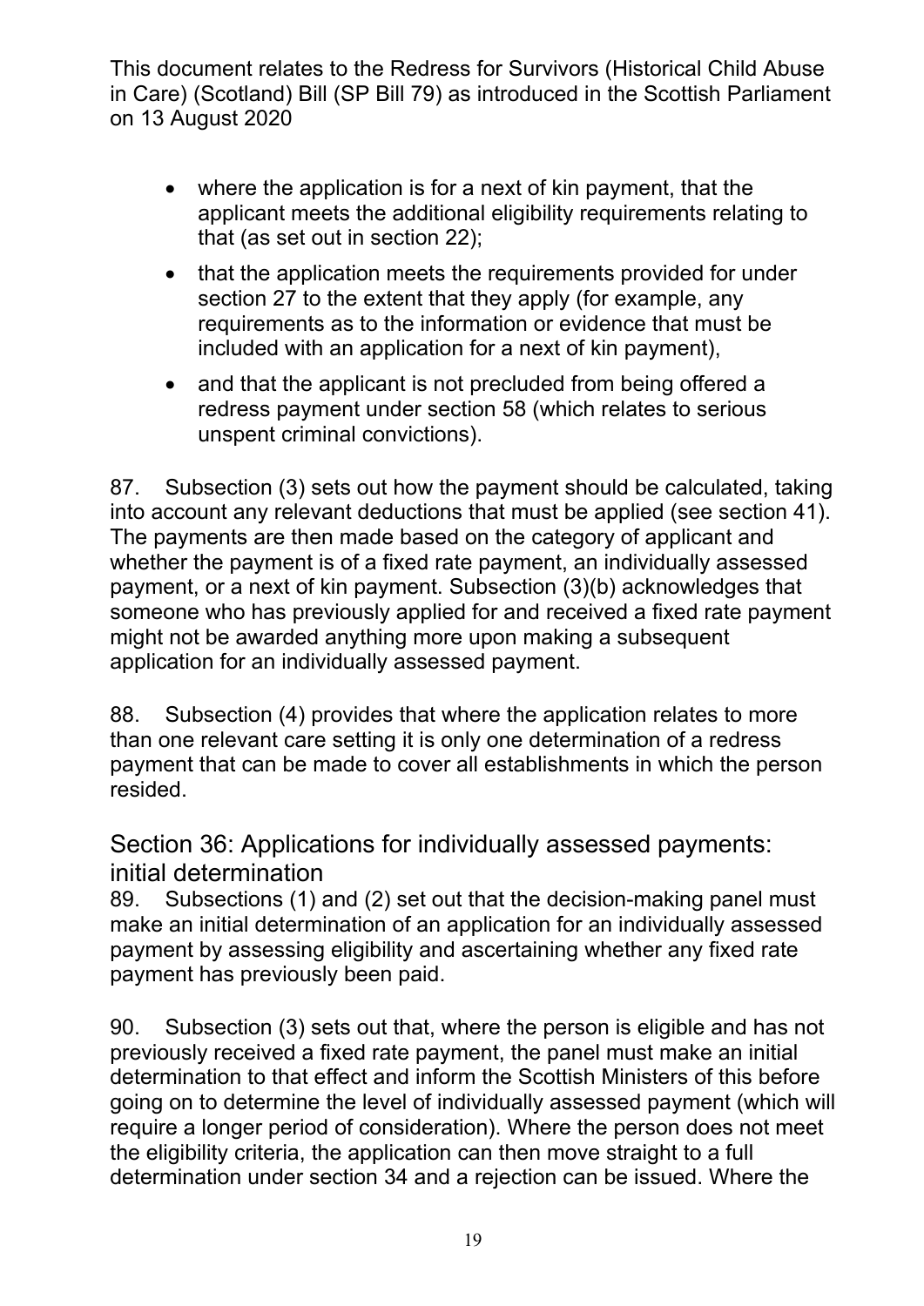- where the application is for a next of kin payment, that the applicant meets the additional eligibility requirements relating to that (as set out in section 22);
- that the application meets the requirements provided for under section 27 to the extent that they apply (for example, any requirements as to the information or evidence that must be included with an application for a next of kin payment),
- and that the applicant is not precluded from being offered a redress payment under section 58 (which relates to serious unspent criminal convictions).

87. Subsection (3) sets out how the payment should be calculated, taking into account any relevant deductions that must be applied (see section 41). The payments are then made based on the category of applicant and whether the payment is of a fixed rate payment, an individually assessed payment, or a next of kin payment. Subsection (3)(b) acknowledges that someone who has previously applied for and received a fixed rate payment might not be awarded anything more upon making a subsequent application for an individually assessed payment.

88. Subsection (4) provides that where the application relates to more than one relevant care setting it is only one determination of a redress payment that can be made to cover all establishments in which the person resided.

## Section 36: Applications for individually assessed payments: initial determination

89. Subsections (1) and (2) set out that the decision-making panel must make an initial determination of an application for an individually assessed payment by assessing eligibility and ascertaining whether any fixed rate payment has previously been paid.

90. Subsection (3) sets out that, where the person is eligible and has not previously received a fixed rate payment, the panel must make an initial determination to that effect and inform the Scottish Ministers of this before going on to determine the level of individually assessed payment (which will require a longer period of consideration). Where the person does not meet the eligibility criteria, the application can then move straight to a full determination under section 34 and a rejection can be issued. Where the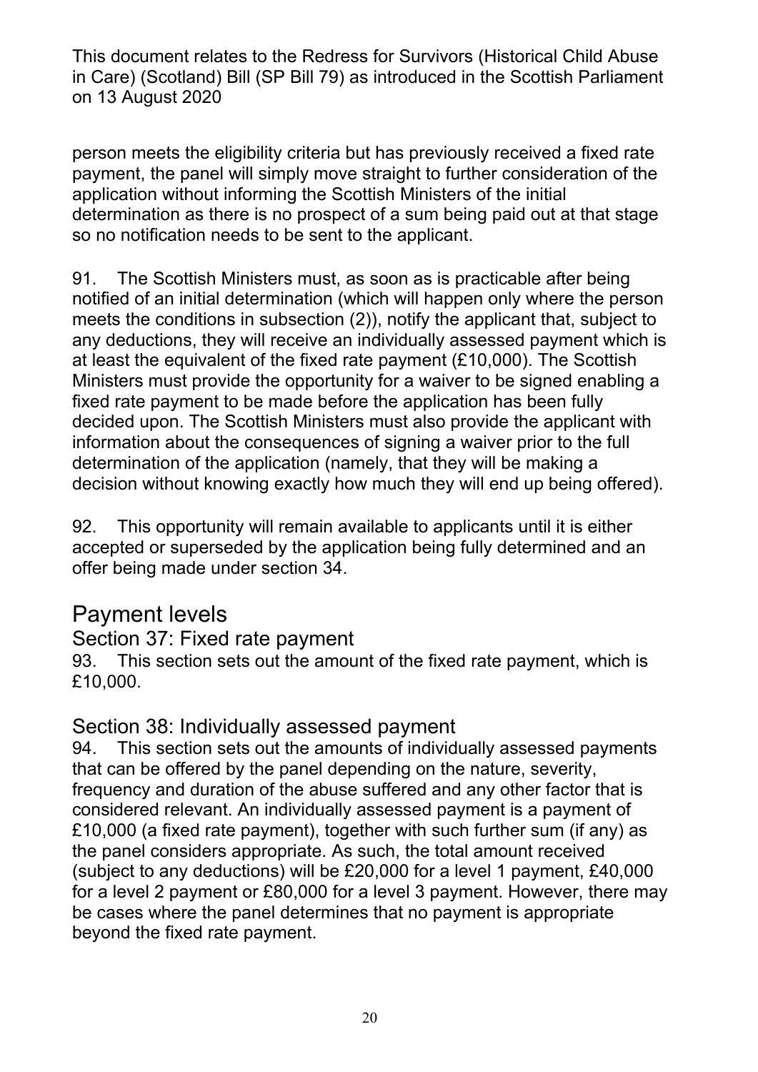person meets the eligibility criteria but has previously received a fixed rate payment, the panel will simply move straight to further consideration of the application without informing the Scottish Ministers of the initial determination as there is no prospect of a sum being paid out at that stage so no notification needs to be sent to the applicant.

91. The Scottish Ministers must, as soon as is practicable after being notified of an initial determination (which will happen only where the person meets the conditions in subsection (2)), notify the applicant that, subject to any deductions, they will receive an individually assessed payment which is at least the equivalent of the fixed rate payment (£10,000). The Scottish Ministers must provide the opportunity for a waiver to be signed enabling a fixed rate payment to be made before the application has been fully decided upon. The Scottish Ministers must also provide the applicant with information about the consequences of signing a waiver prior to the full determination of the application (namely, that they will be making a decision without knowing exactly how much they will end up being offered).

92. This opportunity will remain available to applicants until it is either accepted or superseded by the application being fully determined and an offer being made under section 34.

## Payment levels

### Section 37: Fixed rate payment

93. This section sets out the amount of the fixed rate payment, which is £10,000.

### Section 38: Individually assessed payment

94. This section sets out the amounts of individually assessed payments that can be offered by the panel depending on the nature, severity, frequency and duration of the abuse suffered and any other factor that is considered relevant. An individually assessed payment is a payment of £10,000 (a fixed rate payment), together with such further sum (if any) as the panel considers appropriate. As such, the total amount received (subject to any deductions) will be £20,000 for a level 1 payment, £40,000 for a level 2 payment or £80,000 for a level 3 payment. However, there may be cases where the panel determines that no payment is appropriate beyond the fixed rate payment.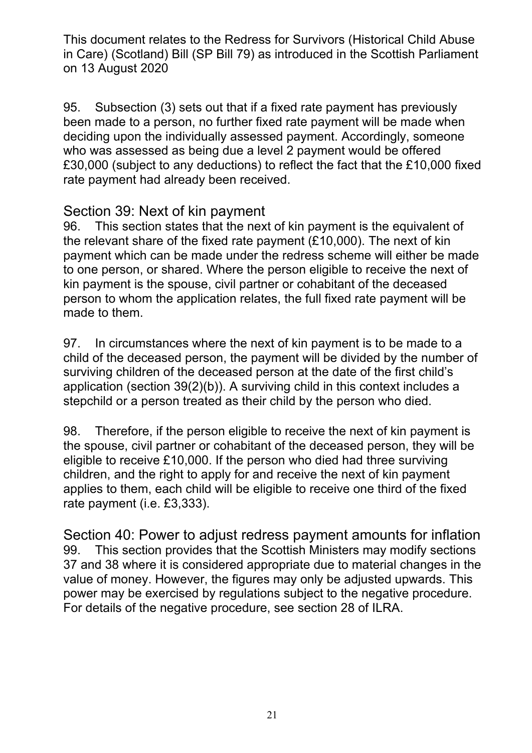95. Subsection (3) sets out that if a fixed rate payment has previously been made to a person, no further fixed rate payment will be made when deciding upon the individually assessed payment. Accordingly, someone who was assessed as being due a level 2 payment would be offered £30,000 (subject to any deductions) to reflect the fact that the £10,000 fixed rate payment had already been received.

## Section 39: Next of kin payment

96. This section states that the next of kin payment is the equivalent of the relevant share of the fixed rate payment (£10,000). The next of kin payment which can be made under the redress scheme will either be made to one person, or shared. Where the person eligible to receive the next of kin payment is the spouse, civil partner or cohabitant of the deceased person to whom the application relates, the full fixed rate payment will be made to them.

97. In circumstances where the next of kin payment is to be made to a child of the deceased person, the payment will be divided by the number of surviving children of the deceased person at the date of the first child's application (section 39(2)(b)). A surviving child in this context includes a stepchild or a person treated as their child by the person who died.

98. Therefore, if the person eligible to receive the next of kin payment is the spouse, civil partner or cohabitant of the deceased person, they will be eligible to receive £10,000. If the person who died had three surviving children, and the right to apply for and receive the next of kin payment applies to them, each child will be eligible to receive one third of the fixed rate payment (i.e. £3,333).

## Section 40: Power to adjust redress payment amounts for inflation

99. This section provides that the Scottish Ministers may modify sections 37 and 38 where it is considered appropriate due to material changes in the value of money. However, the figures may only be adjusted upwards. This power may be exercised by regulations subject to the negative procedure. For details of the negative procedure, see section 28 of ILRA.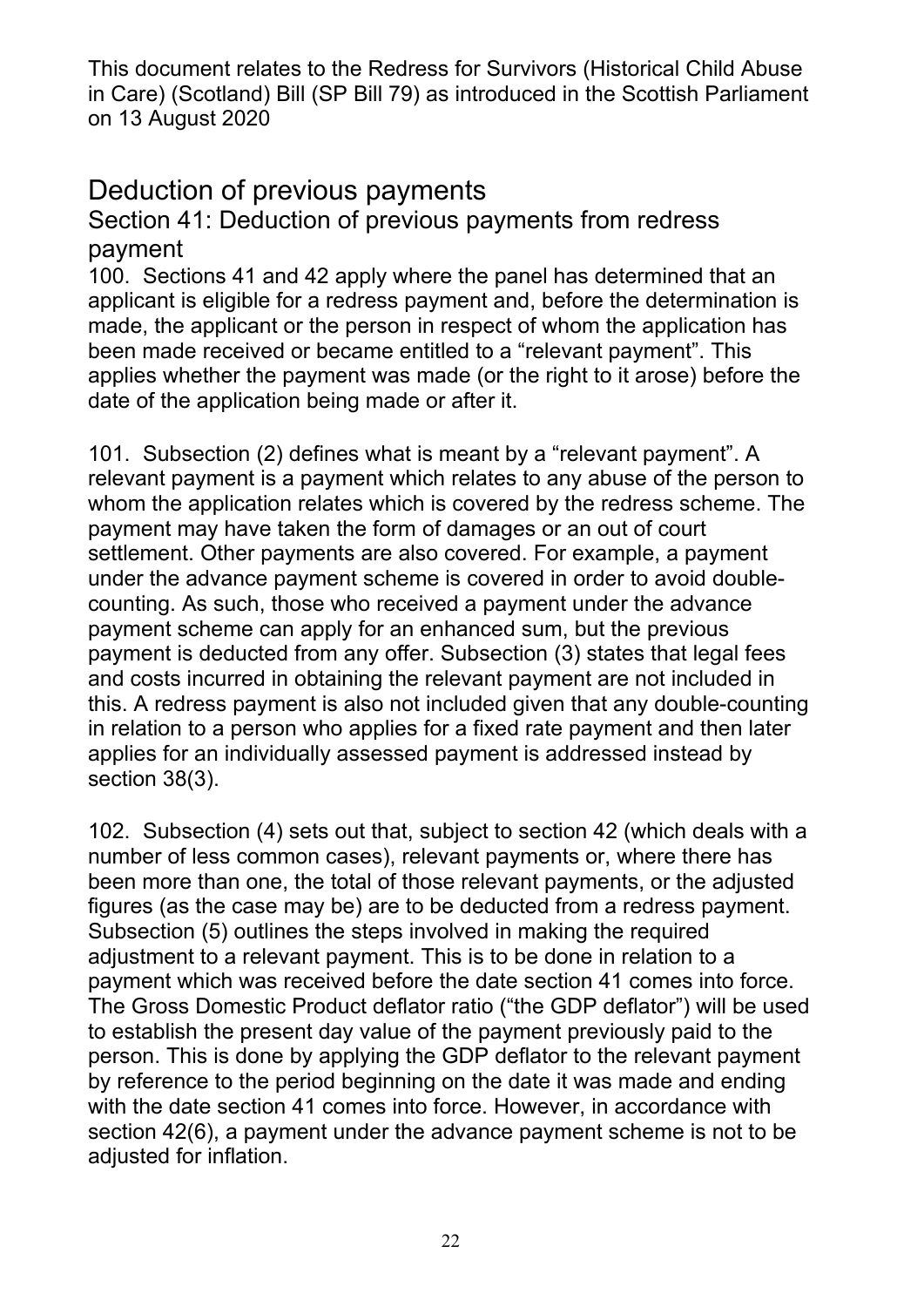This document relates to the Redress for Survivors (Historical Child Abuse in Care) (Scotland) Bill (SP Bill 79) as introduced in the Scottish Parliament on 13 August 2020

## Deduction of previous payments

### Section 41: Deduction of previous payments from redress payment

100. Sections 41 and 42 apply where the panel has determined that an applicant is eligible for a redress payment and, before the determination is made, the applicant or the person in respect of whom the application has been made received or became entitled to a "relevant payment". This applies whether the payment was made (or the right to it arose) before the date of the application being made or after it.

101. Subsection (2) defines what is meant by a "relevant payment". A relevant payment is a payment which relates to any abuse of the person to whom the application relates which is covered by the redress scheme. The payment may have taken the form of damages or an out of court settlement. Other payments are also covered. For example, a payment under the advance payment scheme is covered in order to avoid double-counting. As such, those who received a payment under the advance payment scheme can apply for an enhanced sum, but the previous payment is deducted from any offer. Subsection (3) states that legal fees and costs incurred in obtaining the relevant payment are not included in this. A redress payment is also not included given that any double-counting in relation to a person who applies for a fixed rate payment and then later applies for an individually assessed payment is addressed instead by section 38(3).

102. Subsection (4) sets out that, subject to section 42 (which deals with a number of less common cases), relevant payments or, where there has been more than one, the total of those relevant payments, or the adjusted figures (as the case may be) are to be deducted from a redress payment. Subsection (5) outlines the steps involved in making the required adjustment to a relevant payment. This is to be done in relation to a payment which was received before the date section 41 comes into force. The Gross Domestic Product deflator ratio ("the GDP deflator") will be used to establish the present day value of the payment previously paid to the person. This is done by applying the GDP deflator to the relevant payment by reference to the period beginning on the date it was made and ending with the date section 41 comes into force. However, in accordance with section 42(6), a payment under the advance payment scheme is not to be adjusted for inflation.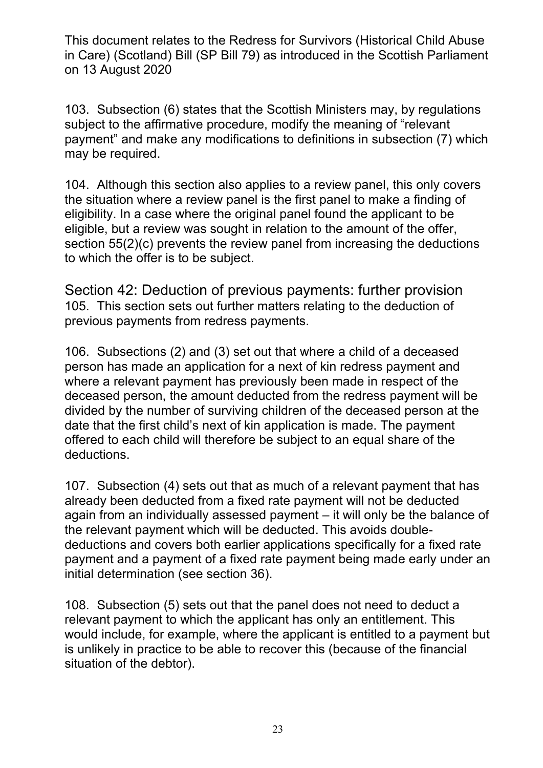103. Subsection (6) states that the Scottish Ministers may, by regulations subject to the affirmative procedure, modify the meaning of "relevant payment" and make any modifications to definitions in subsection (7) which may be required.

104. Although this section also applies to a review panel, this only covers the situation where a review panel is the first panel to make a finding of eligibility. In a case where the original panel found the applicant to be eligible, but a review was sought in relation to the amount of the offer, section 55(2)(c) prevents the review panel from increasing the deductions to which the offer is to be subject.

## Section 42: Deduction of previous payments: further provision

105. This section sets out further matters relating to the deduction of previous payments from redress payments.

106. Subsections (2) and (3) set out that where a child of a deceased person has made an application for a next of kin redress payment and where a relevant payment has previously been made in respect of the deceased person, the amount deducted from the redress payment will be divided by the number of surviving children of the deceased person at the date that the first child's next of kin application is made. The payment offered to each child will therefore be subject to an equal share of the deductions.

107. Subsection (4) sets out that as much of a relevant payment that has already been deducted from a fixed rate payment will not be deducted again from an individually assessed payment – it will only be the balance of the relevant payment which will be deducted. This avoids double-deductions and covers both earlier applications specifically for a fixed rate payment and a payment of a fixed rate payment being made early under an initial determination (see section 36).

108. Subsection (5) sets out that the panel does not need to deduct a relevant payment to which the applicant has only an entitlement. This would include, for example, where the applicant is entitled to a payment but is unlikely in practice to be able to recover this (because of the financial situation of the debtor).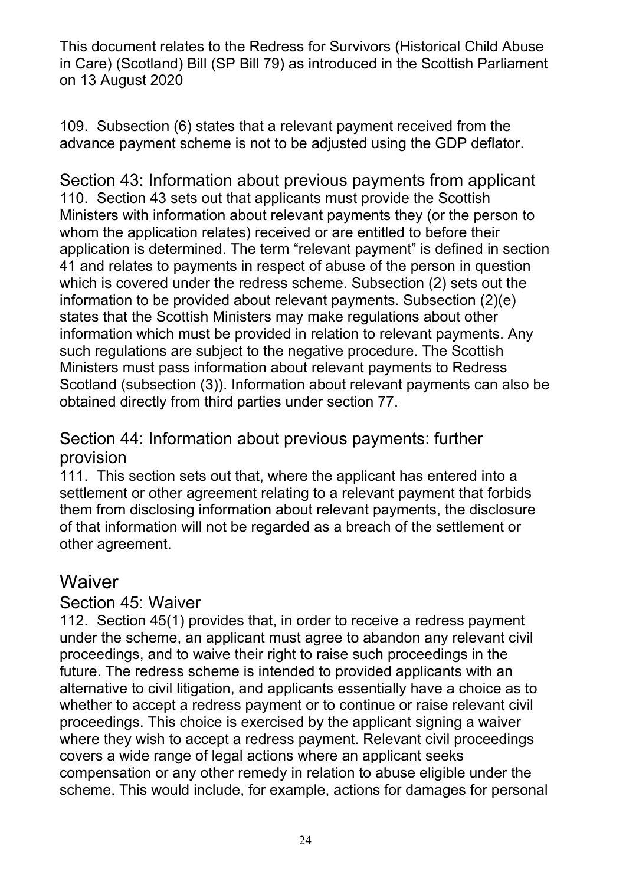109. Subsection (6) states that a relevant payment received from the advance payment scheme is not to be adjusted using the GDP deflator.

### Section 43: Information about previous payments from applicant

110. Section 43 sets out that applicants must provide the Scottish Ministers with information about relevant payments they (or the person to whom the application relates) received or are entitled to before their application is determined. The term "relevant payment" is defined in section 41 and relates to payments in respect of abuse of the person in question which is covered under the redress scheme. Subsection (2) sets out the information to be provided about relevant payments. Subsection (2)(e) states that the Scottish Ministers may make regulations about other information which must be provided in relation to relevant payments. Any such regulations are subject to the negative procedure. The Scottish Ministers must pass information about relevant payments to Redress Scotland (subsection (3)). Information about relevant payments can also be obtained directly from third parties under section 77.

### Section 44: Information about previous payments: further provision

111. This section sets out that, where the applicant has entered into a settlement or other agreement relating to a relevant payment that forbids them from disclosing information about relevant payments, the disclosure of that information will not be regarded as a breach of the settlement or other agreement.

## Waiver

### Section 45: Waiver

112. Section 45(1) provides that, in order to receive a redress payment under the scheme, an applicant must agree to abandon any relevant civil proceedings, and to waive their right to raise such proceedings in the future. The redress scheme is intended to provided applicants with an alternative to civil litigation, and applicants essentially have a choice as to whether to accept a redress payment or to continue or raise relevant civil proceedings. This choice is exercised by the applicant signing a waiver where they wish to accept a redress payment. Relevant civil proceedings covers a wide range of legal actions where an applicant seeks compensation or any other remedy in relation to abuse eligible under the scheme. This would include, for example, actions for damages for personal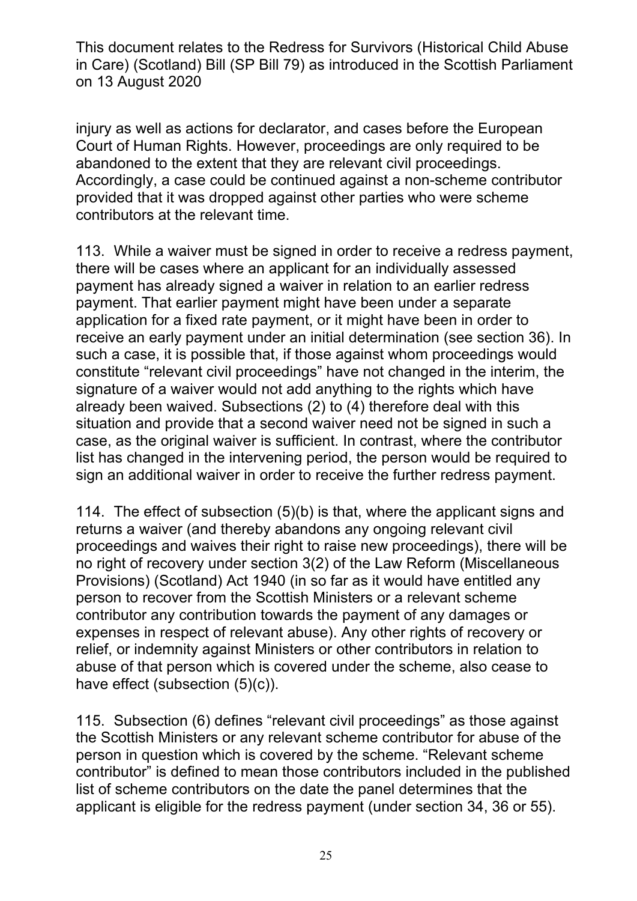injury as well as actions for declarator, and cases before the European Court of Human Rights. However, proceedings are only required to be abandoned to the extent that they are relevant civil proceedings. Accordingly, a case could be continued against a non-scheme contributor provided that it was dropped against other parties who were scheme contributors at the relevant time.

113. While a waiver must be signed in order to receive a redress payment, there will be cases where an applicant for an individually assessed payment has already signed a waiver in relation to an earlier redress payment. That earlier payment might have been under a separate application for a fixed rate payment, or it might have been in order to receive an early payment under an initial determination (see section 36). In such a case, it is possible that, if those against whom proceedings would constitute "relevant civil proceedings" have not changed in the interim, the signature of a waiver would not add anything to the rights which have already been waived. Subsections (2) to (4) therefore deal with this situation and provide that a second waiver need not be signed in such a case, as the original waiver is sufficient. In contrast, where the contributor list has changed in the intervening period, the person would be required to sign an additional waiver in order to receive the further redress payment.

114. The effect of subsection (5)(b) is that, where the applicant signs and returns a waiver (and thereby abandons any ongoing relevant civil proceedings and waives their right to raise new proceedings), there will be no right of recovery under section 3(2) of the Law Reform (Miscellaneous Provisions) (Scotland) Act 1940 (in so far as it would have entitled any person to recover from the Scottish Ministers or a relevant scheme contributor any contribution towards the payment of any damages or expenses in respect of relevant abuse). Any other rights of recovery or relief, or indemnity against Ministers or other contributors in relation to abuse of that person which is covered under the scheme, also cease to have effect (subsection (5)(c)).

115. Subsection (6) defines "relevant civil proceedings" as those against the Scottish Ministers or any relevant scheme contributor for abuse of the person in question which is covered by the scheme. "Relevant scheme contributor" is defined to mean those contributors included in the published list of scheme contributors on the date the panel determines that the applicant is eligible for the redress payment (under section 34, 36 or 55).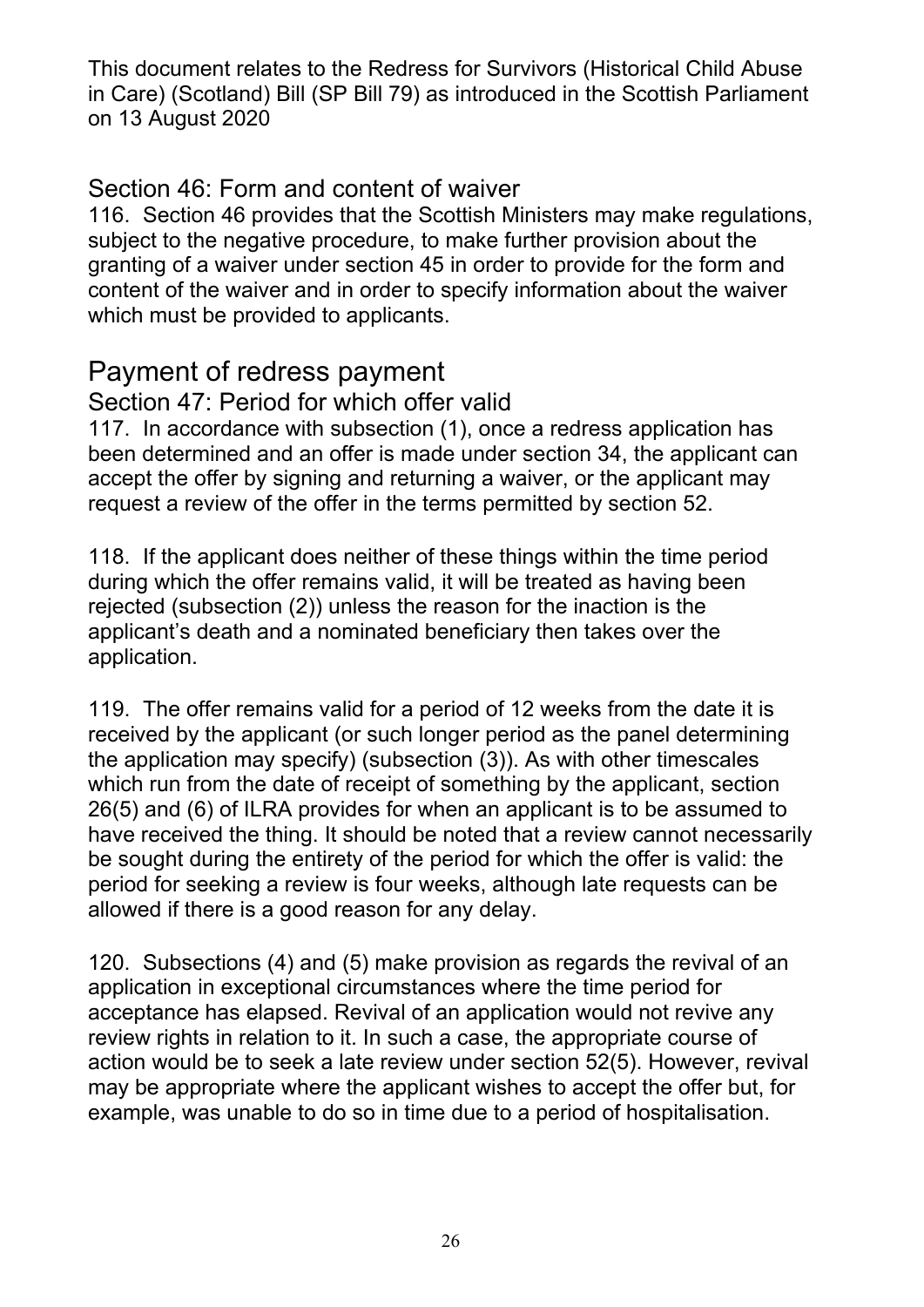## Section 46: Form and content of waiver

116. Section 46 provides that the Scottish Ministers may make regulations, subject to the negative procedure, to make further provision about the granting of a waiver under section 45 in order to provide for the form and content of the waiver and in order to specify information about the waiver which must be provided to applicants.

# Payment of redress payment

## Section 47: Period for which offer valid

117. In accordance with subsection (1), once a redress application has been determined and an offer is made under section 34, the applicant can accept the offer by signing and returning a waiver, or the applicant may request a review of the offer in the terms permitted by section 52.

118. If the applicant does neither of these things within the time period during which the offer remains valid, it will be treated as having been rejected (subsection (2)) unless the reason for the inaction is the applicant's death and a nominated beneficiary then takes over the application.

119. The offer remains valid for a period of 12 weeks from the date it is received by the applicant (or such longer period as the panel determining the application may specify) (subsection (3)). As with other timescales which run from the date of receipt of something by the applicant, section 26(5) and (6) of ILRA provides for when an applicant is to be assumed to have received the thing. It should be noted that a review cannot necessarily be sought during the entirety of the period for which the offer is valid: the period for seeking a review is four weeks, although late requests can be allowed if there is a good reason for any delay.

120. Subsections (4) and (5) make provision as regards the revival of an application in exceptional circumstances where the time period for acceptance has elapsed. Revival of an application would not revive any review rights in relation to it. In such a case, the appropriate course of action would be to seek a late review under section 52(5). However, revival may be appropriate where the applicant wishes to accept the offer but, for example, was unable to do so in time due to a period of hospitalisation.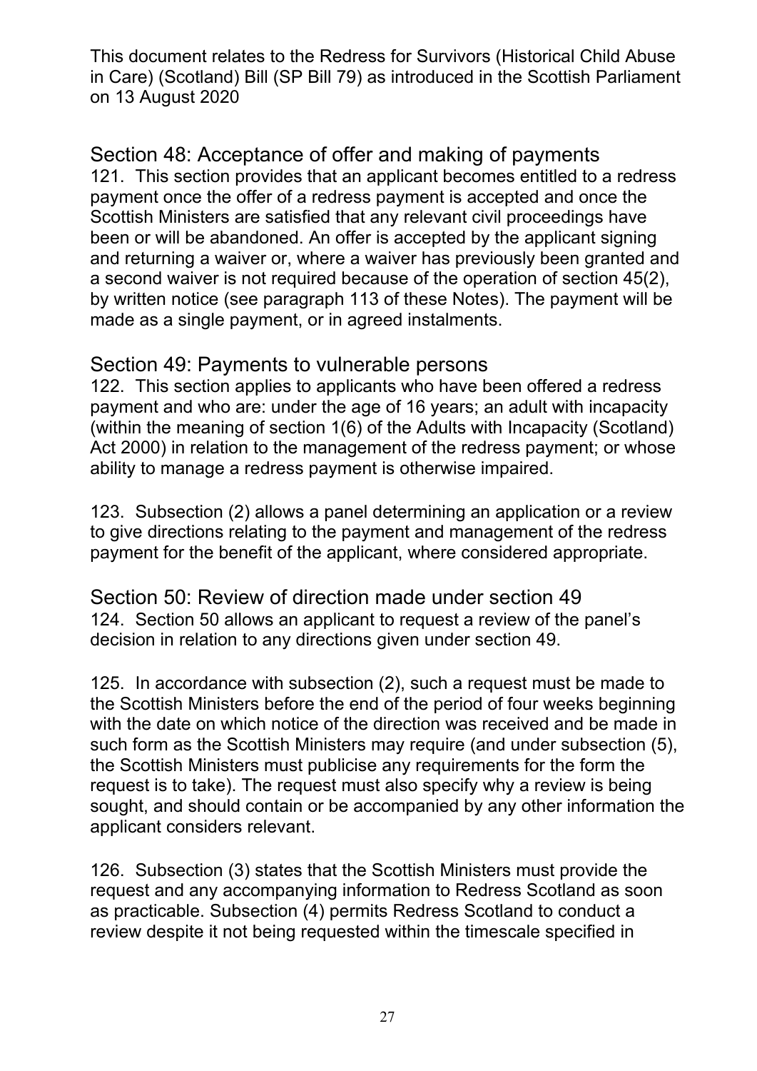## Section 48: Acceptance of offer and making of payments

121. This section provides that an applicant becomes entitled to a redress payment once the offer of a redress payment is accepted and once the Scottish Ministers are satisfied that any relevant civil proceedings have been or will be abandoned. An offer is accepted by the applicant signing and returning a waiver or, where a waiver has previously been granted and a second waiver is not required because of the operation of section 45(2), by written notice (see paragraph 113 of these Notes). The payment will be made as a single payment, or in agreed instalments.

## Section 49: Payments to vulnerable persons

122. This section applies to applicants who have been offered a redress payment and who are: under the age of 16 years; an adult with incapacity (within the meaning of section 1(6) of the Adults with Incapacity (Scotland) Act 2000) in relation to the management of the redress payment; or whose ability to manage a redress payment is otherwise impaired.

123. Subsection (2) allows a panel determining an application or a review to give directions relating to the payment and management of the redress payment for the benefit of the applicant, where considered appropriate.

## Section 50: Review of direction made under section 49

124. Section 50 allows an applicant to request a review of the panel's decision in relation to any directions given under section 49.

125. In accordance with subsection (2), such a request must be made to the Scottish Ministers before the end of the period of four weeks beginning with the date on which notice of the direction was received and be made in such form as the Scottish Ministers may require (and under subsection (5), the Scottish Ministers must publicise any requirements for the form the request is to take). The request must also specify why a review is being sought, and should contain or be accompanied by any other information the applicant considers relevant.

126. Subsection (3) states that the Scottish Ministers must provide the request and any accompanying information to Redress Scotland as soon as practicable. Subsection (4) permits Redress Scotland to conduct a review despite it not being requested within the timescale specified in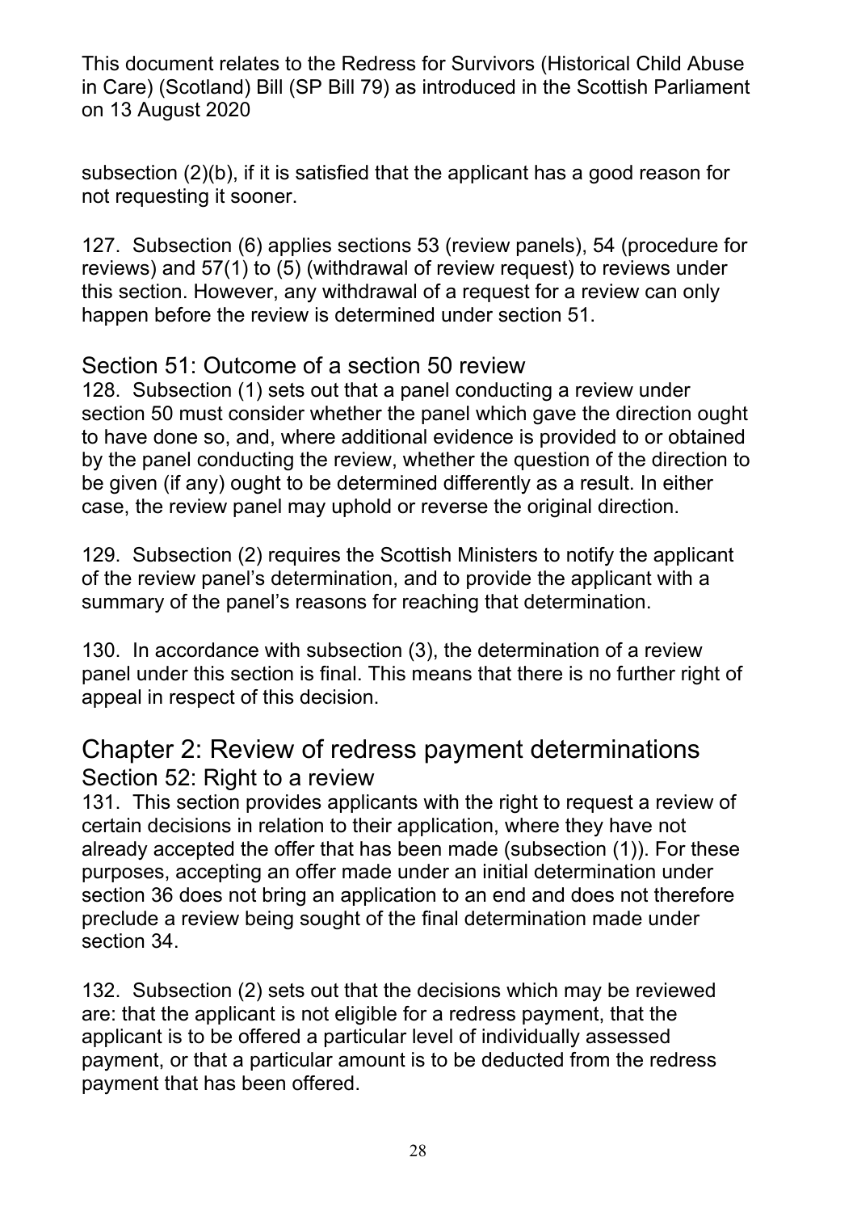subsection (2)(b), if it is satisfied that the applicant has a good reason for not requesting it sooner.

127. Subsection (6) applies sections 53 (review panels), 54 (procedure for reviews) and 57(1) to (5) (withdrawal of review request) to reviews under this section. However, any withdrawal of a request for a review can only happen before the review is determined under section 51.

### Section 51: Outcome of a section 50 review

128. Subsection (1) sets out that a panel conducting a review under section 50 must consider whether the panel which gave the direction ought to have done so, and, where additional evidence is provided to or obtained by the panel conducting the review, whether the question of the direction to be given (if any) ought to be determined differently as a result. In either case, the review panel may uphold or reverse the original direction.

129. Subsection (2) requires the Scottish Ministers to notify the applicant of the review panel's determination, and to provide the applicant with a summary of the panel's reasons for reaching that determination.

130. In accordance with subsection (3), the determination of a review panel under this section is final. This means that there is no further right of appeal in respect of this decision.

## Chapter 2: Review of redress payment determinations

### Section 52: Right to a review

131. This section provides applicants with the right to request a review of certain decisions in relation to their application, where they have not already accepted the offer that has been made (subsection (1)). For these purposes, accepting an offer made under an initial determination under section 36 does not bring an application to an end and does not therefore preclude a review being sought of the final determination made under section 34.

132. Subsection (2) sets out that the decisions which may be reviewed are: that the applicant is not eligible for a redress payment, that the applicant is to be offered a particular level of individually assessed payment, or that a particular amount is to be deducted from the redress payment that has been offered.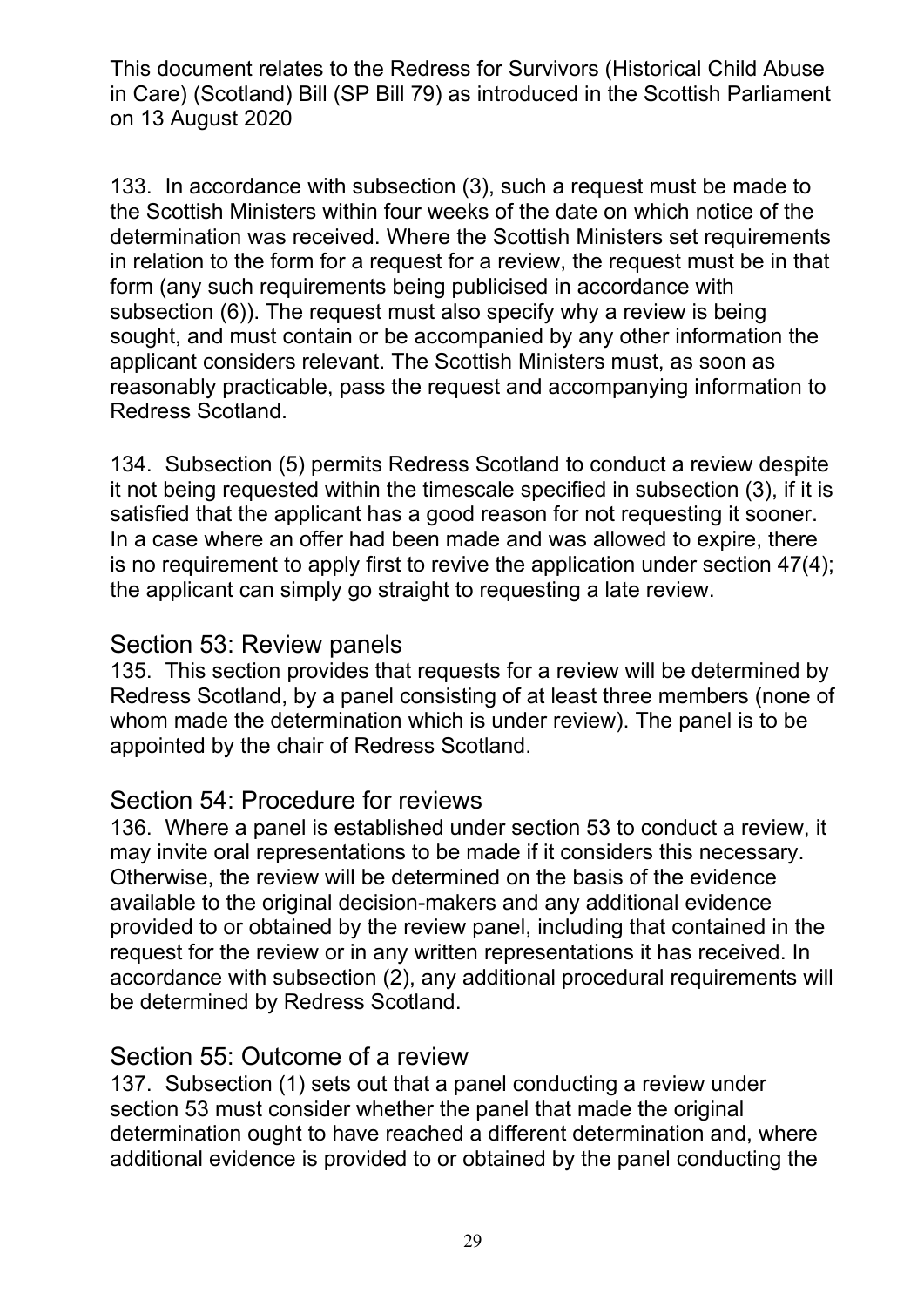133. In accordance with subsection (3), such a request must be made to the Scottish Ministers within four weeks of the date on which notice of the determination was received. Where the Scottish Ministers set requirements in relation to the form for a request for a review, the request must be in that form (any such requirements being publicised in accordance with subsection (6)). The request must also specify why a review is being sought, and must contain or be accompanied by any other information the applicant considers relevant. The Scottish Ministers must, as soon as reasonably practicable, pass the request and accompanying information to Redress Scotland.

134. Subsection (5) permits Redress Scotland to conduct a review despite it not being requested within the timescale specified in subsection (3), if it is satisfied that the applicant has a good reason for not requesting it sooner. In a case where an offer had been made and was allowed to expire, there is no requirement to apply first to revive the application under section 47(4); the applicant can simply go straight to requesting a late review.

## Section 53: Review panels

135. This section provides that requests for a review will be determined by Redress Scotland, by a panel consisting of at least three members (none of whom made the determination which is under review). The panel is to be appointed by the chair of Redress Scotland.

## Section 54: Procedure for reviews

136. Where a panel is established under section 53 to conduct a review, it may invite oral representations to be made if it considers this necessary. Otherwise, the review will be determined on the basis of the evidence available to the original decision-makers and any additional evidence provided to or obtained by the review panel, including that contained in the request for the review or in any written representations it has received. In accordance with subsection (2), any additional procedural requirements will be determined by Redress Scotland.

## Section 55: Outcome of a review

137. Subsection (1) sets out that a panel conducting a review under section 53 must consider whether the panel that made the original determination ought to have reached a different determination and, where additional evidence is provided to or obtained by the panel conducting the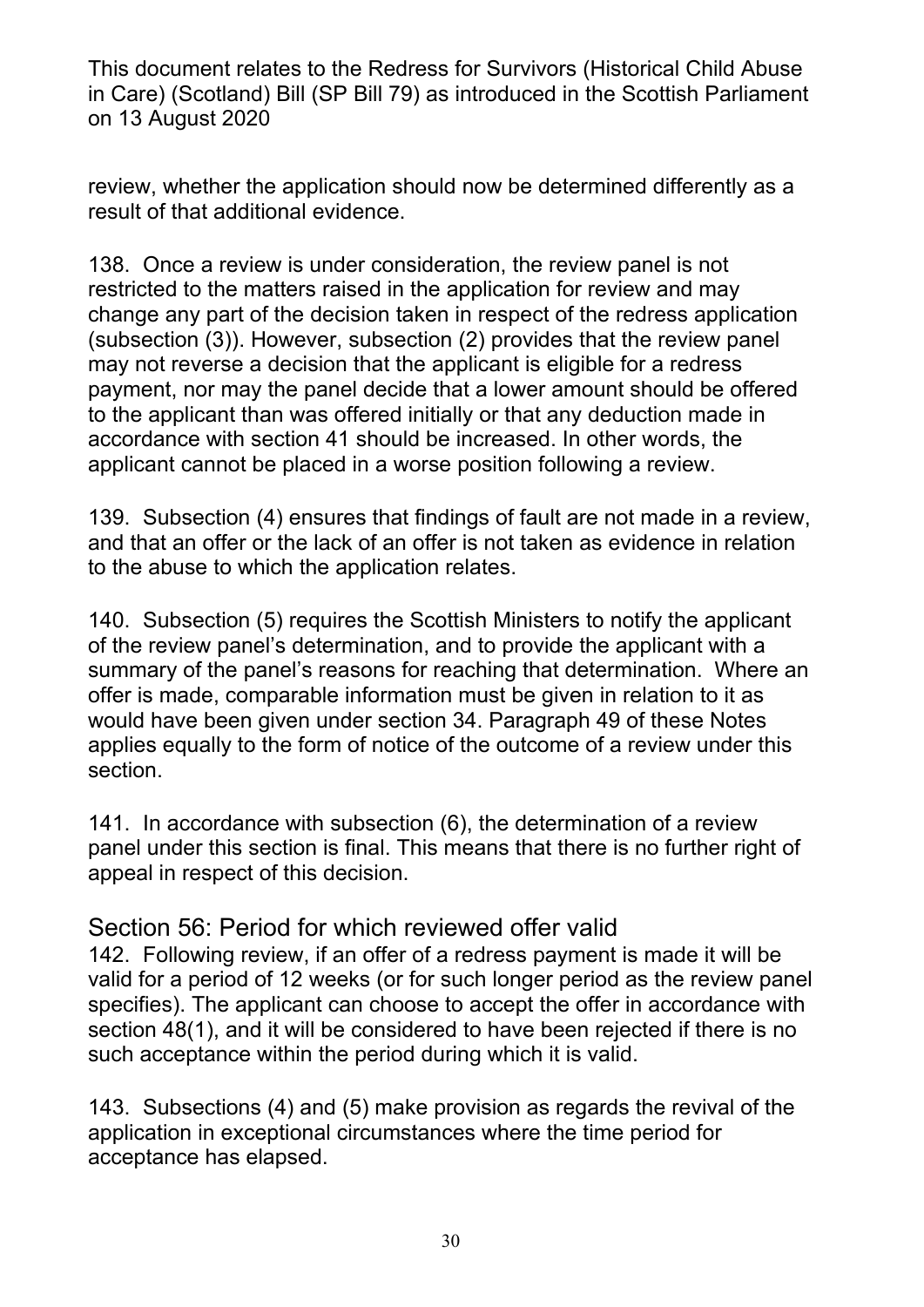review, whether the application should now be determined differently as a result of that additional evidence.

138. Once a review is under consideration, the review panel is not restricted to the matters raised in the application for review and may change any part of the decision taken in respect of the redress application (subsection (3)). However, subsection (2) provides that the review panel may not reverse a decision that the applicant is eligible for a redress payment, nor may the panel decide that a lower amount should be offered to the applicant than was offered initially or that any deduction made in accordance with section 41 should be increased. In other words, the applicant cannot be placed in a worse position following a review.

139. Subsection (4) ensures that findings of fault are not made in a review, and that an offer or the lack of an offer is not taken as evidence in relation to the abuse to which the application relates.

140. Subsection (5) requires the Scottish Ministers to notify the applicant of the review panel's determination, and to provide the applicant with a summary of the panel's reasons for reaching that determination. Where an offer is made, comparable information must be given in relation to it as would have been given under section 34. Paragraph 49 of these Notes applies equally to the form of notice of the outcome of a review under this section.

141. In accordance with subsection (6), the determination of a review panel under this section is final. This means that there is no further right of appeal in respect of this decision.

## Section 56: Period for which reviewed offer valid

142. Following review, if an offer of a redress payment is made it will be valid for a period of 12 weeks (or for such longer period as the review panel specifies). The applicant can choose to accept the offer in accordance with section 48(1), and it will be considered to have been rejected if there is no such acceptance within the period during which it is valid.

143. Subsections (4) and (5) make provision as regards the revival of the application in exceptional circumstances where the time period for acceptance has elapsed.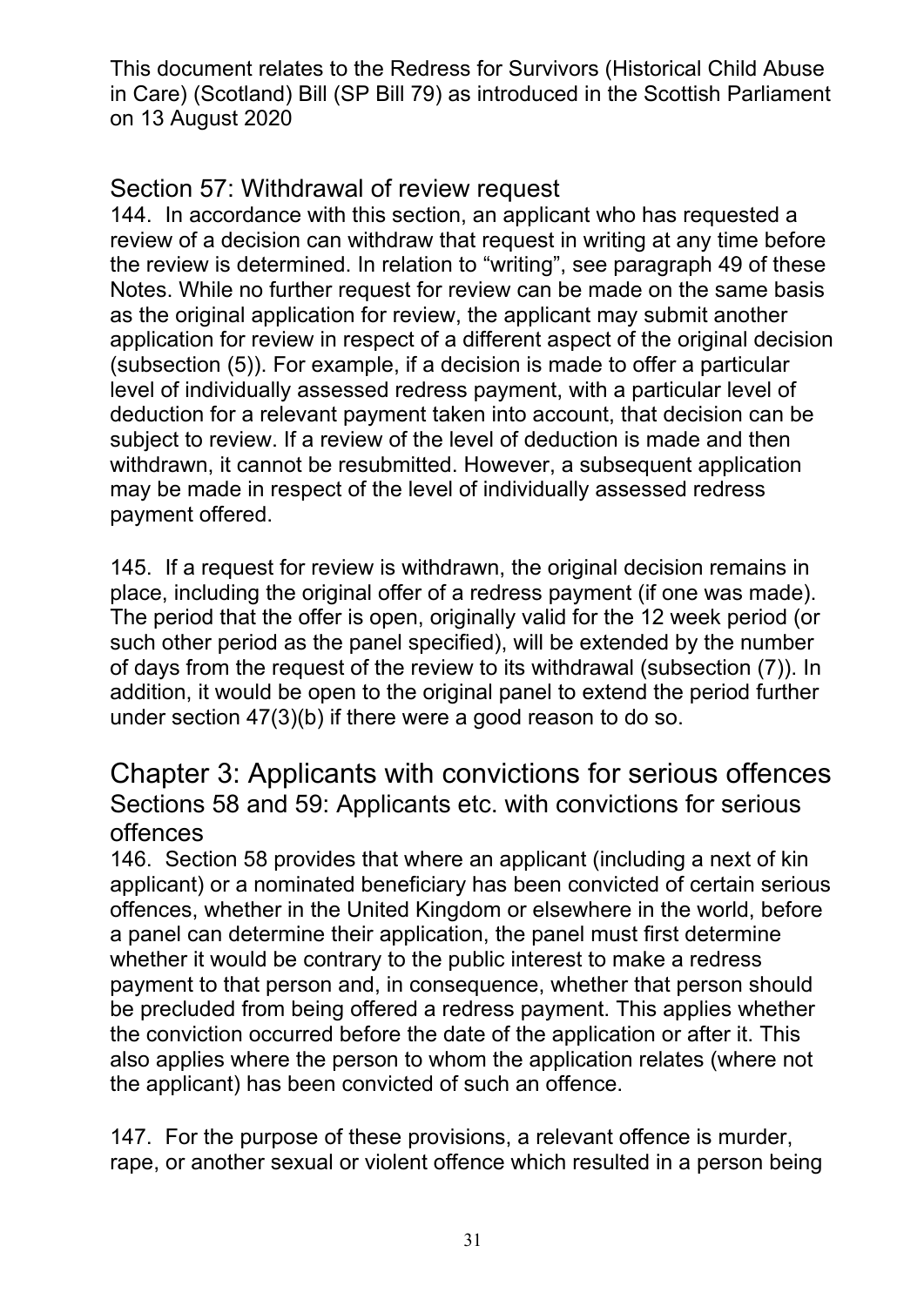## Section 57: Withdrawal of review request

144. In accordance with this section, an applicant who has requested a review of a decision can withdraw that request in writing at any time before the review is determined. In relation to "writing", see paragraph 49 of these Notes. While no further request for review can be made on the same basis as the original application for review, the applicant may submit another application for review in respect of a different aspect of the original decision (subsection (5)). For example, if a decision is made to offer a particular level of individually assessed redress payment, with a particular level of deduction for a relevant payment taken into account, that decision can be subject to review. If a review of the level of deduction is made and then withdrawn, it cannot be resubmitted. However, a subsequent application may be made in respect of the level of individually assessed redress payment offered.

145. If a request for review is withdrawn, the original decision remains in place, including the original offer of a redress payment (if one was made). The period that the offer is open, originally valid for the 12 week period (or such other period as the panel specified), will be extended by the number of days from the request of the review to its withdrawal (subsection (7)). In addition, it would be open to the original panel to extend the period further under section 47(3)(b) if there were a good reason to do so.

# Chapter 3: Applicants with convictions for serious offences

## Sections 58 and 59: Applicants etc. with convictions for serious offences

146. Section 58 provides that where an applicant (including a next of kin applicant) or a nominated beneficiary has been convicted of certain serious offences, whether in the United Kingdom or elsewhere in the world, before a panel can determine their application, the panel must first determine whether it would be contrary to the public interest to make a redress payment to that person and, in consequence, whether that person should be precluded from being offered a redress payment. This applies whether the conviction occurred before the date of the application or after it. This also applies where the person to whom the application relates (where not the applicant) has been convicted of such an offence.

147. For the purpose of these provisions, a relevant offence is murder, rape, or another sexual or violent offence which resulted in a person being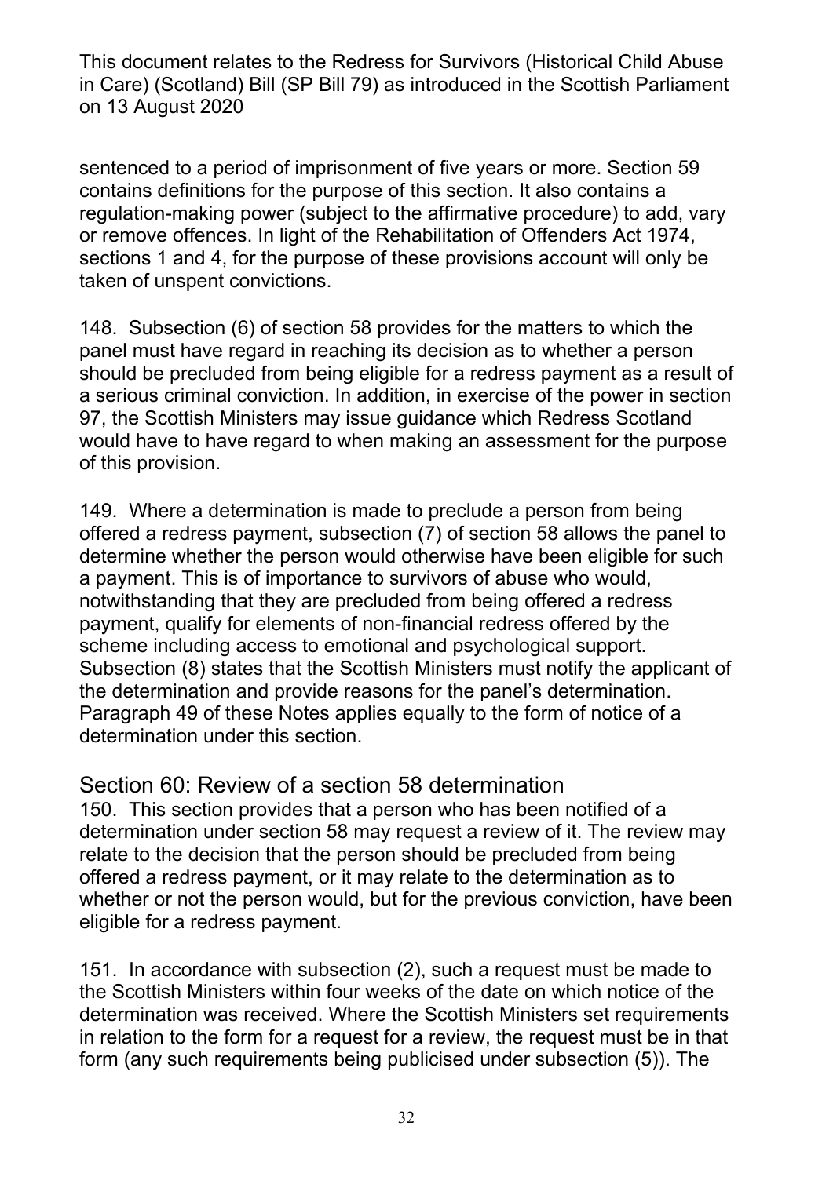sentenced to a period of imprisonment of five years or more. Section 59 contains definitions for the purpose of this section. It also contains a regulation-making power (subject to the affirmative procedure) to add, vary or remove offences. In light of the Rehabilitation of Offenders Act 1974, sections 1 and 4, for the purpose of these provisions account will only be taken of unspent convictions.

148. Subsection (6) of section 58 provides for the matters to which the panel must have regard in reaching its decision as to whether a person should be precluded from being eligible for a redress payment as a result of a serious criminal conviction. In addition, in exercise of the power in section 97, the Scottish Ministers may issue guidance which Redress Scotland would have to have regard to when making an assessment for the purpose of this provision.

149. Where a determination is made to preclude a person from being offered a redress payment, subsection (7) of section 58 allows the panel to determine whether the person would otherwise have been eligible for such a payment. This is of importance to survivors of abuse who would, notwithstanding that they are precluded from being offered a redress payment, qualify for elements of non-financial redress offered by the scheme including access to emotional and psychological support. Subsection (8) states that the Scottish Ministers must notify the applicant of the determination and provide reasons for the panel's determination. Paragraph 49 of these Notes applies equally to the form of notice of a determination under this section.

## Section 60: Review of a section 58 determination

150. This section provides that a person who has been notified of a determination under section 58 may request a review of it. The review may relate to the decision that the person should be precluded from being offered a redress payment, or it may relate to the determination as to whether or not the person would, but for the previous conviction, have been eligible for a redress payment.

151. In accordance with subsection (2), such a request must be made to the Scottish Ministers within four weeks of the date on which notice of the determination was received. Where the Scottish Ministers set requirements in relation to the form for a request for a review, the request must be in that form (any such requirements being publicised under subsection (5)). The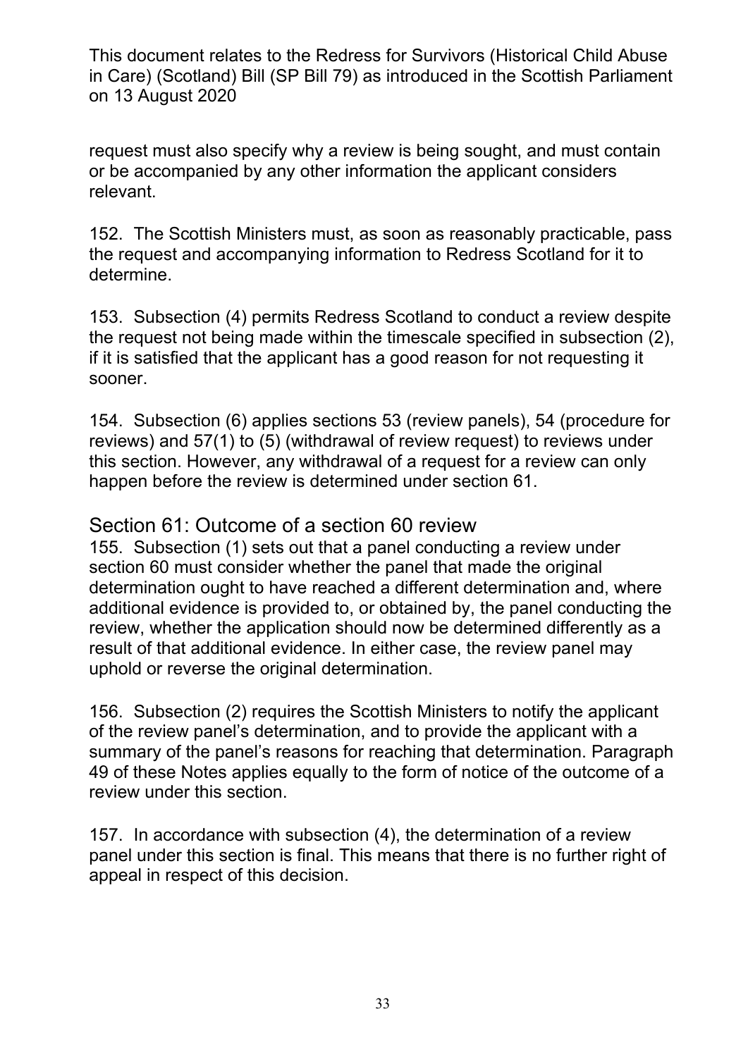request must also specify why a review is being sought, and must contain or be accompanied by any other information the applicant considers relevant.

152. The Scottish Ministers must, as soon as reasonably practicable, pass the request and accompanying information to Redress Scotland for it to determine.

153. Subsection (4) permits Redress Scotland to conduct a review despite the request not being made within the timescale specified in subsection (2), if it is satisfied that the applicant has a good reason for not requesting it sooner.

154. Subsection (6) applies sections 53 (review panels), 54 (procedure for reviews) and 57(1) to (5) (withdrawal of review request) to reviews under this section. However, any withdrawal of a request for a review can only happen before the review is determined under section 61.

## Section 61: Outcome of a section 60 review

155. Subsection (1) sets out that a panel conducting a review under section 60 must consider whether the panel that made the original determination ought to have reached a different determination and, where additional evidence is provided to, or obtained by, the panel conducting the review, whether the application should now be determined differently as a result of that additional evidence. In either case, the review panel may uphold or reverse the original determination.

156. Subsection (2) requires the Scottish Ministers to notify the applicant of the review panel's determination, and to provide the applicant with a summary of the panel's reasons for reaching that determination. Paragraph 49 of these Notes applies equally to the form of notice of the outcome of a review under this section.

157. In accordance with subsection (4), the determination of a review panel under this section is final. This means that there is no further right of appeal in respect of this decision.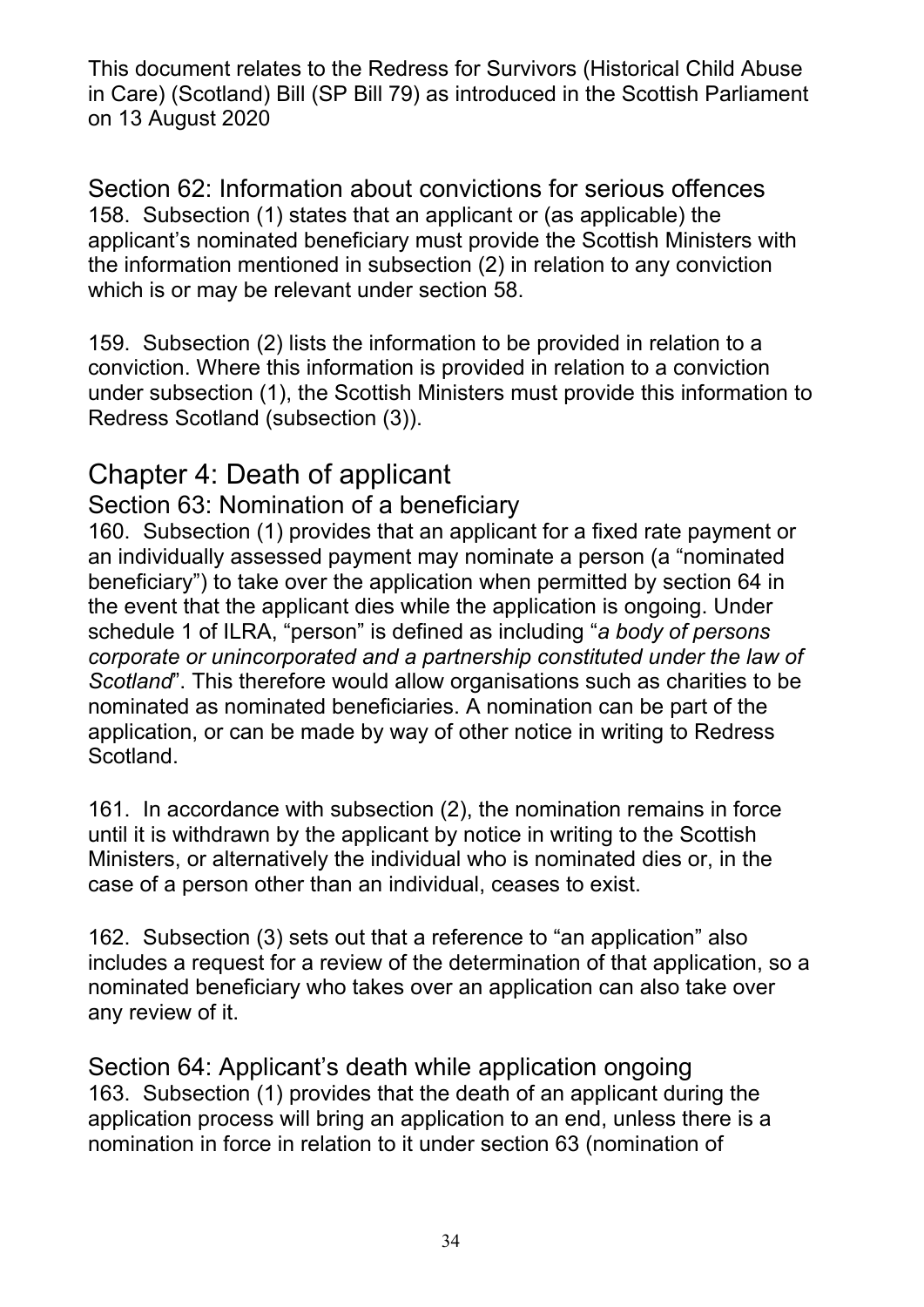This document relates to the Redress for Survivors (Historical Child Abuse in Care) (Scotland) Bill (SP Bill 79) as introduced in the Scottish Parliament on 13 August 2020

### Section 62: Information about convictions for serious offences

158. Subsection (1) states that an applicant or (as applicable) the applicant's nominated beneficiary must provide the Scottish Ministers with the information mentioned in subsection (2) in relation to any conviction which is or may be relevant under section 58.

159. Subsection (2) lists the information to be provided in relation to a conviction. Where this information is provided in relation to a conviction under subsection (1), the Scottish Ministers must provide this information to Redress Scotland (subsection (3)).

## Chapter 4: Death of applicant

### Section 63: Nomination of a beneficiary

160. Subsection (1) provides that an applicant for a fixed rate payment or an individually assessed payment may nominate a person (a "nominated beneficiary") to take over the application when permitted by section 64 in the event that the applicant dies while the application is ongoing. Under schedule 1 of ILRA, "person" is defined as including "*a body of persons corporate or unincorporated and a partnership constituted under the law of Scotland*". This therefore would allow organisations such as charities to be nominated as nominated beneficiaries. A nomination can be part of the application, or can be made by way of other notice in writing to Redress Scotland.

161. In accordance with subsection (2), the nomination remains in force until it is withdrawn by the applicant by notice in writing to the Scottish Ministers, or alternatively the individual who is nominated dies or, in the case of a person other than an individual, ceases to exist.

162. Subsection (3) sets out that a reference to "an application" also includes a request for a review of the determination of that application, so a nominated beneficiary who takes over an application can also take over any review of it.

### Section 64: Applicant's death while application ongoing

163. Subsection (1) provides that the death of an applicant during the application process will bring an application to an end, unless there is a nomination in force in relation to it under section 63 (nomination of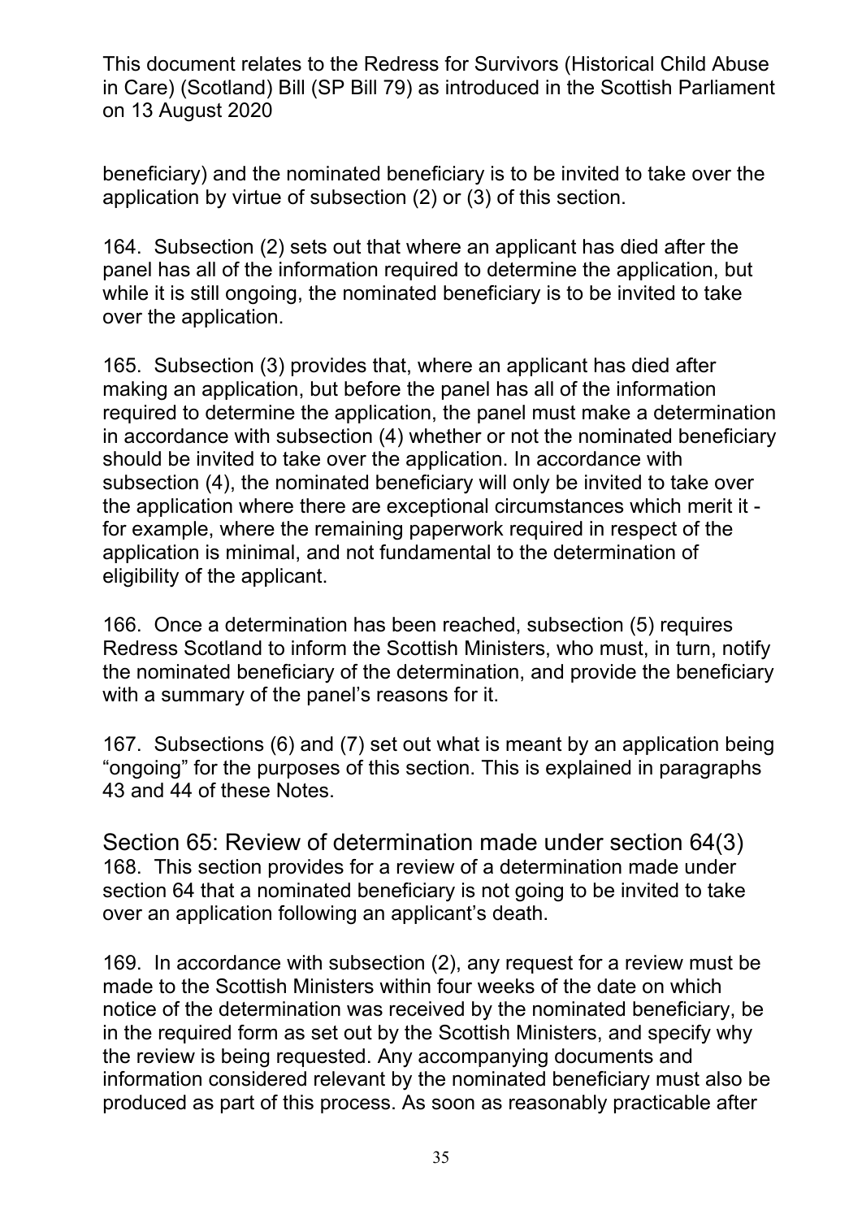beneficiary) and the nominated beneficiary is to be invited to take over the application by virtue of subsection (2) or (3) of this section.

164. Subsection (2) sets out that where an applicant has died after the panel has all of the information required to determine the application, but while it is still ongoing, the nominated beneficiary is to be invited to take over the application.

165. Subsection (3) provides that, where an applicant has died after making an application, but before the panel has all of the information required to determine the application, the panel must make a determination in accordance with subsection (4) whether or not the nominated beneficiary should be invited to take over the application. In accordance with subsection (4), the nominated beneficiary will only be invited to take over the application where there are exceptional circumstances which merit it - for example, where the remaining paperwork required in respect of the application is minimal, and not fundamental to the determination of eligibility of the applicant.

166. Once a determination has been reached, subsection (5) requires Redress Scotland to inform the Scottish Ministers, who must, in turn, notify the nominated beneficiary of the determination, and provide the beneficiary with a summary of the panel's reasons for it.

167. Subsections (6) and (7) set out what is meant by an application being "ongoing" for the purposes of this section. This is explained in paragraphs 43 and 44 of these Notes.

## Section 65: Review of determination made under section 64(3)

168. This section provides for a review of a determination made under section 64 that a nominated beneficiary is not going to be invited to take over an application following an applicant's death.

169. In accordance with subsection (2), any request for a review must be made to the Scottish Ministers within four weeks of the date on which notice of the determination was received by the nominated beneficiary, be in the required form as set out by the Scottish Ministers, and specify why the review is being requested. Any accompanying documents and information considered relevant by the nominated beneficiary must also be produced as part of this process. As soon as reasonably practicable after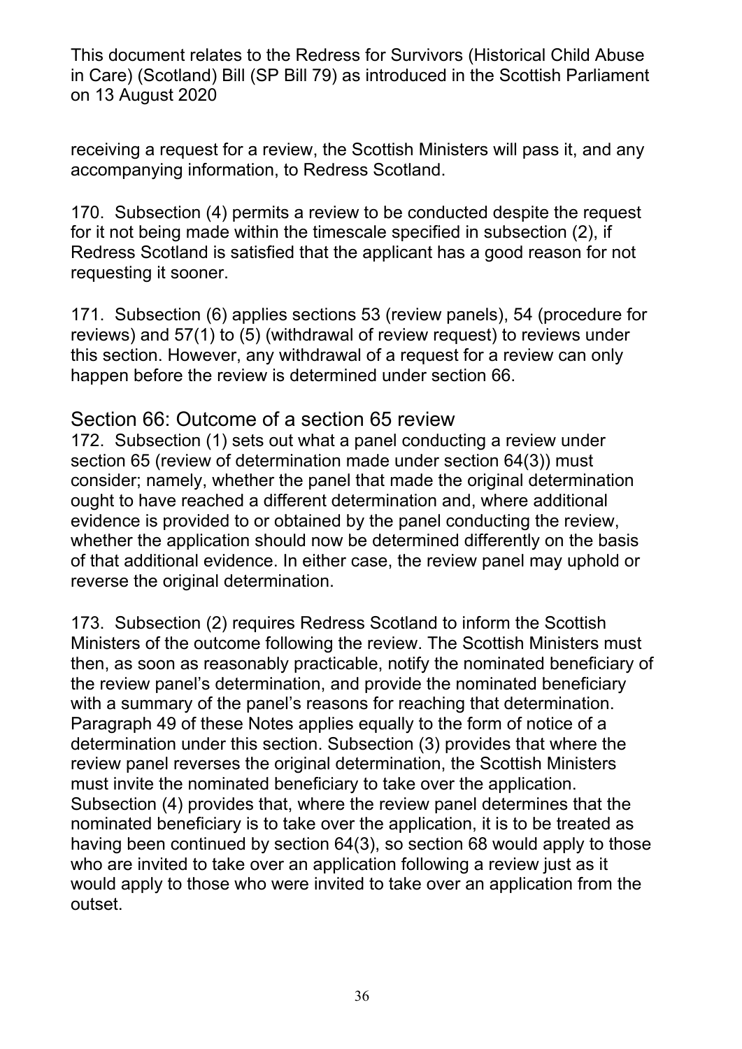receiving a request for a review, the Scottish Ministers will pass it, and any accompanying information, to Redress Scotland.

170. Subsection (4) permits a review to be conducted despite the request for it not being made within the timescale specified in subsection (2), if Redress Scotland is satisfied that the applicant has a good reason for not requesting it sooner.

171. Subsection (6) applies sections 53 (review panels), 54 (procedure for reviews) and 57(1) to (5) (withdrawal of review request) to reviews under this section. However, any withdrawal of a request for a review can only happen before the review is determined under section 66.

## Section 66: Outcome of a section 65 review

172. Subsection (1) sets out what a panel conducting a review under section 65 (review of determination made under section 64(3)) must consider; namely, whether the panel that made the original determination ought to have reached a different determination and, where additional evidence is provided to or obtained by the panel conducting the review, whether the application should now be determined differently on the basis of that additional evidence. In either case, the review panel may uphold or reverse the original determination.

173. Subsection (2) requires Redress Scotland to inform the Scottish Ministers of the outcome following the review. The Scottish Ministers must then, as soon as reasonably practicable, notify the nominated beneficiary of the review panel's determination, and provide the nominated beneficiary with a summary of the panel's reasons for reaching that determination. Paragraph 49 of these Notes applies equally to the form of notice of a determination under this section. Subsection (3) provides that where the review panel reverses the original determination, the Scottish Ministers must invite the nominated beneficiary to take over the application. Subsection (4) provides that, where the review panel determines that the nominated beneficiary is to take over the application, it is to be treated as having been continued by section 64(3), so section 68 would apply to those who are invited to take over an application following a review just as it would apply to those who were invited to take over an application from the outset.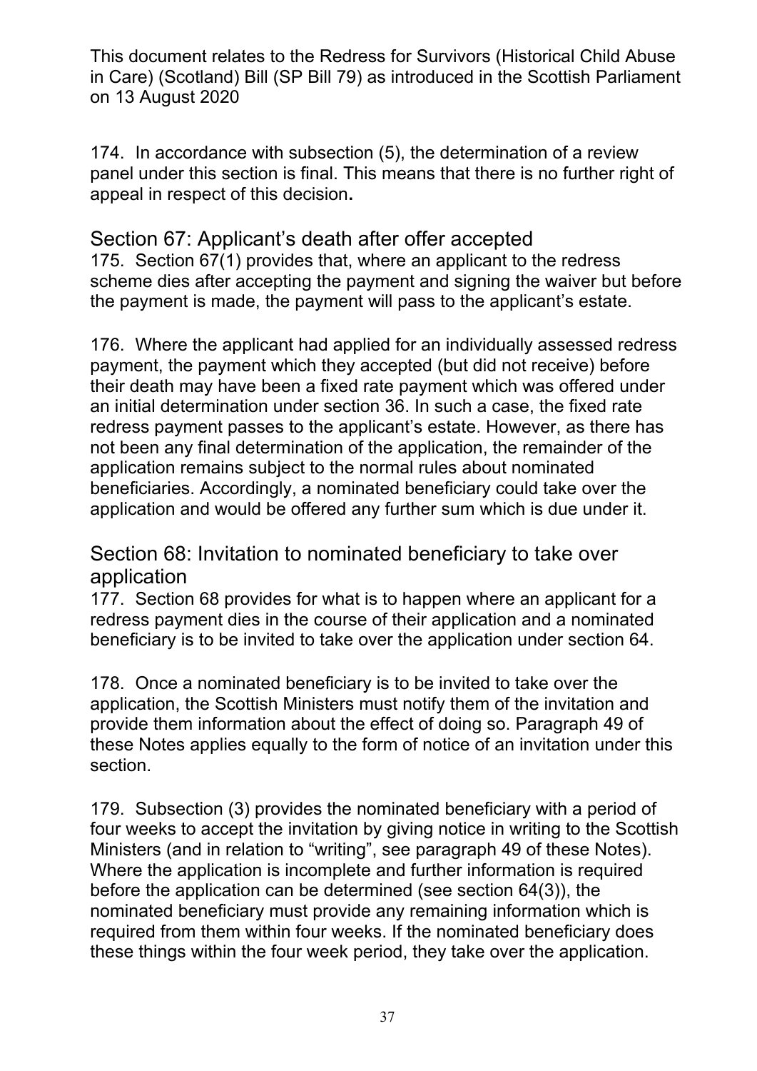174. In accordance with subsection (5), the determination of a review panel under this section is final. This means that there is no further right of appeal in respect of this decision**.**

## Section 67: Applicant's death after offer accepted

175. Section 67(1) provides that, where an applicant to the redress scheme dies after accepting the payment and signing the waiver but before the payment is made, the payment will pass to the applicant's estate.

176. Where the applicant had applied for an individually assessed redress payment, the payment which they accepted (but did not receive) before their death may have been a fixed rate payment which was offered under an initial determination under section 36. In such a case, the fixed rate redress payment passes to the applicant's estate. However, as there has not been any final determination of the application, the remainder of the application remains subject to the normal rules about nominated beneficiaries. Accordingly, a nominated beneficiary could take over the application and would be offered any further sum which is due under it.

## Section 68: Invitation to nominated beneficiary to take over application

177. Section 68 provides for what is to happen where an applicant for a redress payment dies in the course of their application and a nominated beneficiary is to be invited to take over the application under section 64.

178. Once a nominated beneficiary is to be invited to take over the application, the Scottish Ministers must notify them of the invitation and provide them information about the effect of doing so. Paragraph 49 of these Notes applies equally to the form of notice of an invitation under this section.

179. Subsection (3) provides the nominated beneficiary with a period of four weeks to accept the invitation by giving notice in writing to the Scottish Ministers (and in relation to "writing", see paragraph 49 of these Notes). Where the application is incomplete and further information is required before the application can be determined (see section 64(3)), the nominated beneficiary must provide any remaining information which is required from them within four weeks. If the nominated beneficiary does these things within the four week period, they take over the application.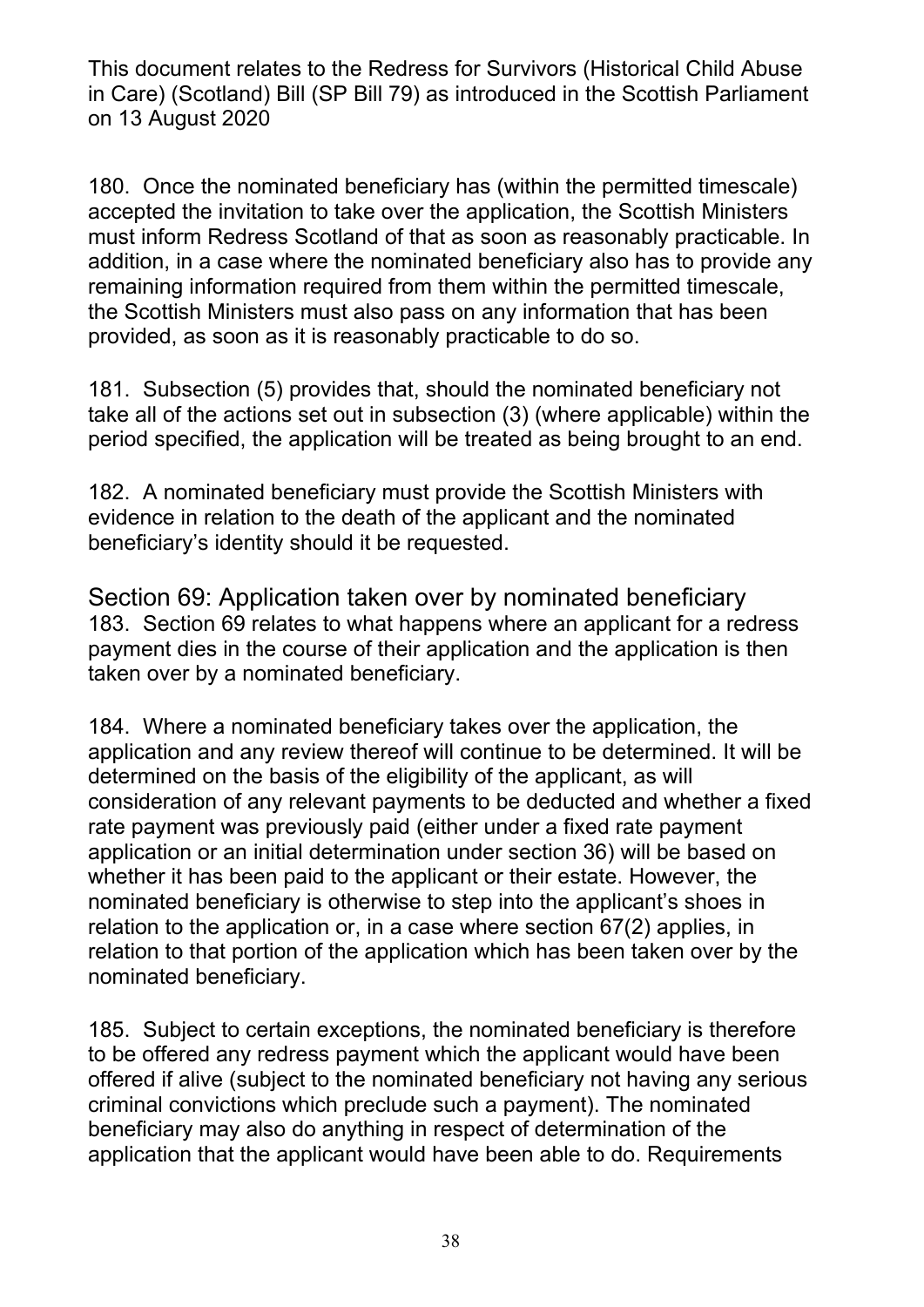180. Once the nominated beneficiary has (within the permitted timescale) accepted the invitation to take over the application, the Scottish Ministers must inform Redress Scotland of that as soon as reasonably practicable. In addition, in a case where the nominated beneficiary also has to provide any remaining information required from them within the permitted timescale, the Scottish Ministers must also pass on any information that has been provided, as soon as it is reasonably practicable to do so.

181. Subsection (5) provides that, should the nominated beneficiary not take all of the actions set out in subsection (3) (where applicable) within the period specified, the application will be treated as being brought to an end.

182. A nominated beneficiary must provide the Scottish Ministers with evidence in relation to the death of the applicant and the nominated beneficiary's identity should it be requested.

## Section 69: Application taken over by nominated beneficiary

183. Section 69 relates to what happens where an applicant for a redress payment dies in the course of their application and the application is then taken over by a nominated beneficiary.

184. Where a nominated beneficiary takes over the application, the application and any review thereof will continue to be determined. It will be determined on the basis of the eligibility of the applicant, as will consideration of any relevant payments to be deducted and whether a fixed rate payment was previously paid (either under a fixed rate payment application or an initial determination under section 36) will be based on whether it has been paid to the applicant or their estate. However, the nominated beneficiary is otherwise to step into the applicant's shoes in relation to the application or, in a case where section 67(2) applies, in relation to that portion of the application which has been taken over by the nominated beneficiary.

185. Subject to certain exceptions, the nominated beneficiary is therefore to be offered any redress payment which the applicant would have been offered if alive (subject to the nominated beneficiary not having any serious criminal convictions which preclude such a payment). The nominated beneficiary may also do anything in respect of determination of the application that the applicant would have been able to do. Requirements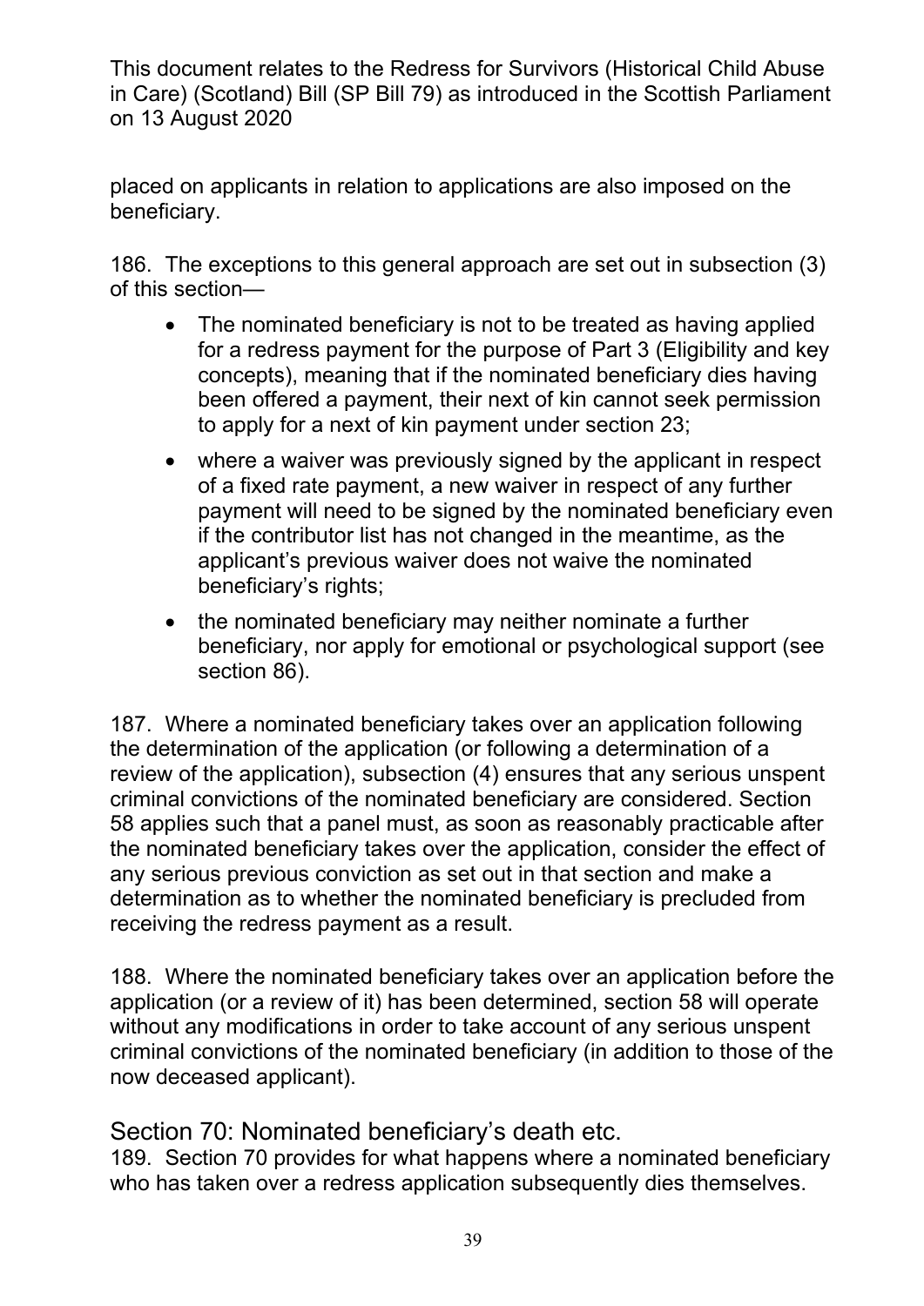placed on applicants in relation to applications are also imposed on the beneficiary.

186. The exceptions to this general approach are set out in subsection (3) of this section—

- The nominated beneficiary is not to be treated as having applied for a redress payment for the purpose of Part 3 (Eligibility and key concepts), meaning that if the nominated beneficiary dies having been offered a payment, their next of kin cannot seek permission to apply for a next of kin payment under section 23;
- where a waiver was previously signed by the applicant in respect of a fixed rate payment, a new waiver in respect of any further payment will need to be signed by the nominated beneficiary even if the contributor list has not changed in the meantime, as the applicant's previous waiver does not waive the nominated beneficiary's rights;
- the nominated beneficiary may neither nominate a further beneficiary, nor apply for emotional or psychological support (see section 86).

187. Where a nominated beneficiary takes over an application following the determination of the application (or following a determination of a review of the application), subsection (4) ensures that any serious unspent criminal convictions of the nominated beneficiary are considered. Section 58 applies such that a panel must, as soon as reasonably practicable after the nominated beneficiary takes over the application, consider the effect of any serious previous conviction as set out in that section and make a determination as to whether the nominated beneficiary is precluded from receiving the redress payment as a result.

188. Where the nominated beneficiary takes over an application before the application (or a review of it) has been determined, section 58 will operate without any modifications in order to take account of any serious unspent criminal convictions of the nominated beneficiary (in addition to those of the now deceased applicant).

## Section 70: Nominated beneficiary's death etc.

189. Section 70 provides for what happens where a nominated beneficiary who has taken over a redress application subsequently dies themselves.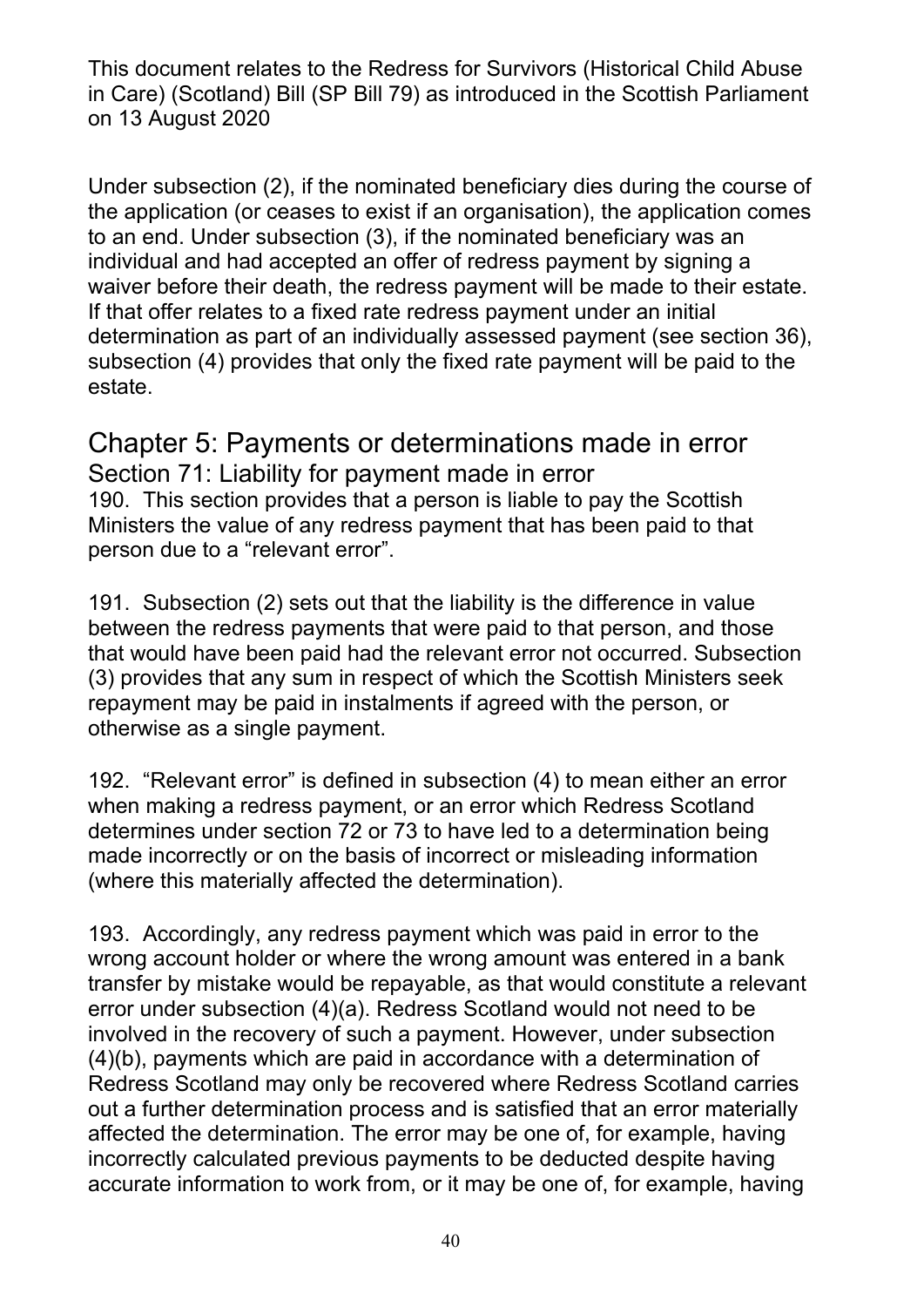Under subsection (2), if the nominated beneficiary dies during the course of the application (or ceases to exist if an organisation), the application comes to an end. Under subsection (3), if the nominated beneficiary was an individual and had accepted an offer of redress payment by signing a waiver before their death, the redress payment will be made to their estate. If that offer relates to a fixed rate redress payment under an initial determination as part of an individually assessed payment (see section 36), subsection (4) provides that only the fixed rate payment will be paid to the estate.

# Chapter 5: Payments or determinations made in error

## Section 71: Liability for payment made in error

190. This section provides that a person is liable to pay the Scottish Ministers the value of any redress payment that has been paid to that person due to a "relevant error".

191. Subsection (2) sets out that the liability is the difference in value between the redress payments that were paid to that person, and those that would have been paid had the relevant error not occurred. Subsection (3) provides that any sum in respect of which the Scottish Ministers seek repayment may be paid in instalments if agreed with the person, or otherwise as a single payment.

192. "Relevant error" is defined in subsection (4) to mean either an error when making a redress payment, or an error which Redress Scotland determines under section 72 or 73 to have led to a determination being made incorrectly or on the basis of incorrect or misleading information (where this materially affected the determination).

193. Accordingly, any redress payment which was paid in error to the wrong account holder or where the wrong amount was entered in a bank transfer by mistake would be repayable, as that would constitute a relevant error under subsection (4)(a). Redress Scotland would not need to be involved in the recovery of such a payment. However, under subsection (4)(b), payments which are paid in accordance with a determination of Redress Scotland may only be recovered where Redress Scotland carries out a further determination process and is satisfied that an error materially affected the determination. The error may be one of, for example, having incorrectly calculated previous payments to be deducted despite having accurate information to work from, or it may be one of, for example, having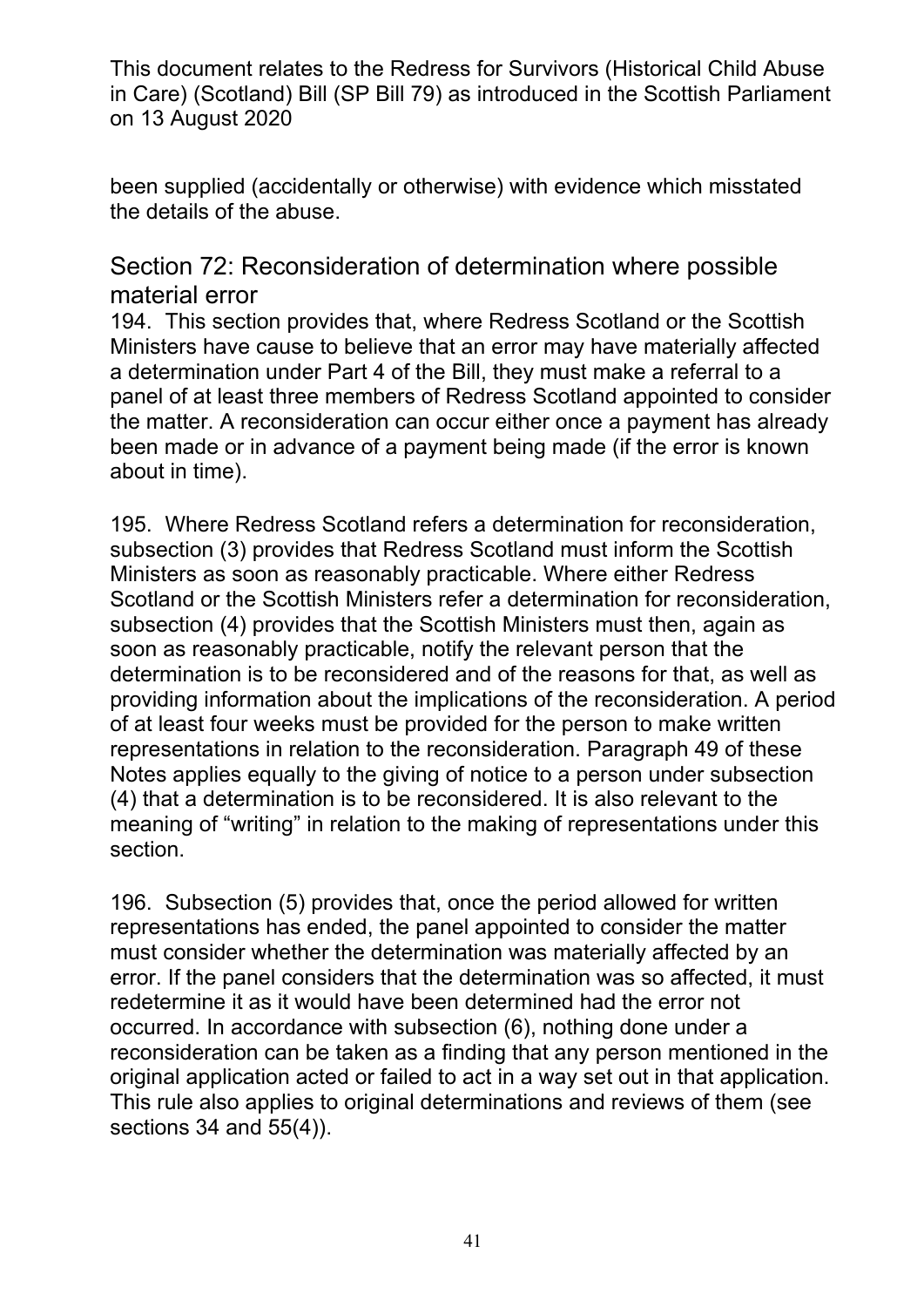been supplied (accidentally or otherwise) with evidence which misstated the details of the abuse.

## Section 72: Reconsideration of determination where possible material error

194. This section provides that, where Redress Scotland or the Scottish Ministers have cause to believe that an error may have materially affected a determination under Part 4 of the Bill, they must make a referral to a panel of at least three members of Redress Scotland appointed to consider the matter. A reconsideration can occur either once a payment has already been made or in advance of a payment being made (if the error is known about in time).

195. Where Redress Scotland refers a determination for reconsideration, subsection (3) provides that Redress Scotland must inform the Scottish Ministers as soon as reasonably practicable. Where either Redress Scotland or the Scottish Ministers refer a determination for reconsideration, subsection (4) provides that the Scottish Ministers must then, again as soon as reasonably practicable, notify the relevant person that the determination is to be reconsidered and of the reasons for that, as well as providing information about the implications of the reconsideration. A period of at least four weeks must be provided for the person to make written representations in relation to the reconsideration. Paragraph 49 of these Notes applies equally to the giving of notice to a person under subsection (4) that a determination is to be reconsidered. It is also relevant to the meaning of "writing" in relation to the making of representations under this section.

196. Subsection (5) provides that, once the period allowed for written representations has ended, the panel appointed to consider the matter must consider whether the determination was materially affected by an error. If the panel considers that the determination was so affected, it must redetermine it as it would have been determined had the error not occurred. In accordance with subsection (6), nothing done under a reconsideration can be taken as a finding that any person mentioned in the original application acted or failed to act in a way set out in that application. This rule also applies to original determinations and reviews of them (see sections 34 and 55(4)).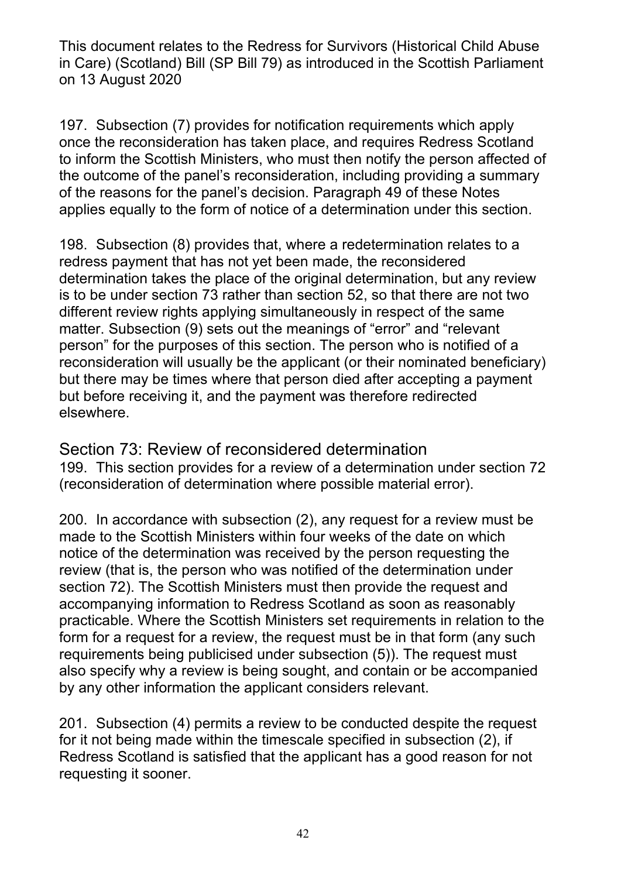197. Subsection (7) provides for notification requirements which apply once the reconsideration has taken place, and requires Redress Scotland to inform the Scottish Ministers, who must then notify the person affected of the outcome of the panel's reconsideration, including providing a summary of the reasons for the panel's decision. Paragraph 49 of these Notes applies equally to the form of notice of a determination under this section.

198. Subsection (8) provides that, where a redetermination relates to a redress payment that has not yet been made, the reconsidered determination takes the place of the original determination, but any review is to be under section 73 rather than section 52, so that there are not two different review rights applying simultaneously in respect of the same matter. Subsection (9) sets out the meanings of "error" and "relevant person" for the purposes of this section. The person who is notified of a reconsideration will usually be the applicant (or their nominated beneficiary) but there may be times where that person died after accepting a payment but before receiving it, and the payment was therefore redirected elsewhere.

## Section 73: Review of reconsidered determination

199. This section provides for a review of a determination under section 72 (reconsideration of determination where possible material error).

200. In accordance with subsection (2), any request for a review must be made to the Scottish Ministers within four weeks of the date on which notice of the determination was received by the person requesting the review (that is, the person who was notified of the determination under section 72). The Scottish Ministers must then provide the request and accompanying information to Redress Scotland as soon as reasonably practicable. Where the Scottish Ministers set requirements in relation to the form for a request for a review, the request must be in that form (any such requirements being publicised under subsection (5)). The request must also specify why a review is being sought, and contain or be accompanied by any other information the applicant considers relevant.

201. Subsection (4) permits a review to be conducted despite the request for it not being made within the timescale specified in subsection (2), if Redress Scotland is satisfied that the applicant has a good reason for not requesting it sooner.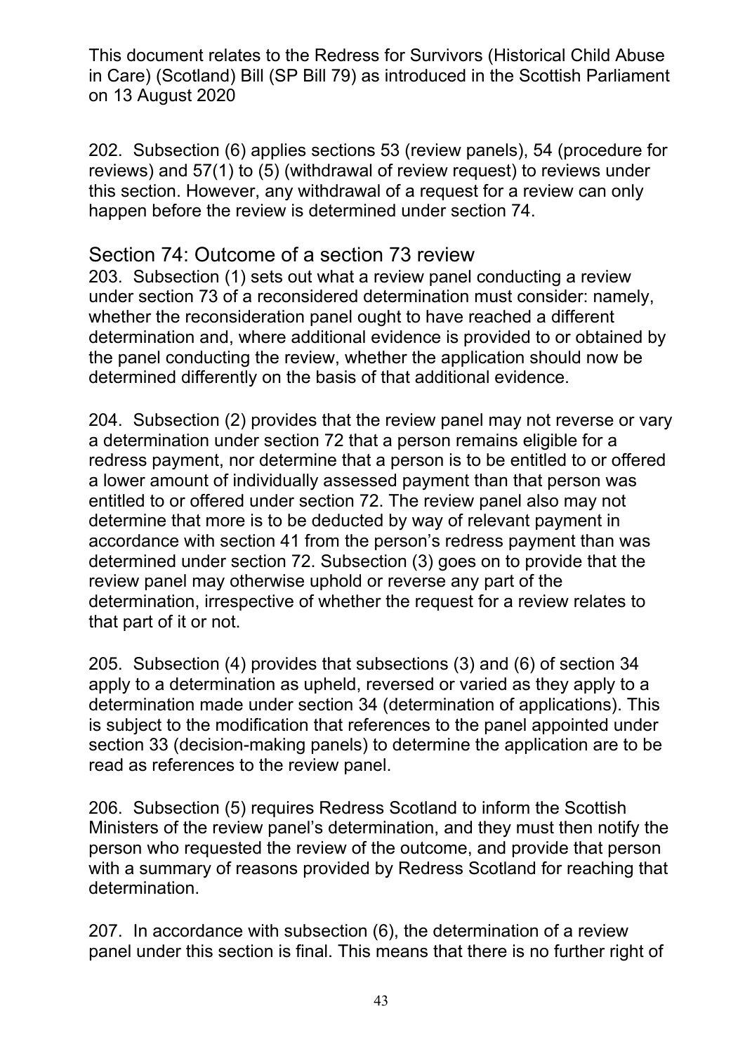202. Subsection (6) applies sections 53 (review panels), 54 (procedure for reviews) and 57(1) to (5) (withdrawal of review request) to reviews under this section. However, any withdrawal of a request for a review can only happen before the review is determined under section 74.

## Section 74: Outcome of a section 73 review

203. Subsection (1) sets out what a review panel conducting a review under section 73 of a reconsidered determination must consider: namely, whether the reconsideration panel ought to have reached a different determination and, where additional evidence is provided to or obtained by the panel conducting the review, whether the application should now be determined differently on the basis of that additional evidence.

204. Subsection (2) provides that the review panel may not reverse or vary a determination under section 72 that a person remains eligible for a redress payment, nor determine that a person is to be entitled to or offered a lower amount of individually assessed payment than that person was entitled to or offered under section 72. The review panel also may not determine that more is to be deducted by way of relevant payment in accordance with section 41 from the person's redress payment than was determined under section 72. Subsection (3) goes on to provide that the review panel may otherwise uphold or reverse any part of the determination, irrespective of whether the request for a review relates to that part of it or not.

205. Subsection (4) provides that subsections (3) and (6) of section 34 apply to a determination as upheld, reversed or varied as they apply to a determination made under section 34 (determination of applications). This is subject to the modification that references to the panel appointed under section 33 (decision-making panels) to determine the application are to be read as references to the review panel.

206. Subsection (5) requires Redress Scotland to inform the Scottish Ministers of the review panel's determination, and they must then notify the person who requested the review of the outcome, and provide that person with a summary of reasons provided by Redress Scotland for reaching that determination.

207. In accordance with subsection (6), the determination of a review panel under this section is final. This means that there is no further right of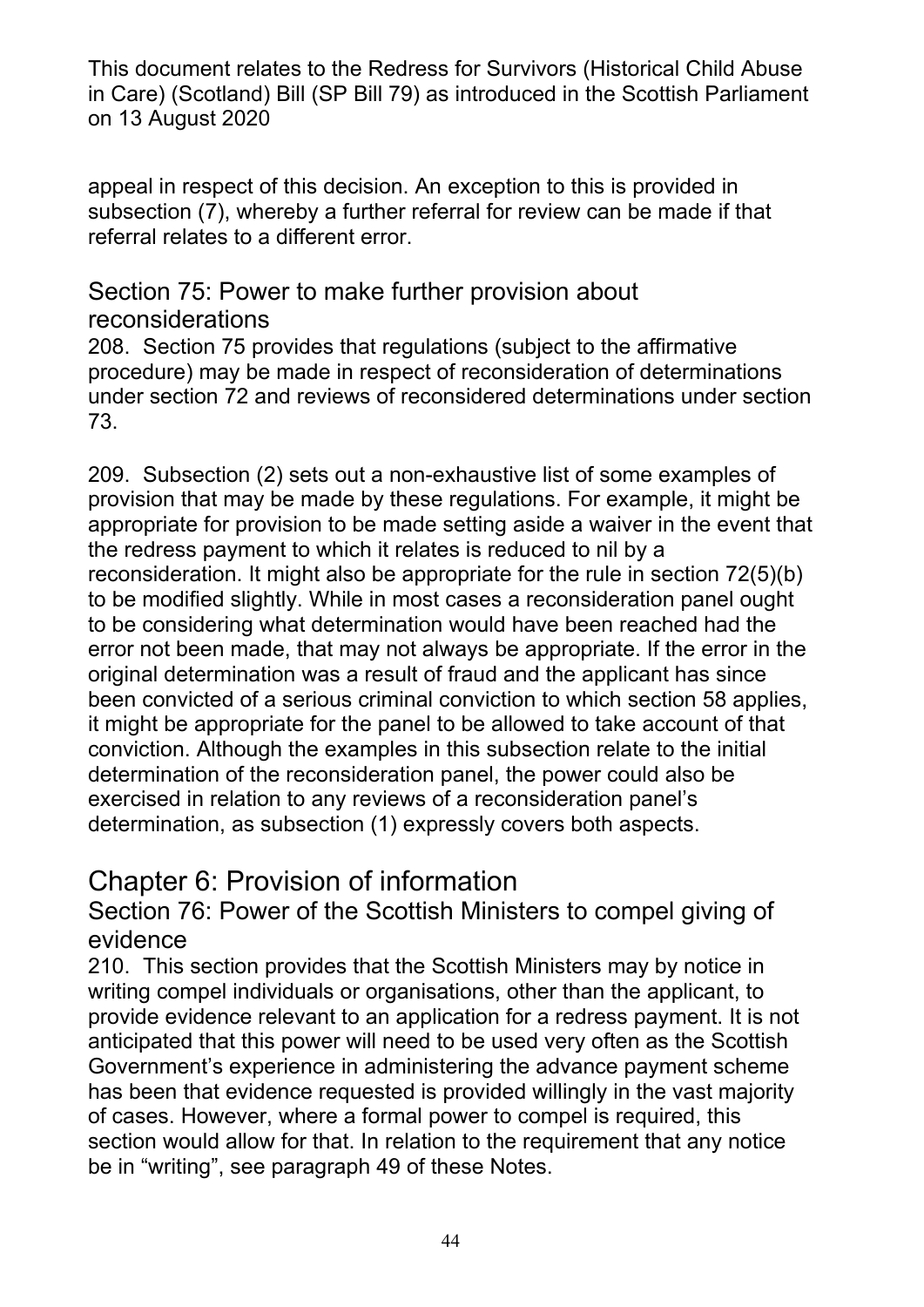appeal in respect of this decision. An exception to this is provided in subsection (7), whereby a further referral for review can be made if that referral relates to a different error.

### Section 75: Power to make further provision about reconsiderations

208. Section 75 provides that regulations (subject to the affirmative procedure) may be made in respect of reconsideration of determinations under section 72 and reviews of reconsidered determinations under section 73.

209. Subsection (2) sets out a non-exhaustive list of some examples of provision that may be made by these regulations. For example, it might be appropriate for provision to be made setting aside a waiver in the event that the redress payment to which it relates is reduced to nil by a reconsideration. It might also be appropriate for the rule in section 72(5)(b) to be modified slightly. While in most cases a reconsideration panel ought to be considering what determination would have been reached had the error not been made, that may not always be appropriate. If the error in the original determination was a result of fraud and the applicant has since been convicted of a serious criminal conviction to which section 58 applies, it might be appropriate for the panel to be allowed to take account of that conviction. Although the examples in this subsection relate to the initial determination of the reconsideration panel, the power could also be exercised in relation to any reviews of a reconsideration panel's determination, as subsection (1) expressly covers both aspects.

## Chapter 6: Provision of information

### Section 76: Power of the Scottish Ministers to compel giving of evidence

210. This section provides that the Scottish Ministers may by notice in writing compel individuals or organisations, other than the applicant, to provide evidence relevant to an application for a redress payment. It is not anticipated that this power will need to be used very often as the Scottish Government's experience in administering the advance payment scheme has been that evidence requested is provided willingly in the vast majority of cases. However, where a formal power to compel is required, this section would allow for that. In relation to the requirement that any notice be in "writing", see paragraph 49 of these Notes.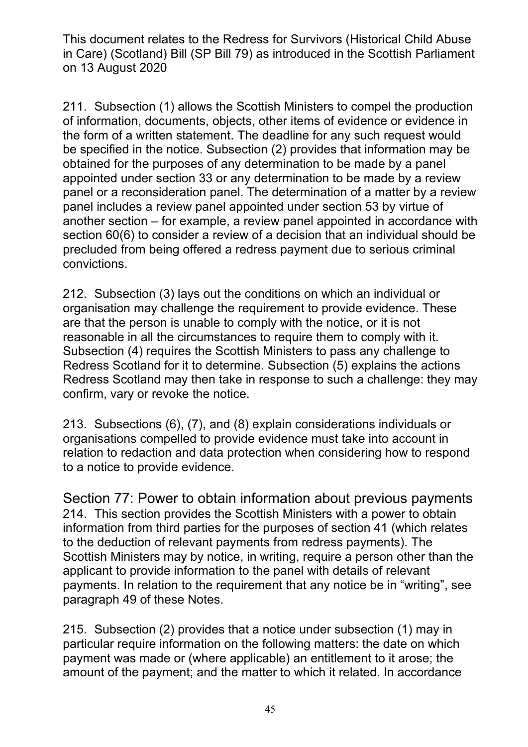211. Subsection (1) allows the Scottish Ministers to compel the production of information, documents, objects, other items of evidence or evidence in the form of a written statement. The deadline for any such request would be specified in the notice. Subsection (2) provides that information may be obtained for the purposes of any determination to be made by a panel appointed under section 33 or any determination to be made by a review panel or a reconsideration panel. The determination of a matter by a review panel includes a review panel appointed under section 53 by virtue of another section – for example, a review panel appointed in accordance with section 60(6) to consider a review of a decision that an individual should be precluded from being offered a redress payment due to serious criminal convictions.

212. Subsection (3) lays out the conditions on which an individual or organisation may challenge the requirement to provide evidence. These are that the person is unable to comply with the notice, or it is not reasonable in all the circumstances to require them to comply with it. Subsection (4) requires the Scottish Ministers to pass any challenge to Redress Scotland for it to determine. Subsection (5) explains the actions Redress Scotland may then take in response to such a challenge: they may confirm, vary or revoke the notice.

213. Subsections (6), (7), and (8) explain considerations individuals or organisations compelled to provide evidence must take into account in relation to redaction and data protection when considering how to respond to a notice to provide evidence.

## Section 77: Power to obtain information about previous payments

214. This section provides the Scottish Ministers with a power to obtain information from third parties for the purposes of section 41 (which relates to the deduction of relevant payments from redress payments). The Scottish Ministers may by notice, in writing, require a person other than the applicant to provide information to the panel with details of relevant payments. In relation to the requirement that any notice be in "writing", see paragraph 49 of these Notes.

215. Subsection (2) provides that a notice under subsection (1) may in particular require information on the following matters: the date on which payment was made or (where applicable) an entitlement to it arose; the amount of the payment; and the matter to which it related. In accordance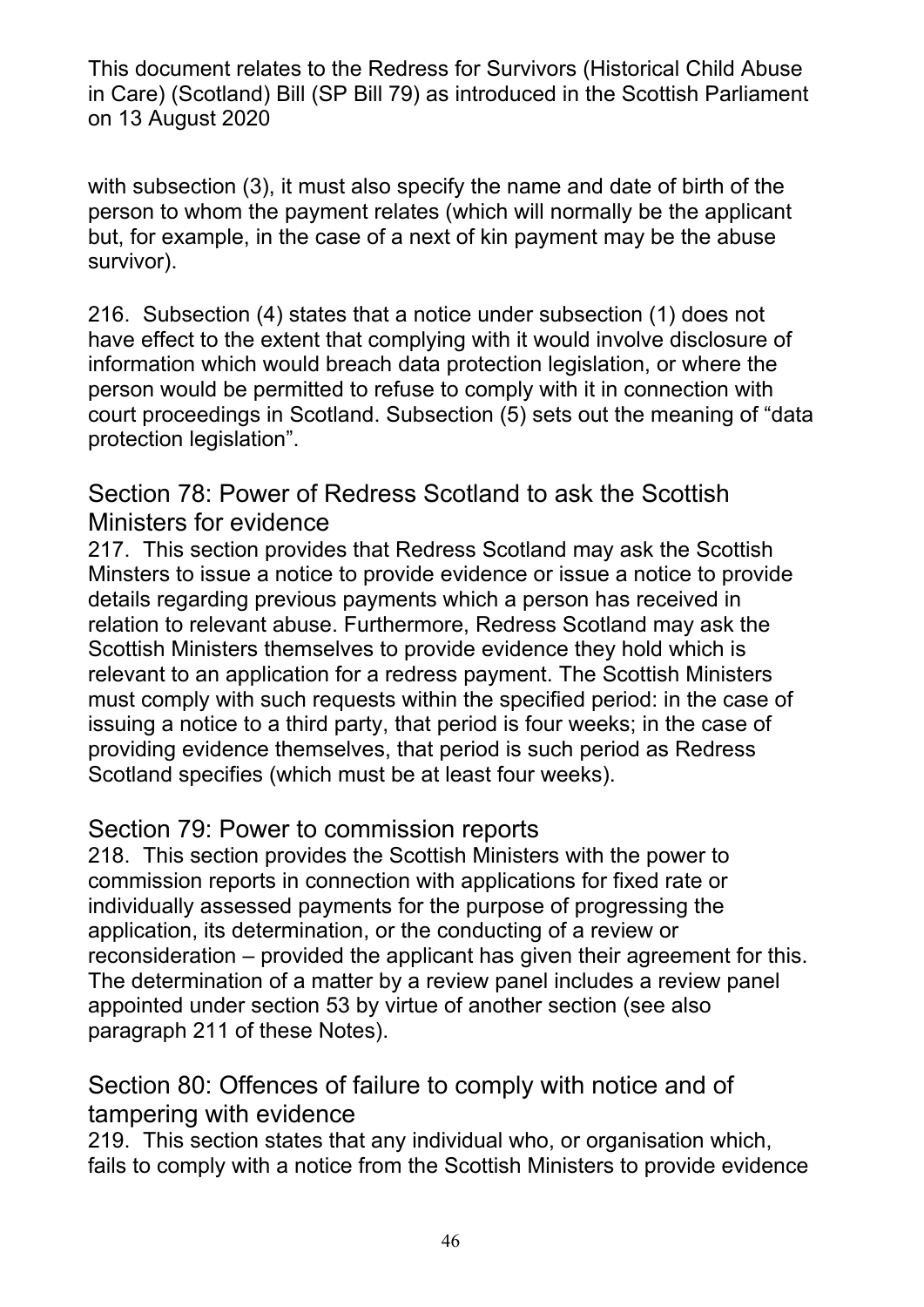with subsection (3), it must also specify the name and date of birth of the person to whom the payment relates (which will normally be the applicant but, for example, in the case of a next of kin payment may be the abuse survivor).

216. Subsection (4) states that a notice under subsection (1) does not have effect to the extent that complying with it would involve disclosure of information which would breach data protection legislation, or where the person would be permitted to refuse to comply with it in connection with court proceedings in Scotland. Subsection (5) sets out the meaning of "data protection legislation".

## Section 78: Power of Redress Scotland to ask the Scottish Ministers for evidence

217. This section provides that Redress Scotland may ask the Scottish Minsters to issue a notice to provide evidence or issue a notice to provide details regarding previous payments which a person has received in relation to relevant abuse. Furthermore, Redress Scotland may ask the Scottish Ministers themselves to provide evidence they hold which is relevant to an application for a redress payment. The Scottish Ministers must comply with such requests within the specified period: in the case of issuing a notice to a third party, that period is four weeks; in the case of providing evidence themselves, that period is such period as Redress Scotland specifies (which must be at least four weeks).

## Section 79: Power to commission reports

218. This section provides the Scottish Ministers with the power to commission reports in connection with applications for fixed rate or individually assessed payments for the purpose of progressing the application, its determination, or the conducting of a review or reconsideration – provided the applicant has given their agreement for this. The determination of a matter by a review panel includes a review panel appointed under section 53 by virtue of another section (see also paragraph 211 of these Notes).

## Section 80: Offences of failure to comply with notice and of tampering with evidence

219. This section states that any individual who, or organisation which, fails to comply with a notice from the Scottish Ministers to provide evidence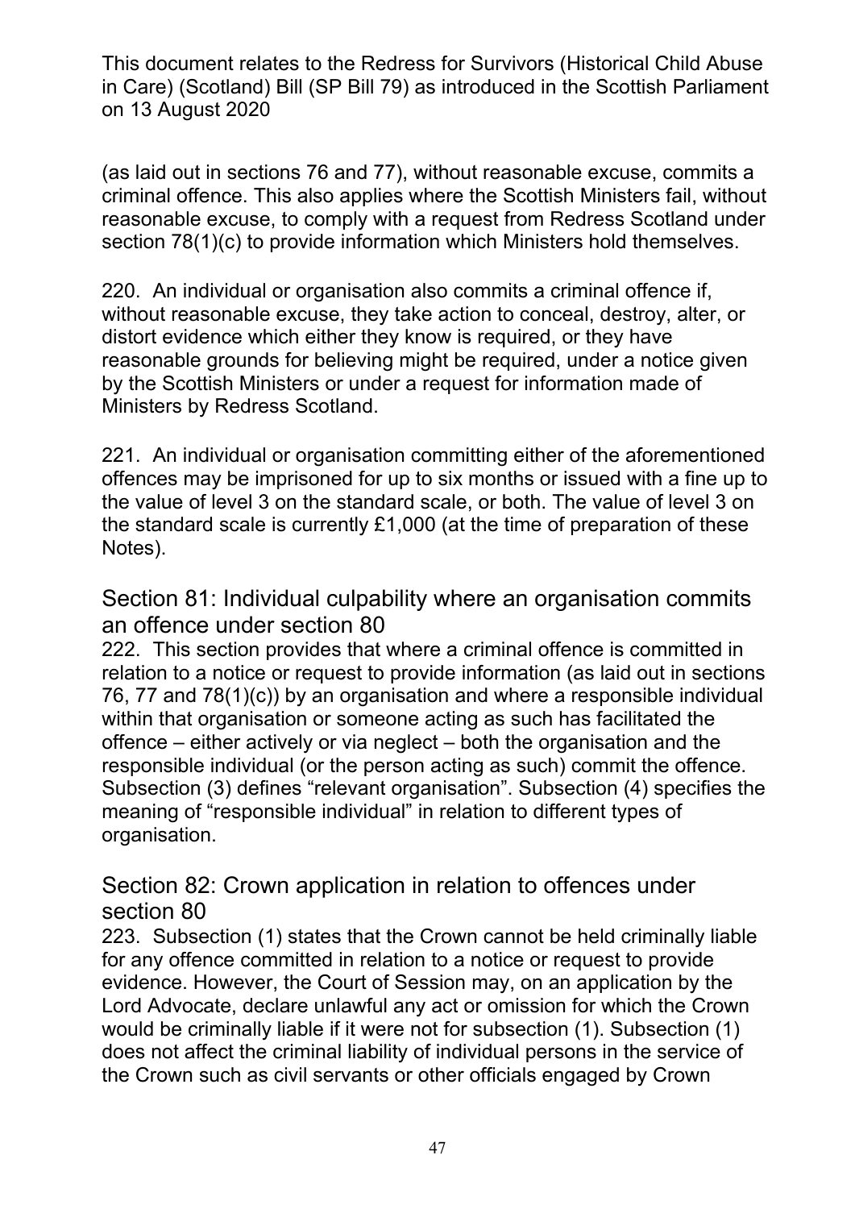(as laid out in sections 76 and 77), without reasonable excuse, commits a criminal offence. This also applies where the Scottish Ministers fail, without reasonable excuse, to comply with a request from Redress Scotland under section 78(1)(c) to provide information which Ministers hold themselves.

220. An individual or organisation also commits a criminal offence if, without reasonable excuse, they take action to conceal, destroy, alter, or distort evidence which either they know is required, or they have reasonable grounds for believing might be required, under a notice given by the Scottish Ministers or under a request for information made of Ministers by Redress Scotland.

221. An individual or organisation committing either of the aforementioned offences may be imprisoned for up to six months or issued with a fine up to the value of level 3 on the standard scale, or both. The value of level 3 on the standard scale is currently £1,000 (at the time of preparation of these Notes).

## Section 81: Individual culpability where an organisation commits an offence under section 80

222. This section provides that where a criminal offence is committed in relation to a notice or request to provide information (as laid out in sections 76, 77 and 78(1)(c)) by an organisation and where a responsible individual within that organisation or someone acting as such has facilitated the offence – either actively or via neglect – both the organisation and the responsible individual (or the person acting as such) commit the offence. Subsection (3) defines "relevant organisation". Subsection (4) specifies the meaning of "responsible individual" in relation to different types of organisation.

## Section 82: Crown application in relation to offences under section 80

223. Subsection (1) states that the Crown cannot be held criminally liable for any offence committed in relation to a notice or request to provide evidence. However, the Court of Session may, on an application by the Lord Advocate, declare unlawful any act or omission for which the Crown would be criminally liable if it were not for subsection (1). Subsection (1) does not affect the criminal liability of individual persons in the service of the Crown such as civil servants or other officials engaged by Crown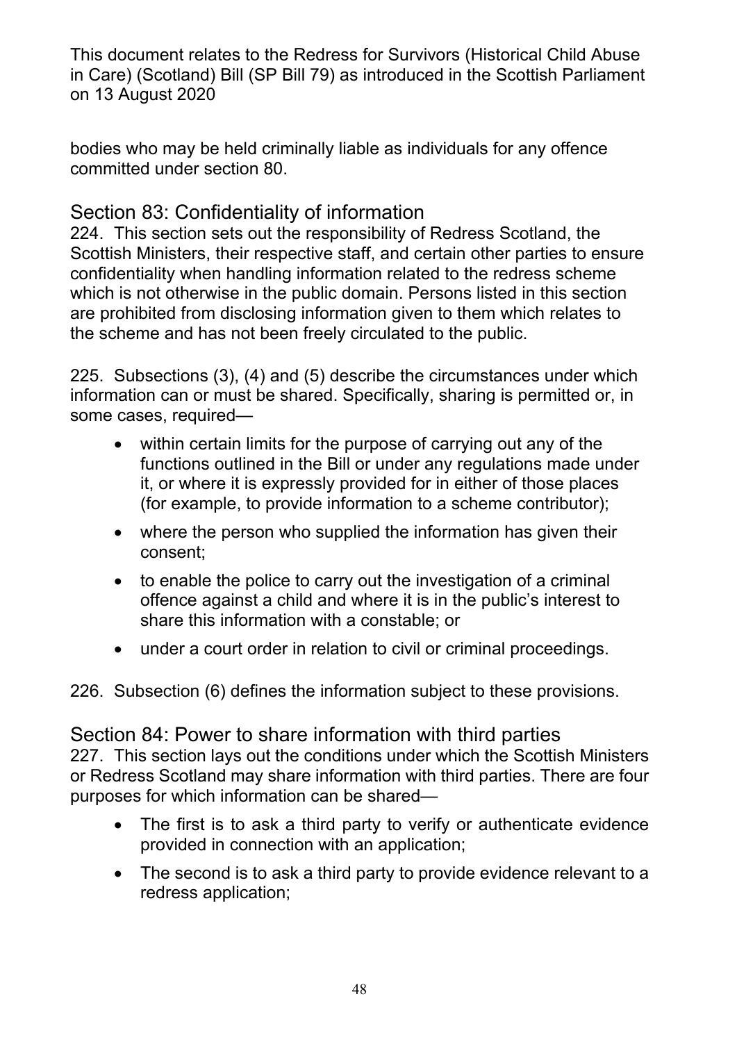bodies who may be held criminally liable as individuals for any offence committed under section 80.

## Section 83: Confidentiality of information

224. This section sets out the responsibility of Redress Scotland, the Scottish Ministers, their respective staff, and certain other parties to ensure confidentiality when handling information related to the redress scheme which is not otherwise in the public domain. Persons listed in this section are prohibited from disclosing information given to them which relates to the scheme and has not been freely circulated to the public.

225. Subsections (3), (4) and (5) describe the circumstances under which information can or must be shared. Specifically, sharing is permitted or, in some cases, required—

- within certain limits for the purpose of carrying out any of the functions outlined in the Bill or under any regulations made under it, or where it is expressly provided for in either of those places (for example, to provide information to a scheme contributor);
- where the person who supplied the information has given their consent;
- to enable the police to carry out the investigation of a criminal offence against a child and where it is in the public's interest to share this information with a constable; or
- under a court order in relation to civil or criminal proceedings.

226. Subsection (6) defines the information subject to these provisions.

## Section 84: Power to share information with third parties

227. This section lays out the conditions under which the Scottish Ministers or Redress Scotland may share information with third parties. There are four purposes for which information can be shared—

- The first is to ask a third party to verify or authenticate evidence provided in connection with an application;
- The second is to ask a third party to provide evidence relevant to a redress application;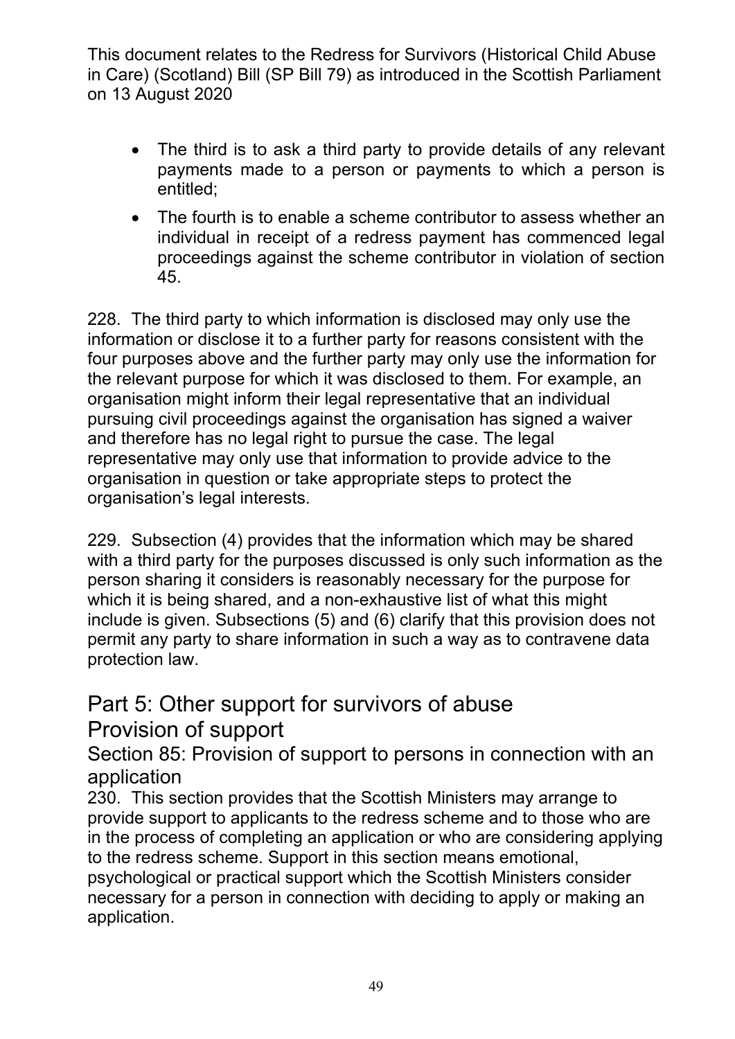- The third is to ask a third party to provide details of any relevant payments made to a person or payments to which a person is entitled;
- The fourth is to enable a scheme contributor to assess whether an individual in receipt of a redress payment has commenced legal proceedings against the scheme contributor in violation of section 45.

228. The third party to which information is disclosed may only use the information or disclose it to a further party for reasons consistent with the four purposes above and the further party may only use the information for the relevant purpose for which it was disclosed to them. For example, an organisation might inform their legal representative that an individual pursuing civil proceedings against the organisation has signed a waiver and therefore has no legal right to pursue the case. The legal representative may only use that information to provide advice to the organisation in question or take appropriate steps to protect the organisation's legal interests.

229. Subsection (4) provides that the information which may be shared with a third party for the purposes discussed is only such information as the person sharing it considers is reasonably necessary for the purpose for which it is being shared, and a non-exhaustive list of what this might include is given. Subsections (5) and (6) clarify that this provision does not permit any party to share information in such a way as to contravene data protection law.

# Part 5: Other support for survivors of abuse

## Provision of support

### Section 85: Provision of support to persons in connection with an application

230. This section provides that the Scottish Ministers may arrange to provide support to applicants to the redress scheme and to those who are in the process of completing an application or who are considering applying to the redress scheme. Support in this section means emotional, psychological or practical support which the Scottish Ministers consider necessary for a person in connection with deciding to apply or making an application.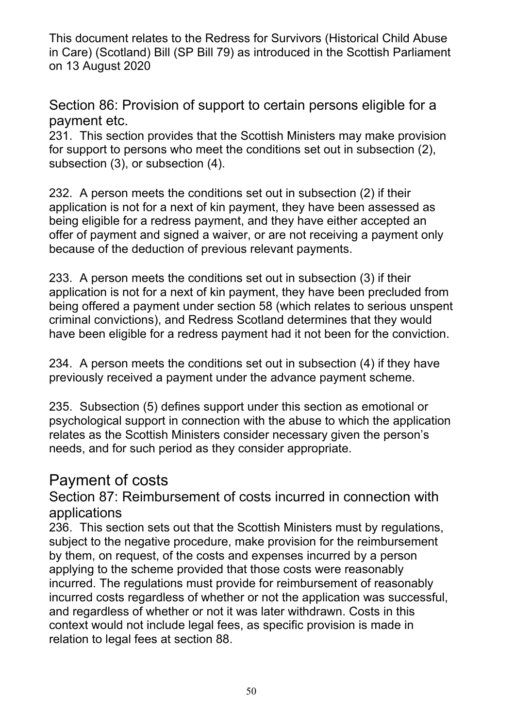Section 86: Provision of support to certain persons eligible for a payment etc.

231. This section provides that the Scottish Ministers may make provision for support to persons who meet the conditions set out in subsection (2), subsection (3), or subsection (4).

232. A person meets the conditions set out in subsection (2) if their application is not for a next of kin payment, they have been assessed as being eligible for a redress payment, and they have either accepted an offer of payment and signed a waiver, or are not receiving a payment only because of the deduction of previous relevant payments.

233. A person meets the conditions set out in subsection (3) if their application is not for a next of kin payment, they have been precluded from being offered a payment under section 58 (which relates to serious unspent criminal convictions), and Redress Scotland determines that they would have been eligible for a redress payment had it not been for the conviction.

234. A person meets the conditions set out in subsection (4) if they have previously received a payment under the advance payment scheme.

235. Subsection (5) defines support under this section as emotional or psychological support in connection with the abuse to which the application relates as the Scottish Ministers consider necessary given the person's needs, and for such period as they consider appropriate.

## Payment of costs

### Section 87: Reimbursement of costs incurred in connection with applications

236. This section sets out that the Scottish Ministers must by regulations, subject to the negative procedure, make provision for the reimbursement by them, on request, of the costs and expenses incurred by a person applying to the scheme provided that those costs were reasonably incurred. The regulations must provide for reimbursement of reasonably incurred costs regardless of whether or not the application was successful, and regardless of whether or not it was later withdrawn. Costs in this context would not include legal fees, as specific provision is made in relation to legal fees at section 88.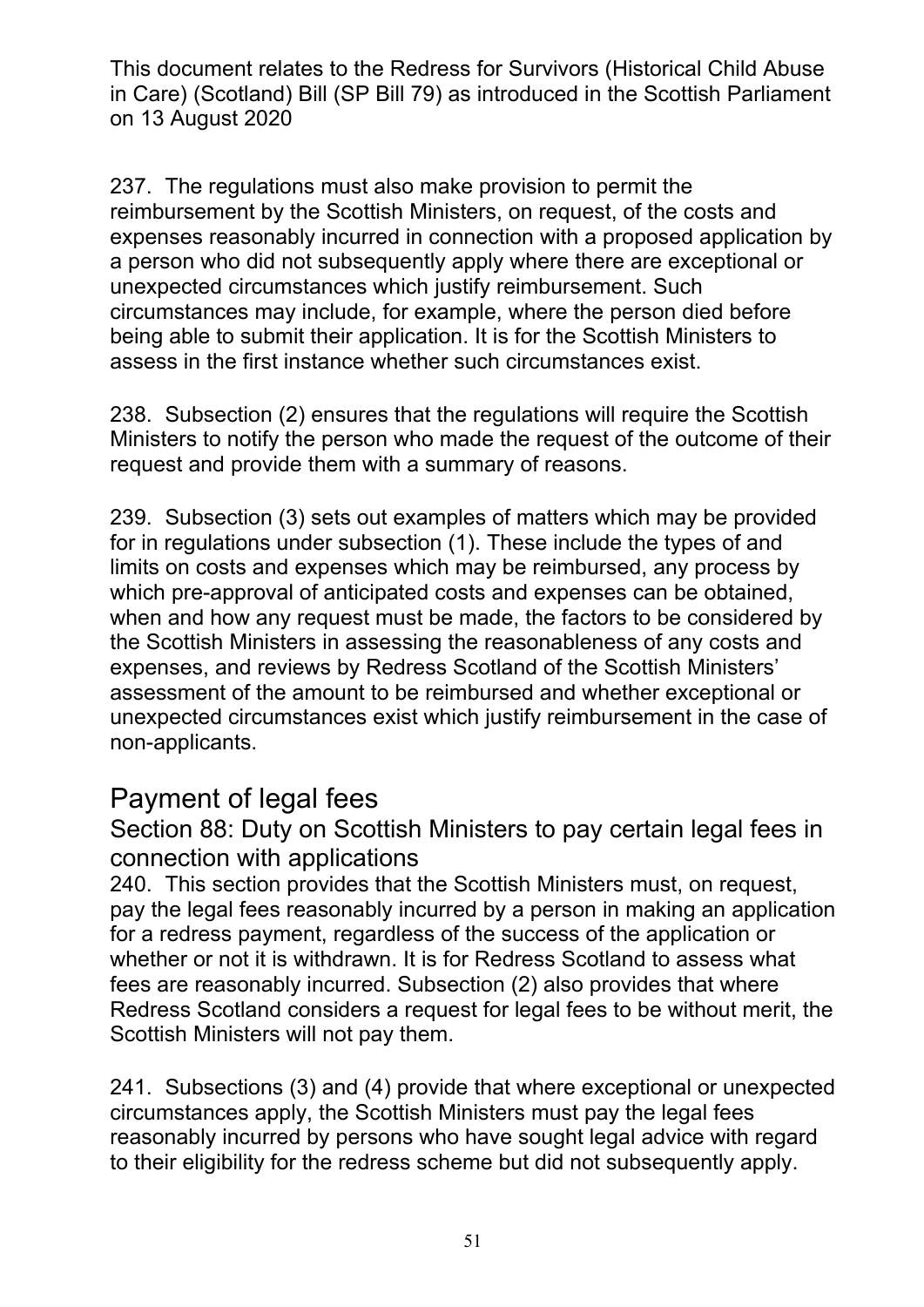This document relates to the Redress for Survivors (Historical Child Abuse in Care) (Scotland) Bill (SP Bill 79) as introduced in the Scottish Parliament on 13 August 2020

237. The regulations must also make provision to permit the reimbursement by the Scottish Ministers, on request, of the costs and expenses reasonably incurred in connection with a proposed application by a person who did not subsequently apply where there are exceptional or unexpected circumstances which justify reimbursement. Such circumstances may include, for example, where the person died before being able to submit their application. It is for the Scottish Ministers to assess in the first instance whether such circumstances exist.

238. Subsection (2) ensures that the regulations will require the Scottish Ministers to notify the person who made the request of the outcome of their request and provide them with a summary of reasons.

239. Subsection (3) sets out examples of matters which may be provided for in regulations under subsection (1). These include the types of and limits on costs and expenses which may be reimbursed, any process by which pre-approval of anticipated costs and expenses can be obtained, when and how any request must be made, the factors to be considered by the Scottish Ministers in assessing the reasonableness of any costs and expenses, and reviews by Redress Scotland of the Scottish Ministers' assessment of the amount to be reimbursed and whether exceptional or unexpected circumstances exist which justify reimbursement in the case of non-applicants.

## Payment of legal fees

### Section 88: Duty on Scottish Ministers to pay certain legal fees in connection with applications

240. This section provides that the Scottish Ministers must, on request, pay the legal fees reasonably incurred by a person in making an application for a redress payment, regardless of the success of the application or whether or not it is withdrawn. It is for Redress Scotland to assess what fees are reasonably incurred. Subsection (2) also provides that where Redress Scotland considers a request for legal fees to be without merit, the Scottish Ministers will not pay them.

241. Subsections (3) and (4) provide that where exceptional or unexpected circumstances apply, the Scottish Ministers must pay the legal fees reasonably incurred by persons who have sought legal advice with regard to their eligibility for the redress scheme but did not subsequently apply.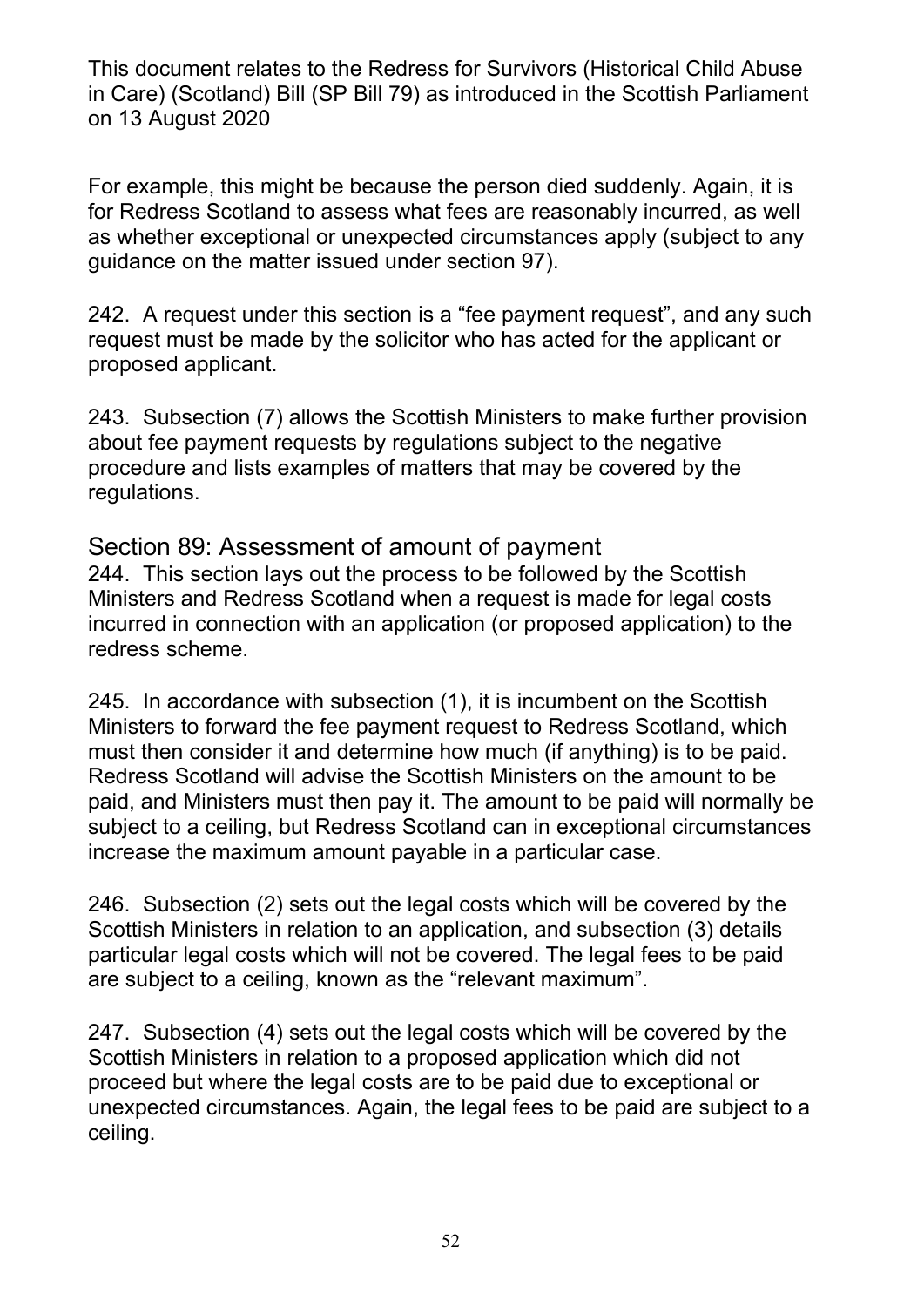For example, this might be because the person died suddenly. Again, it is for Redress Scotland to assess what fees are reasonably incurred, as well as whether exceptional or unexpected circumstances apply (subject to any guidance on the matter issued under section 97).

242. A request under this section is a "fee payment request", and any such request must be made by the solicitor who has acted for the applicant or proposed applicant.

243. Subsection (7) allows the Scottish Ministers to make further provision about fee payment requests by regulations subject to the negative procedure and lists examples of matters that may be covered by the regulations.

## Section 89: Assessment of amount of payment

244. This section lays out the process to be followed by the Scottish Ministers and Redress Scotland when a request is made for legal costs incurred in connection with an application (or proposed application) to the redress scheme.

245. In accordance with subsection (1), it is incumbent on the Scottish Ministers to forward the fee payment request to Redress Scotland, which must then consider it and determine how much (if anything) is to be paid. Redress Scotland will advise the Scottish Ministers on the amount to be paid, and Ministers must then pay it. The amount to be paid will normally be subject to a ceiling, but Redress Scotland can in exceptional circumstances increase the maximum amount payable in a particular case.

246. Subsection (2) sets out the legal costs which will be covered by the Scottish Ministers in relation to an application, and subsection (3) details particular legal costs which will not be covered. The legal fees to be paid are subject to a ceiling, known as the "relevant maximum".

247. Subsection (4) sets out the legal costs which will be covered by the Scottish Ministers in relation to a proposed application which did not proceed but where the legal costs are to be paid due to exceptional or unexpected circumstances. Again, the legal fees to be paid are subject to a ceiling.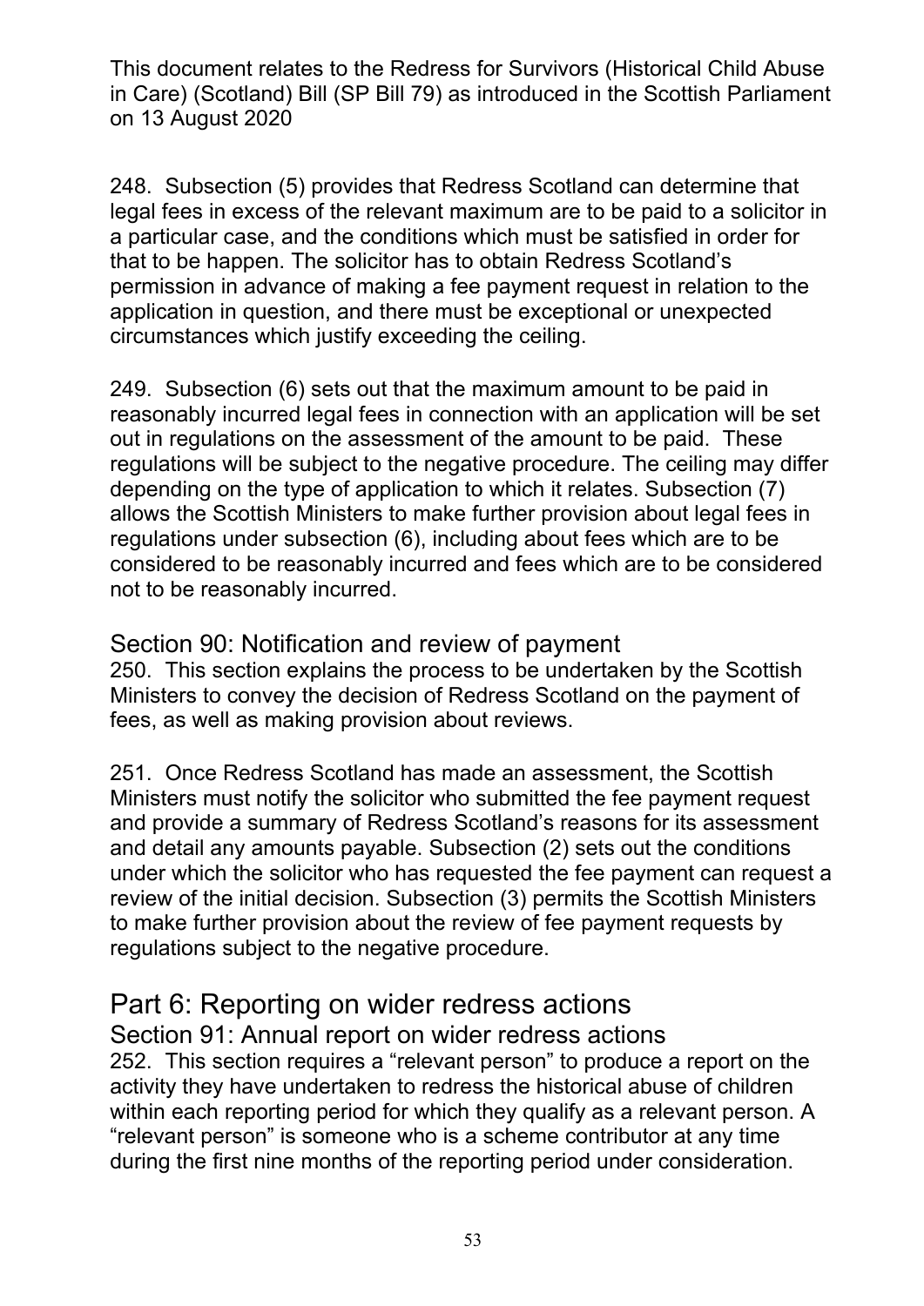248. Subsection (5) provides that Redress Scotland can determine that legal fees in excess of the relevant maximum are to be paid to a solicitor in a particular case, and the conditions which must be satisfied in order for that to be happen. The solicitor has to obtain Redress Scotland's permission in advance of making a fee payment request in relation to the application in question, and there must be exceptional or unexpected circumstances which justify exceeding the ceiling.

249. Subsection (6) sets out that the maximum amount to be paid in reasonably incurred legal fees in connection with an application will be set out in regulations on the assessment of the amount to be paid. These regulations will be subject to the negative procedure. The ceiling may differ depending on the type of application to which it relates. Subsection (7) allows the Scottish Ministers to make further provision about legal fees in regulations under subsection (6), including about fees which are to be considered to be reasonably incurred and fees which are to be considered not to be reasonably incurred.

### Section 90: Notification and review of payment

250. This section explains the process to be undertaken by the Scottish Ministers to convey the decision of Redress Scotland on the payment of fees, as well as making provision about reviews.

251. Once Redress Scotland has made an assessment, the Scottish Ministers must notify the solicitor who submitted the fee payment request and provide a summary of Redress Scotland's reasons for its assessment and detail any amounts payable. Subsection (2) sets out the conditions under which the solicitor who has requested the fee payment can request a review of the initial decision. Subsection (3) permits the Scottish Ministers to make further provision about the review of fee payment requests by regulations subject to the negative procedure.

## Part 6: Reporting on wider redress actions

### Section 91: Annual report on wider redress actions

252. This section requires a "relevant person" to produce a report on the activity they have undertaken to redress the historical abuse of children within each reporting period for which they qualify as a relevant person. A "relevant person" is someone who is a scheme contributor at any time during the first nine months of the reporting period under consideration.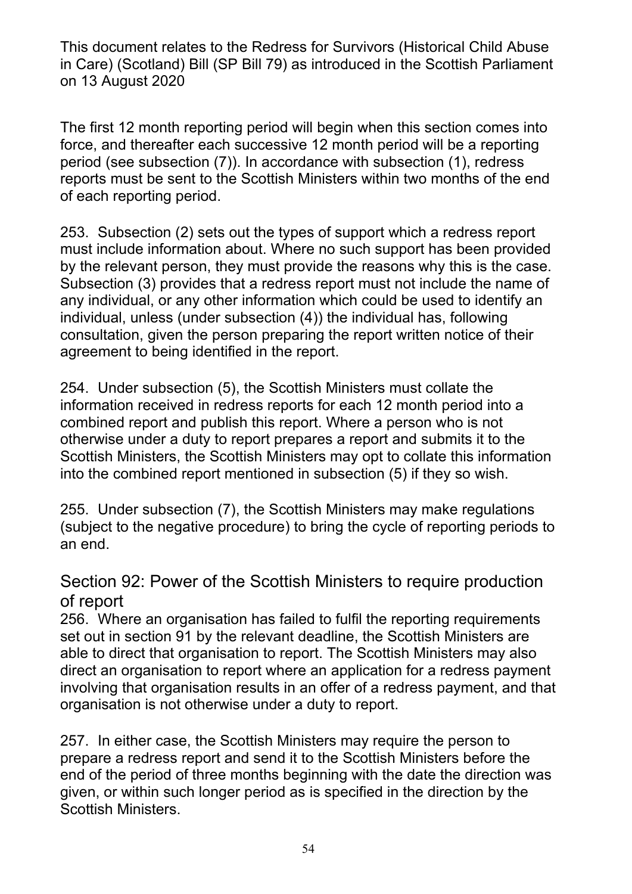The first 12 month reporting period will begin when this section comes into force, and thereafter each successive 12 month period will be a reporting period (see subsection (7)). In accordance with subsection (1), redress reports must be sent to the Scottish Ministers within two months of the end of each reporting period.

253. Subsection (2) sets out the types of support which a redress report must include information about. Where no such support has been provided by the relevant person, they must provide the reasons why this is the case. Subsection (3) provides that a redress report must not include the name of any individual, or any other information which could be used to identify an individual, unless (under subsection (4)) the individual has, following consultation, given the person preparing the report written notice of their agreement to being identified in the report.

254. Under subsection (5), the Scottish Ministers must collate the information received in redress reports for each 12 month period into a combined report and publish this report. Where a person who is not otherwise under a duty to report prepares a report and submits it to the Scottish Ministers, the Scottish Ministers may opt to collate this information into the combined report mentioned in subsection (5) if they so wish.

255. Under subsection (7), the Scottish Ministers may make regulations (subject to the negative procedure) to bring the cycle of reporting periods to an end.

## Section 92: Power of the Scottish Ministers to require production of report

256. Where an organisation has failed to fulfil the reporting requirements set out in section 91 by the relevant deadline, the Scottish Ministers are able to direct that organisation to report. The Scottish Ministers may also direct an organisation to report where an application for a redress payment involving that organisation results in an offer of a redress payment, and that organisation is not otherwise under a duty to report.

257. In either case, the Scottish Ministers may require the person to prepare a redress report and send it to the Scottish Ministers before the end of the period of three months beginning with the date the direction was given, or within such longer period as is specified in the direction by the Scottish Ministers.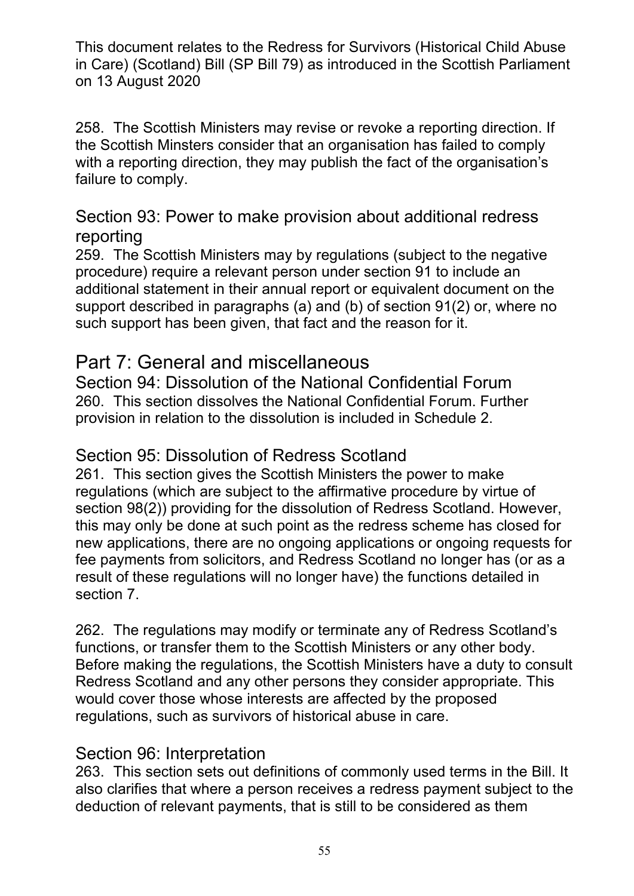258. The Scottish Ministers may revise or revoke a reporting direction. If the Scottish Minsters consider that an organisation has failed to comply with a reporting direction, they may publish the fact of the organisation's failure to comply.

### Section 93: Power to make provision about additional redress reporting

259. The Scottish Ministers may by regulations (subject to the negative procedure) require a relevant person under section 91 to include an additional statement in their annual report or equivalent document on the support described in paragraphs (a) and (b) of section 91(2) or, where no such support has been given, that fact and the reason for it.

## Part 7: General and miscellaneous

### Section 94: Dissolution of the National Confidential Forum

260. This section dissolves the National Confidential Forum. Further provision in relation to the dissolution is included in Schedule 2.

### Section 95: Dissolution of Redress Scotland

261. This section gives the Scottish Ministers the power to make regulations (which are subject to the affirmative procedure by virtue of section 98(2)) providing for the dissolution of Redress Scotland. However, this may only be done at such point as the redress scheme has closed for new applications, there are no ongoing applications or ongoing requests for fee payments from solicitors, and Redress Scotland no longer has (or as a result of these regulations will no longer have) the functions detailed in section 7.

262. The regulations may modify or terminate any of Redress Scotland's functions, or transfer them to the Scottish Ministers or any other body. Before making the regulations, the Scottish Ministers have a duty to consult Redress Scotland and any other persons they consider appropriate. This would cover those whose interests are affected by the proposed regulations, such as survivors of historical abuse in care.

### Section 96: Interpretation

263. This section sets out definitions of commonly used terms in the Bill. It also clarifies that where a person receives a redress payment subject to the deduction of relevant payments, that is still to be considered as them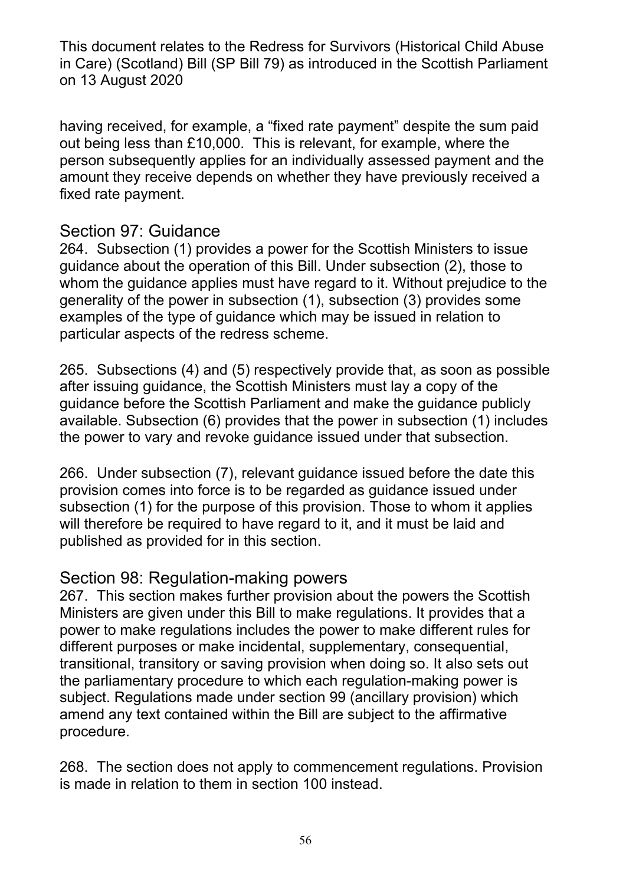having received, for example, a "fixed rate payment" despite the sum paid out being less than £10,000. This is relevant, for example, where the person subsequently applies for an individually assessed payment and the amount they receive depends on whether they have previously received a fixed rate payment.

## Section 97: Guidance

264. Subsection (1) provides a power for the Scottish Ministers to issue guidance about the operation of this Bill. Under subsection (2), those to whom the guidance applies must have regard to it. Without prejudice to the generality of the power in subsection (1), subsection (3) provides some examples of the type of guidance which may be issued in relation to particular aspects of the redress scheme.

265. Subsections (4) and (5) respectively provide that, as soon as possible after issuing guidance, the Scottish Ministers must lay a copy of the guidance before the Scottish Parliament and make the guidance publicly available. Subsection (6) provides that the power in subsection (1) includes the power to vary and revoke guidance issued under that subsection.

266. Under subsection (7), relevant guidance issued before the date this provision comes into force is to be regarded as guidance issued under subsection (1) for the purpose of this provision. Those to whom it applies will therefore be required to have regard to it, and it must be laid and published as provided for in this section.

## Section 98: Regulation-making powers

267. This section makes further provision about the powers the Scottish Ministers are given under this Bill to make regulations. It provides that a power to make regulations includes the power to make different rules for different purposes or make incidental, supplementary, consequential, transitional, transitory or saving provision when doing so. It also sets out the parliamentary procedure to which each regulation-making power is subject. Regulations made under section 99 (ancillary provision) which amend any text contained within the Bill are subject to the affirmative procedure.

268. The section does not apply to commencement regulations. Provision is made in relation to them in section 100 instead.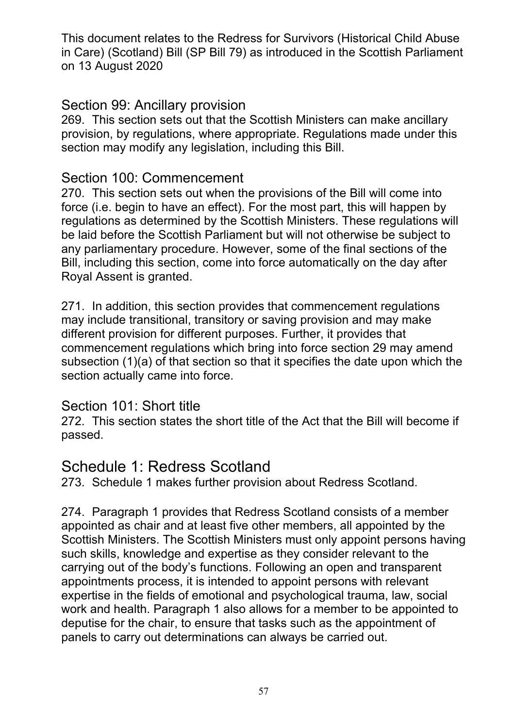This document relates to the Redress for Survivors (Historical Child Abuse in Care) (Scotland) Bill (SP Bill 79) as introduced in the Scottish Parliament on 13 August 2020

### Section 99: Ancillary provision

269. This section sets out that the Scottish Ministers can make ancillary provision, by regulations, where appropriate. Regulations made under this section may modify any legislation, including this Bill.

### Section 100: Commencement

270. This section sets out when the provisions of the Bill will come into force (i.e. begin to have an effect). For the most part, this will happen by regulations as determined by the Scottish Ministers. These regulations will be laid before the Scottish Parliament but will not otherwise be subject to any parliamentary procedure. However, some of the final sections of the Bill, including this section, come into force automatically on the day after Royal Assent is granted.

271. In addition, this section provides that commencement regulations may include transitional, transitory or saving provision and may make different provision for different purposes. Further, it provides that commencement regulations which bring into force section 29 may amend subsection (1)(a) of that section so that it specifies the date upon which the section actually came into force.

### Section 101: Short title

272. This section states the short title of the Act that the Bill will become if passed.

## Schedule 1: Redress Scotland

273. Schedule 1 makes further provision about Redress Scotland.

274. Paragraph 1 provides that Redress Scotland consists of a member appointed as chair and at least five other members, all appointed by the Scottish Ministers. The Scottish Ministers must only appoint persons having such skills, knowledge and expertise as they consider relevant to the carrying out of the body's functions. Following an open and transparent appointments process, it is intended to appoint persons with relevant expertise in the fields of emotional and psychological trauma, law, social work and health. Paragraph 1 also allows for a member to be appointed to deputise for the chair, to ensure that tasks such as the appointment of panels to carry out determinations can always be carried out.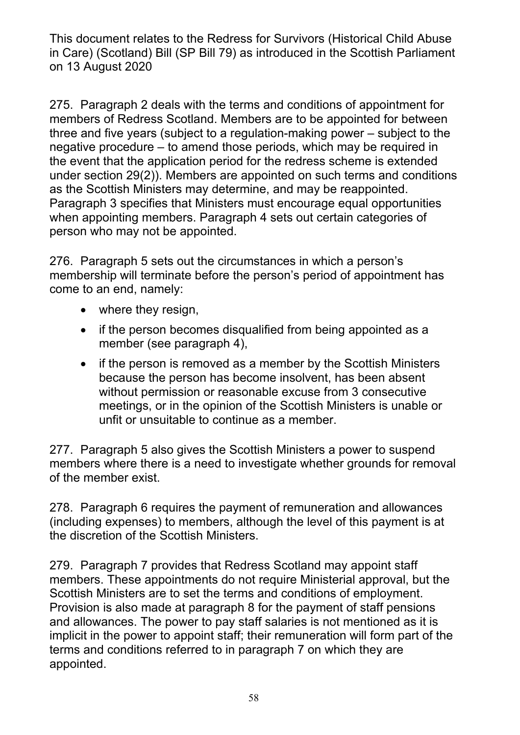This document relates to the Redress for Survivors (Historical Child Abuse in Care) (Scotland) Bill (SP Bill 79) as introduced in the Scottish Parliament on 13 August 2020

275. Paragraph 2 deals with the terms and conditions of appointment for members of Redress Scotland. Members are to be appointed for between three and five years (subject to a regulation-making power – subject to the negative procedure – to amend those periods, which may be required in the event that the application period for the redress scheme is extended under section 29(2)). Members are appointed on such terms and conditions as the Scottish Ministers may determine, and may be reappointed. Paragraph 3 specifies that Ministers must encourage equal opportunities when appointing members. Paragraph 4 sets out certain categories of person who may not be appointed.

276. Paragraph 5 sets out the circumstances in which a person's membership will terminate before the person's period of appointment has come to an end, namely:

- where they resign,
- if the person becomes disqualified from being appointed as a member (see paragraph 4),
- if the person is removed as a member by the Scottish Ministers because the person has become insolvent, has been absent without permission or reasonable excuse from 3 consecutive meetings, or in the opinion of the Scottish Ministers is unable or unfit or unsuitable to continue as a member.

277. Paragraph 5 also gives the Scottish Ministers a power to suspend members where there is a need to investigate whether grounds for removal of the member exist.

278. Paragraph 6 requires the payment of remuneration and allowances (including expenses) to members, although the level of this payment is at the discretion of the Scottish Ministers.

279. Paragraph 7 provides that Redress Scotland may appoint staff members. These appointments do not require Ministerial approval, but the Scottish Ministers are to set the terms and conditions of employment. Provision is also made at paragraph 8 for the payment of staff pensions and allowances. The power to pay staff salaries is not mentioned as it is implicit in the power to appoint staff; their remuneration will form part of the terms and conditions referred to in paragraph 7 on which they are appointed.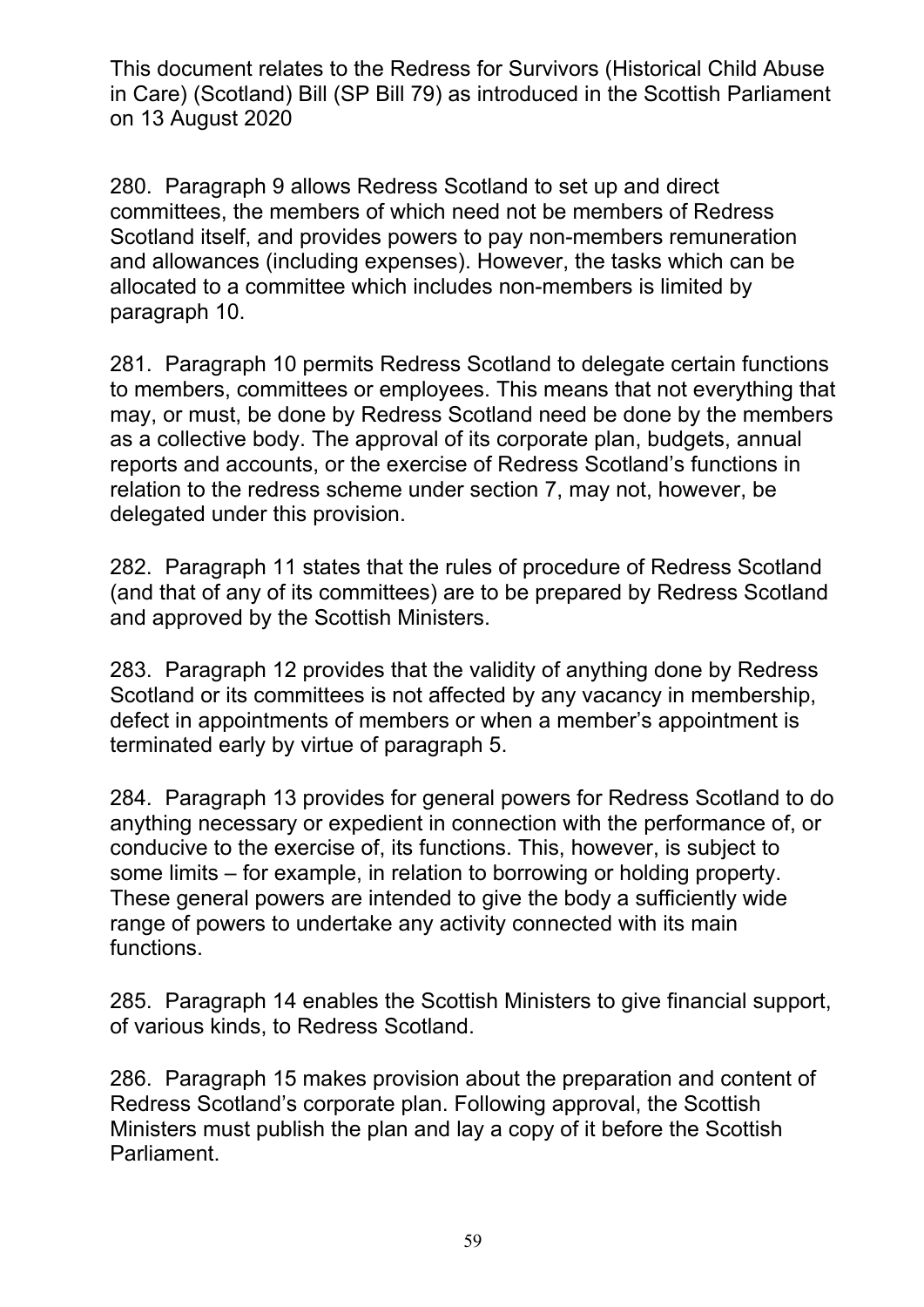280. Paragraph 9 allows Redress Scotland to set up and direct committees, the members of which need not be members of Redress Scotland itself, and provides powers to pay non-members remuneration and allowances (including expenses). However, the tasks which can be allocated to a committee which includes non-members is limited by paragraph 10.

281. Paragraph 10 permits Redress Scotland to delegate certain functions to members, committees or employees. This means that not everything that may, or must, be done by Redress Scotland need be done by the members as a collective body. The approval of its corporate plan, budgets, annual reports and accounts, or the exercise of Redress Scotland's functions in relation to the redress scheme under section 7, may not, however, be delegated under this provision.

282. Paragraph 11 states that the rules of procedure of Redress Scotland (and that of any of its committees) are to be prepared by Redress Scotland and approved by the Scottish Ministers.

283. Paragraph 12 provides that the validity of anything done by Redress Scotland or its committees is not affected by any vacancy in membership, defect in appointments of members or when a member's appointment is terminated early by virtue of paragraph 5.

284. Paragraph 13 provides for general powers for Redress Scotland to do anything necessary or expedient in connection with the performance of, or conducive to the exercise of, its functions. This, however, is subject to some limits – for example, in relation to borrowing or holding property. These general powers are intended to give the body a sufficiently wide range of powers to undertake any activity connected with its main functions.

285. Paragraph 14 enables the Scottish Ministers to give financial support, of various kinds, to Redress Scotland.

286. Paragraph 15 makes provision about the preparation and content of Redress Scotland's corporate plan. Following approval, the Scottish Ministers must publish the plan and lay a copy of it before the Scottish Parliament.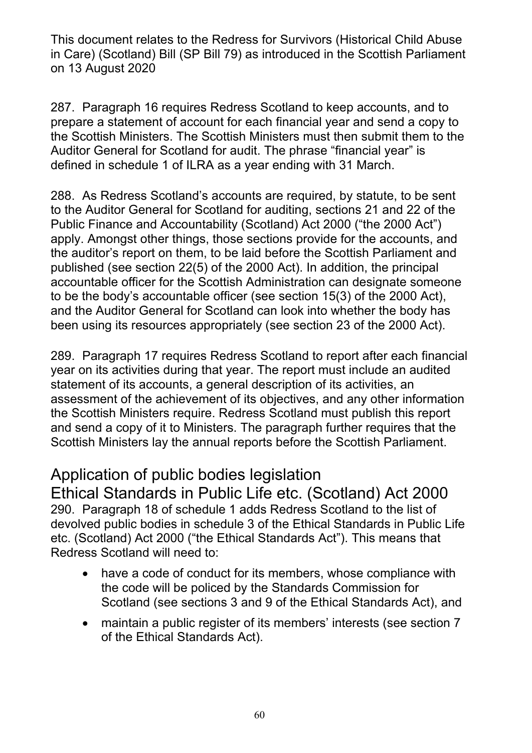287. Paragraph 16 requires Redress Scotland to keep accounts, and to prepare a statement of account for each financial year and send a copy to the Scottish Ministers. The Scottish Ministers must then submit them to the Auditor General for Scotland for audit. The phrase "financial year" is defined in schedule 1 of ILRA as a year ending with 31 March.

288. As Redress Scotland's accounts are required, by statute, to be sent to the Auditor General for Scotland for auditing, sections 21 and 22 of the Public Finance and Accountability (Scotland) Act 2000 ("the 2000 Act") apply. Amongst other things, those sections provide for the accounts, and the auditor's report on them, to be laid before the Scottish Parliament and published (see section 22(5) of the 2000 Act). In addition, the principal accountable officer for the Scottish Administration can designate someone to be the body's accountable officer (see section 15(3) of the 2000 Act), and the Auditor General for Scotland can look into whether the body has been using its resources appropriately (see section 23 of the 2000 Act).

289. Paragraph 17 requires Redress Scotland to report after each financial year on its activities during that year. The report must include an audited statement of its accounts, a general description of its activities, an assessment of the achievement of its objectives, and any other information the Scottish Ministers require. Redress Scotland must publish this report and send a copy of it to Ministers. The paragraph further requires that the Scottish Ministers lay the annual reports before the Scottish Parliament.

## Application of public bodies legislation

## Ethical Standards in Public Life etc. (Scotland) Act 2000

290. Paragraph 18 of schedule 1 adds Redress Scotland to the list of devolved public bodies in schedule 3 of the Ethical Standards in Public Life etc. (Scotland) Act 2000 ("the Ethical Standards Act"). This means that Redress Scotland will need to:

- have a code of conduct for its members, whose compliance with the code will be policed by the Standards Commission for Scotland (see sections 3 and 9 of the Ethical Standards Act), and
- maintain a public register of its members' interests (see section 7 of the Ethical Standards Act).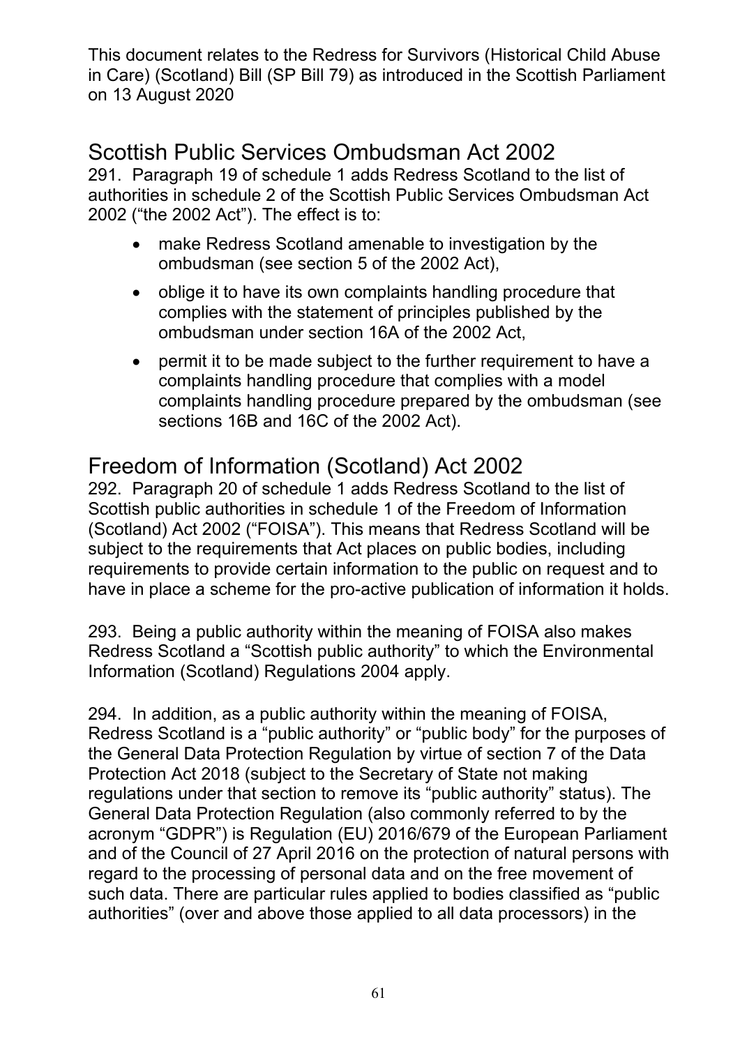This document relates to the Redress for Survivors (Historical Child Abuse in Care) (Scotland) Bill (SP Bill 79) as introduced in the Scottish Parliament on 13 August 2020

## Scottish Public Services Ombudsman Act 2002

291. Paragraph 19 of schedule 1 adds Redress Scotland to the list of authorities in schedule 2 of the Scottish Public Services Ombudsman Act 2002 ("the 2002 Act"). The effect is to:

- make Redress Scotland amenable to investigation by the ombudsman (see section 5 of the 2002 Act),
- oblige it to have its own complaints handling procedure that complies with the statement of principles published by the ombudsman under section 16A of the 2002 Act,
- permit it to be made subject to the further requirement to have a complaints handling procedure that complies with a model complaints handling procedure prepared by the ombudsman (see sections 16B and 16C of the 2002 Act).

## Freedom of Information (Scotland) Act 2002

292. Paragraph 20 of schedule 1 adds Redress Scotland to the list of Scottish public authorities in schedule 1 of the Freedom of Information (Scotland) Act 2002 ("FOISA"). This means that Redress Scotland will be subject to the requirements that Act places on public bodies, including requirements to provide certain information to the public on request and to have in place a scheme for the pro-active publication of information it holds.

293. Being a public authority within the meaning of FOISA also makes Redress Scotland a "Scottish public authority" to which the Environmental Information (Scotland) Regulations 2004 apply.

294. In addition, as a public authority within the meaning of FOISA, Redress Scotland is a "public authority" or "public body" for the purposes of the General Data Protection Regulation by virtue of section 7 of the Data Protection Act 2018 (subject to the Secretary of State not making regulations under that section to remove its "public authority" status). The General Data Protection Regulation (also commonly referred to by the acronym "GDPR") is Regulation (EU) 2016/679 of the European Parliament and of the Council of 27 April 2016 on the protection of natural persons with regard to the processing of personal data and on the free movement of such data. There are particular rules applied to bodies classified as "public authorities" (over and above those applied to all data processors) in the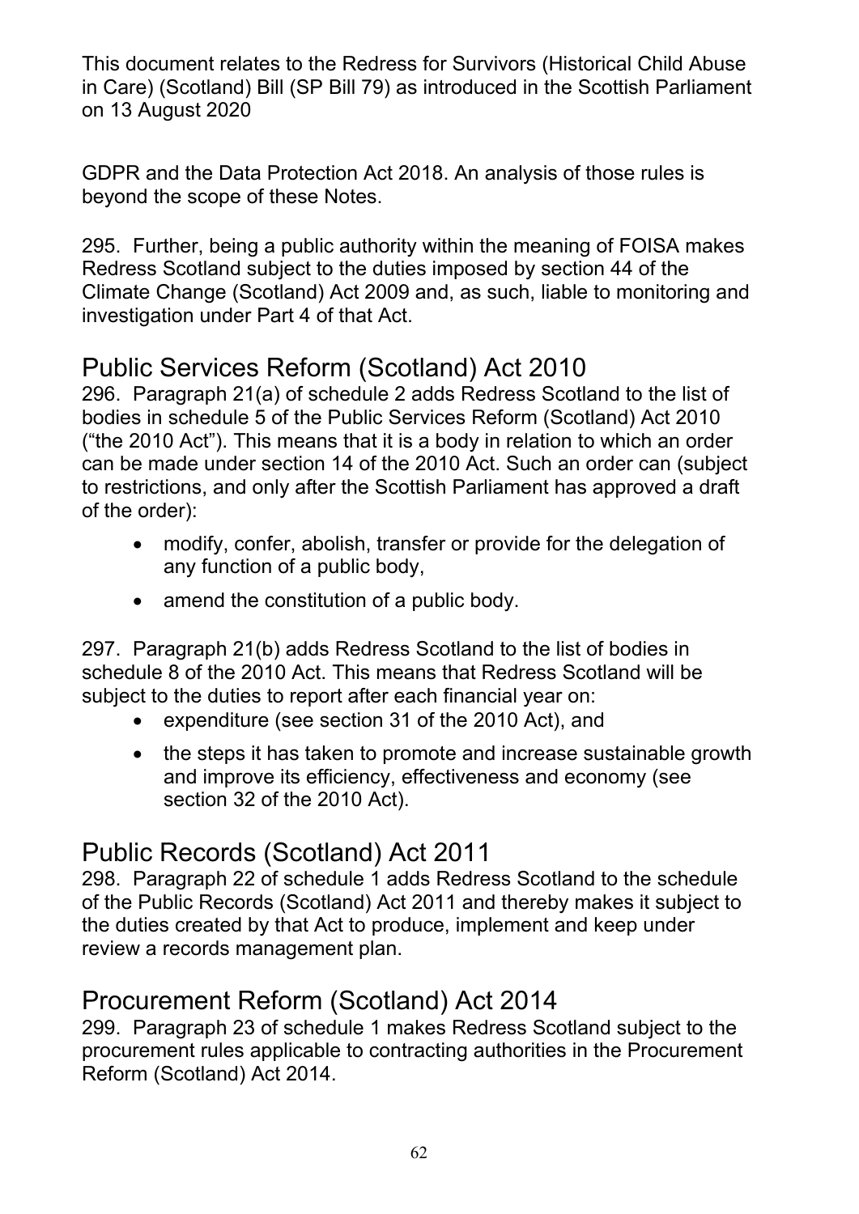GDPR and the Data Protection Act 2018. An analysis of those rules is beyond the scope of these Notes.

295. Further, being a public authority within the meaning of FOISA makes Redress Scotland subject to the duties imposed by section 44 of the Climate Change (Scotland) Act 2009 and, as such, liable to monitoring and investigation under Part 4 of that Act.

## Public Services Reform (Scotland) Act 2010

296. Paragraph 21(a) of schedule 2 adds Redress Scotland to the list of bodies in schedule 5 of the Public Services Reform (Scotland) Act 2010 ("the 2010 Act"). This means that it is a body in relation to which an order can be made under section 14 of the 2010 Act. Such an order can (subject to restrictions, and only after the Scottish Parliament has approved a draft of the order):

- modify, confer, abolish, transfer or provide for the delegation of any function of a public body,
- amend the constitution of a public body.

297. Paragraph 21(b) adds Redress Scotland to the list of bodies in schedule 8 of the 2010 Act. This means that Redress Scotland will be subject to the duties to report after each financial year on:

- expenditure (see section 31 of the 2010 Act), and
- the steps it has taken to promote and increase sustainable growth and improve its efficiency, effectiveness and economy (see section 32 of the 2010 Act).

## Public Records (Scotland) Act 2011

298. Paragraph 22 of schedule 1 adds Redress Scotland to the schedule of the Public Records (Scotland) Act 2011 and thereby makes it subject to the duties created by that Act to produce, implement and keep under review a records management plan.

## Procurement Reform (Scotland) Act 2014

299. Paragraph 23 of schedule 1 makes Redress Scotland subject to the procurement rules applicable to contracting authorities in the Procurement Reform (Scotland) Act 2014.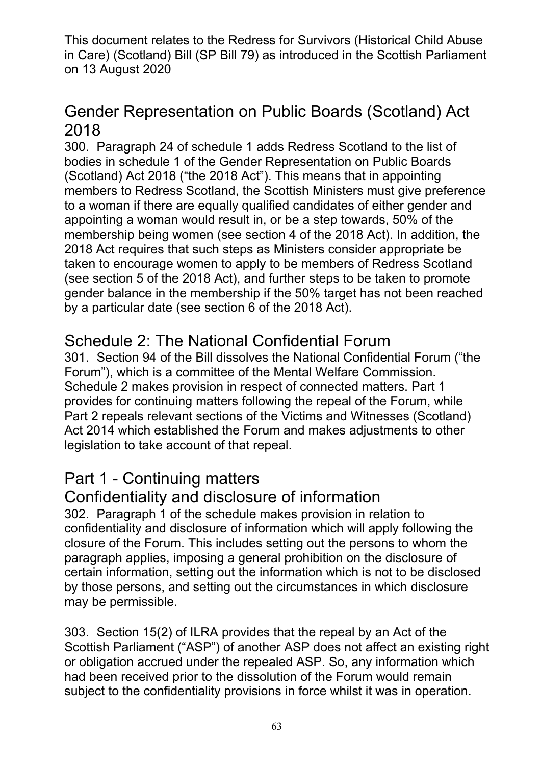This document relates to the Redress for Survivors (Historical Child Abuse in Care) (Scotland) Bill (SP Bill 79) as introduced in the Scottish Parliament on 13 August 2020

## Gender Representation on Public Boards (Scotland) Act 2018

300. Paragraph 24 of schedule 1 adds Redress Scotland to the list of bodies in schedule 1 of the Gender Representation on Public Boards (Scotland) Act 2018 ("the 2018 Act"). This means that in appointing members to Redress Scotland, the Scottish Ministers must give preference to a woman if there are equally qualified candidates of either gender and appointing a woman would result in, or be a step towards, 50% of the membership being women (see section 4 of the 2018 Act). In addition, the 2018 Act requires that such steps as Ministers consider appropriate be taken to encourage women to apply to be members of Redress Scotland (see section 5 of the 2018 Act), and further steps to be taken to promote gender balance in the membership if the 50% target has not been reached by a particular date (see section 6 of the 2018 Act).

## Schedule 2: The National Confidential Forum

301. Section 94 of the Bill dissolves the National Confidential Forum ("the Forum"), which is a committee of the Mental Welfare Commission. Schedule 2 makes provision in respect of connected matters. Part 1 provides for continuing matters following the repeal of the Forum, while Part 2 repeals relevant sections of the Victims and Witnesses (Scotland) Act 2014 which established the Forum and makes adjustments to other legislation to take account of that repeal.

## Part 1 - Continuing matters

### Confidentiality and disclosure of information

302. Paragraph 1 of the schedule makes provision in relation to confidentiality and disclosure of information which will apply following the closure of the Forum. This includes setting out the persons to whom the paragraph applies, imposing a general prohibition on the disclosure of certain information, setting out the information which is not to be disclosed by those persons, and setting out the circumstances in which disclosure may be permissible.

303. Section 15(2) of ILRA provides that the repeal by an Act of the Scottish Parliament ("ASP") of another ASP does not affect an existing right or obligation accrued under the repealed ASP. So, any information which had been received prior to the dissolution of the Forum would remain subject to the confidentiality provisions in force whilst it was in operation.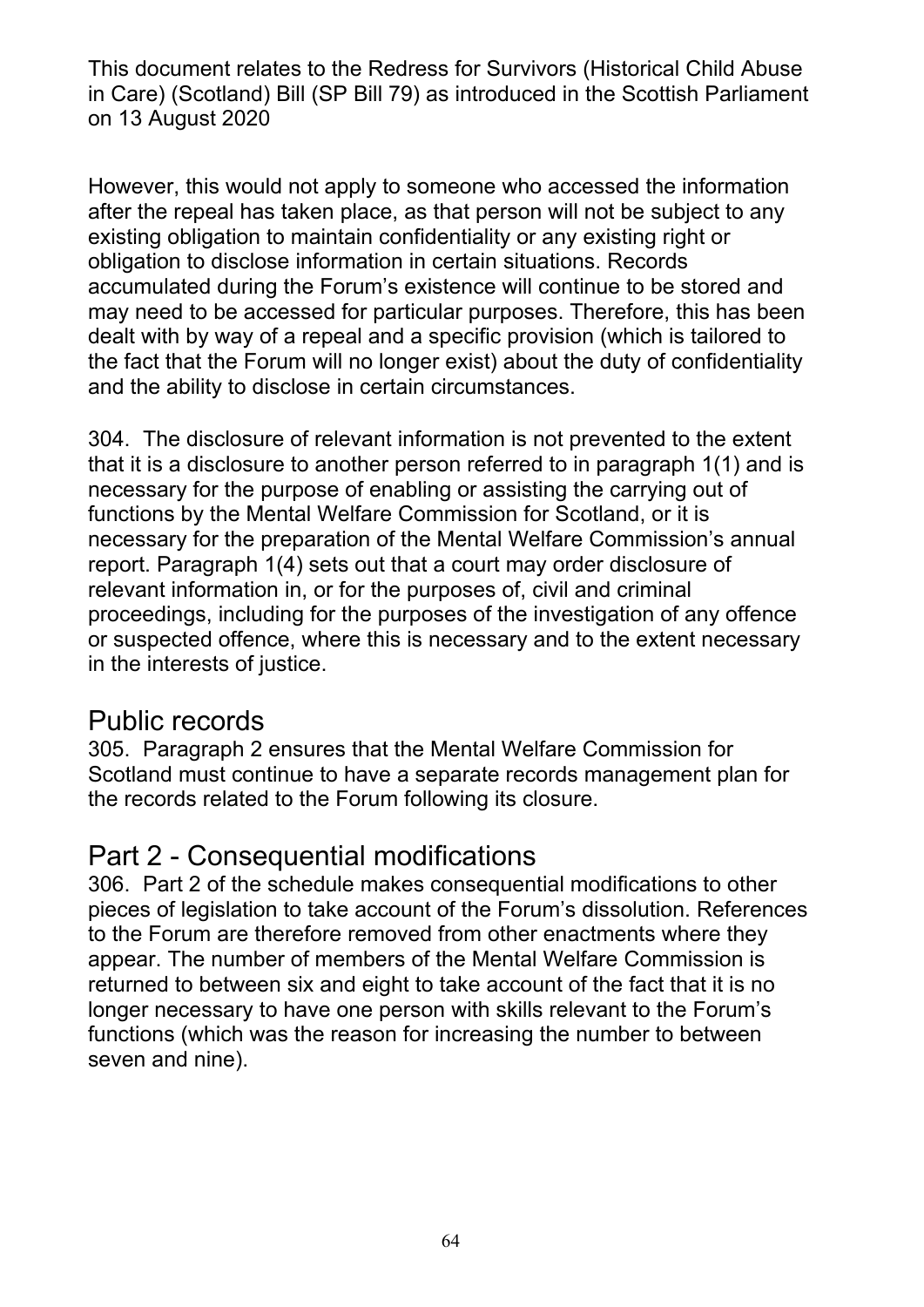However, this would not apply to someone who accessed the information after the repeal has taken place, as that person will not be subject to any existing obligation to maintain confidentiality or any existing right or obligation to disclose information in certain situations. Records accumulated during the Forum's existence will continue to be stored and may need to be accessed for particular purposes. Therefore, this has been dealt with by way of a repeal and a specific provision (which is tailored to the fact that the Forum will no longer exist) about the duty of confidentiality and the ability to disclose in certain circumstances.

304. The disclosure of relevant information is not prevented to the extent that it is a disclosure to another person referred to in paragraph 1(1) and is necessary for the purpose of enabling or assisting the carrying out of functions by the Mental Welfare Commission for Scotland, or it is necessary for the preparation of the Mental Welfare Commission's annual report. Paragraph 1(4) sets out that a court may order disclosure of relevant information in, or for the purposes of, civil and criminal proceedings, including for the purposes of the investigation of any offence or suspected offence, where this is necessary and to the extent necessary in the interests of justice.

## Public records

305. Paragraph 2 ensures that the Mental Welfare Commission for Scotland must continue to have a separate records management plan for the records related to the Forum following its closure.

## Part 2 - Consequential modifications

306. Part 2 of the schedule makes consequential modifications to other pieces of legislation to take account of the Forum's dissolution. References to the Forum are therefore removed from other enactments where they appear. The number of members of the Mental Welfare Commission is returned to between six and eight to take account of the fact that it is no longer necessary to have one person with skills relevant to the Forum's functions (which was the reason for increasing the number to between seven and nine).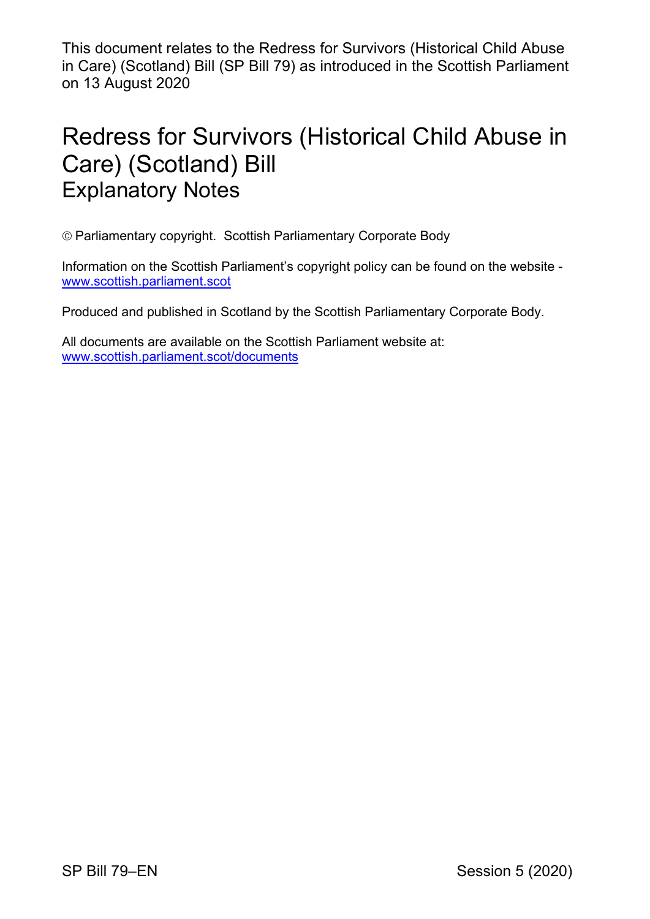This document relates to the Redress for Survivors (Historical Child Abuse in Care) (Scotland) Bill (SP Bill 79) as introduced in the Scottish Parliament on 13 August 2020

# Redress for Survivors (Historical Child Abuse in Care) (Scotland) Bill

## Explanatory Notes

© Parliamentary copyright. Scottish Parliamentary Corporate Body

Information on the Scottish Parliament's copyright policy can be found on the website - www.scottish.parliament.scot

Produced and published in Scotland by the Scottish Parliamentary Corporate Body.

All documents are available on the Scottish Parliament website at: www.scottish.parliament.scot/documents

SP Bill 79–EN

Session 5 (2020)